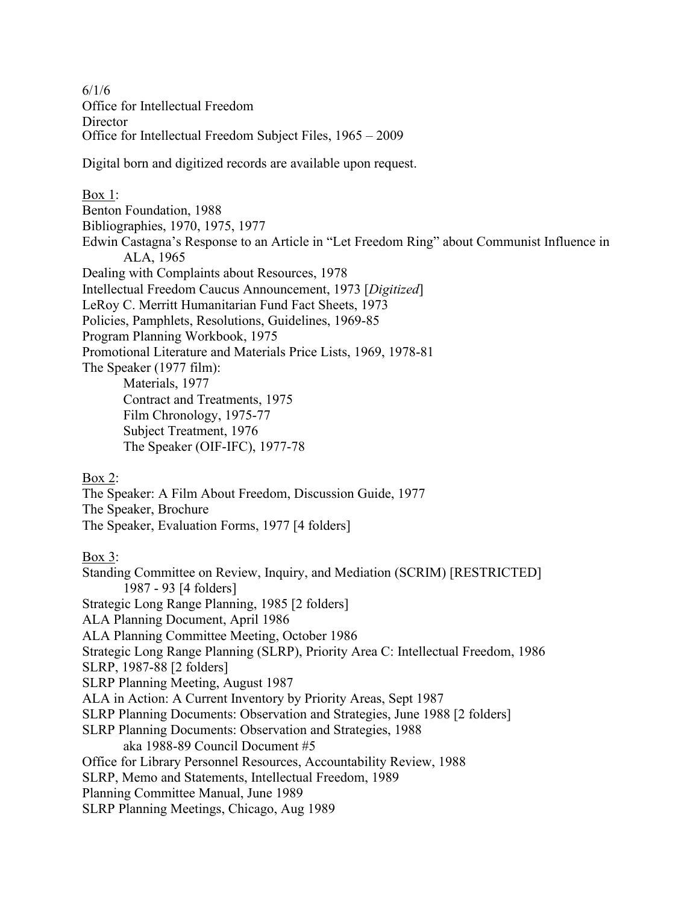6/1/6
Office for Intellectual Freedom
Director
Office for Intellectual Freedom Subject Files, 1965 – 2009

Digital born and digitized records are available upon request.

Box 1:

Benton Foundation, 1988
Bibliographies, 1970, 1975, 1977
Edwin Castagna's Response to an Article in "Let Freedom Ring" about Communist Influence in ALA, 1965
Dealing with Complaints about Resources, 1978
Intellectual Freedom Caucus Announcement, 1973 [*Digitized*]
LeRoy C. Merritt Humanitarian Fund Fact Sheets, 1973
Policies, Pamphlets, Resolutions, Guidelines, 1969-85
Program Planning Workbook, 1975
Promotional Literature and Materials Price Lists, 1969, 1978-81
The Speaker (1977 film):
- Materials, 1977
- Contract and Treatments, 1975
- Film Chronology, 1975-77
- Subject Treatment, 1976
- The Speaker (OIF-IFC), 1977-78

Box 2:

The Speaker: A Film About Freedom, Discussion Guide, 1977
The Speaker, Brochure
The Speaker, Evaluation Forms, 1977 [4 folders]

Box 3:

Standing Committee on Review, Inquiry, and Mediation (SCRIM) [RESTRICTED] 1987 - 93 [4 folders]
Strategic Long Range Planning, 1985 [2 folders]
ALA Planning Document, April 1986
ALA Planning Committee Meeting, October 1986
Strategic Long Range Planning (SLRP), Priority Area C: Intellectual Freedom, 1986
SLRP, 1987-88 [2 folders]
SLRP Planning Meeting, August 1987
ALA in Action: A Current Inventory by Priority Areas, Sept 1987
SLRP Planning Documents: Observation and Strategies, June 1988 [2 folders]
SLRP Planning Documents: Observation and Strategies, 1988 aka 1988-89 Council Document #5
Office for Library Personnel Resources, Accountability Review, 1988
SLRP, Memo and Statements, Intellectual Freedom, 1989
Planning Committee Manual, June 1989
SLRP Planning Meetings, Chicago, Aug 1989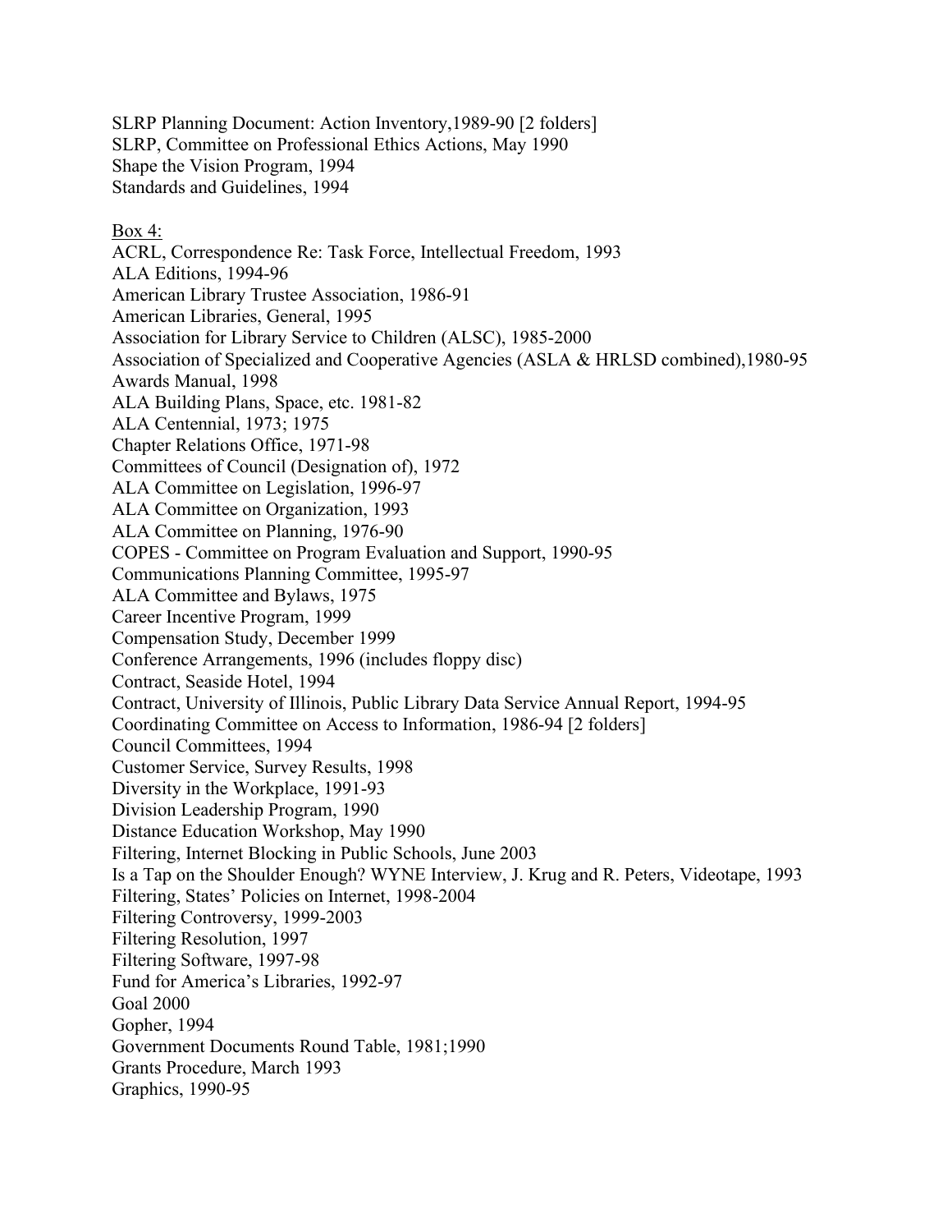SLRP Planning Document: Action Inventory,1989-90 [2 folders]
SLRP, Committee on Professional Ethics Actions, May 1990
Shape the Vision Program, 1994
Standards and Guidelines, 1994

Box 4:
ACRL, Correspondence Re: Task Force, Intellectual Freedom, 1993
ALA Editions, 1994-96
American Library Trustee Association, 1986-91
American Libraries, General, 1995
Association for Library Service to Children (ALSC), 1985-2000
Association of Specialized and Cooperative Agencies (ASLA & HRLSD combined),1980-95
Awards Manual, 1998
ALA Building Plans, Space, etc. 1981-82
ALA Centennial, 1973; 1975
Chapter Relations Office, 1971-98
Committees of Council (Designation of), 1972
ALA Committee on Legislation, 1996-97
ALA Committee on Organization, 1993
ALA Committee on Planning, 1976-90
COPES - Committee on Program Evaluation and Support, 1990-95
Communications Planning Committee, 1995-97
ALA Committee and Bylaws, 1975
Career Incentive Program, 1999
Compensation Study, December 1999
Conference Arrangements, 1996 (includes floppy disc)
Contract, Seaside Hotel, 1994
Contract, University of Illinois, Public Library Data Service Annual Report, 1994-95
Coordinating Committee on Access to Information, 1986-94 [2 folders]
Council Committees, 1994
Customer Service, Survey Results, 1998
Diversity in the Workplace, 1991-93
Division Leadership Program, 1990
Distance Education Workshop, May 1990
Filtering, Internet Blocking in Public Schools, June 2003
Is a Tap on the Shoulder Enough? WYNE Interview, J. Krug and R. Peters, Videotape, 1993
Filtering, States' Policies on Internet, 1998-2004
Filtering Controversy, 1999-2003
Filtering Resolution, 1997
Filtering Software, 1997-98
Fund for America's Libraries, 1992-97
Goal 2000
Gopher, 1994
Government Documents Round Table, 1981;1990
Grants Procedure, March 1993
Graphics, 1990-95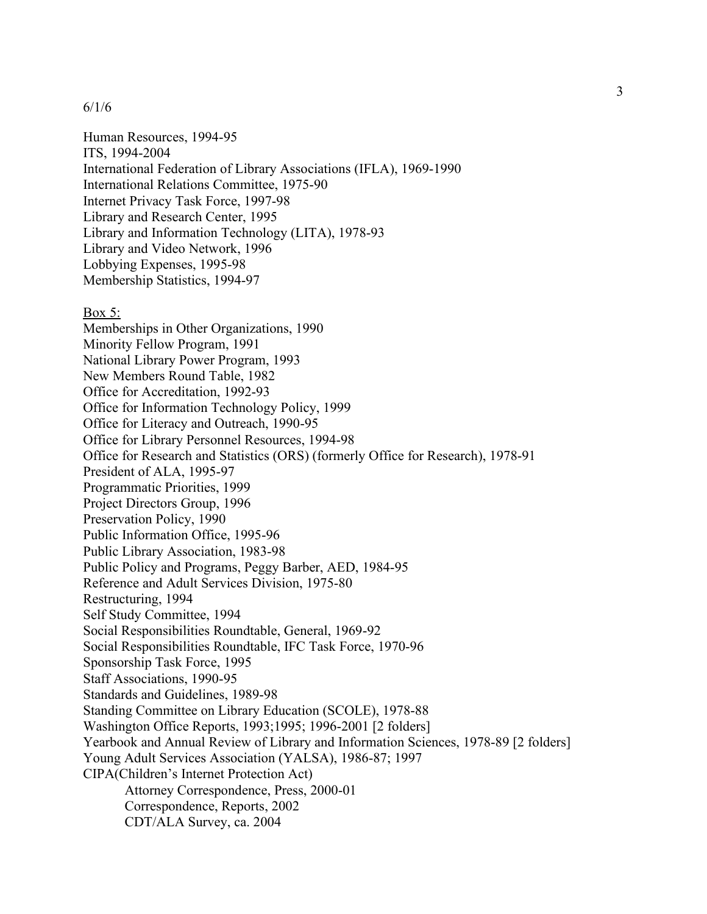6/1/6

Human Resources, 1994-95
ITS, 1994-2004
International Federation of Library Associations (IFLA), 1969-1990
International Relations Committee, 1975-90
Internet Privacy Task Force, 1997-98
Library and Research Center, 1995
Library and Information Technology (LITA), 1978-93
Library and Video Network, 1996
Lobbying Expenses, 1995-98
Membership Statistics, 1994-97

<u>Box 5:</u>
Memberships in Other Organizations, 1990
Minority Fellow Program, 1991
National Library Power Program, 1993
New Members Round Table, 1982
Office for Accreditation, 1992-93
Office for Information Technology Policy, 1999
Office for Literacy and Outreach, 1990-95
Office for Library Personnel Resources, 1994-98
Office for Research and Statistics (ORS) (formerly Office for Research), 1978-91
President of ALA, 1995-97
Programmatic Priorities, 1999
Project Directors Group, 1996
Preservation Policy, 1990
Public Information Office, 1995-96
Public Library Association, 1983-98
Public Policy and Programs, Peggy Barber, AED, 1984-95
Reference and Adult Services Division, 1975-80
Restructuring, 1994
Self Study Committee, 1994
Social Responsibilities Roundtable, General, 1969-92
Social Responsibilities Roundtable, IFC Task Force, 1970-96
Sponsorship Task Force, 1995
Staff Associations, 1990-95
Standards and Guidelines, 1989-98
Standing Committee on Library Education (SCOLE), 1978-88
Washington Office Reports, 1993;1995; 1996-2001 [2 folders]
Yearbook and Annual Review of Library and Information Sciences, 1978-89 [2 folders]
Young Adult Services Association (YALSA), 1986-87; 1997
CIPA(Children's Internet Protection Act)
    Attorney Correspondence, Press, 2000-01
    Correspondence, Reports, 2002
    CDT/ALA Survey, ca. 2004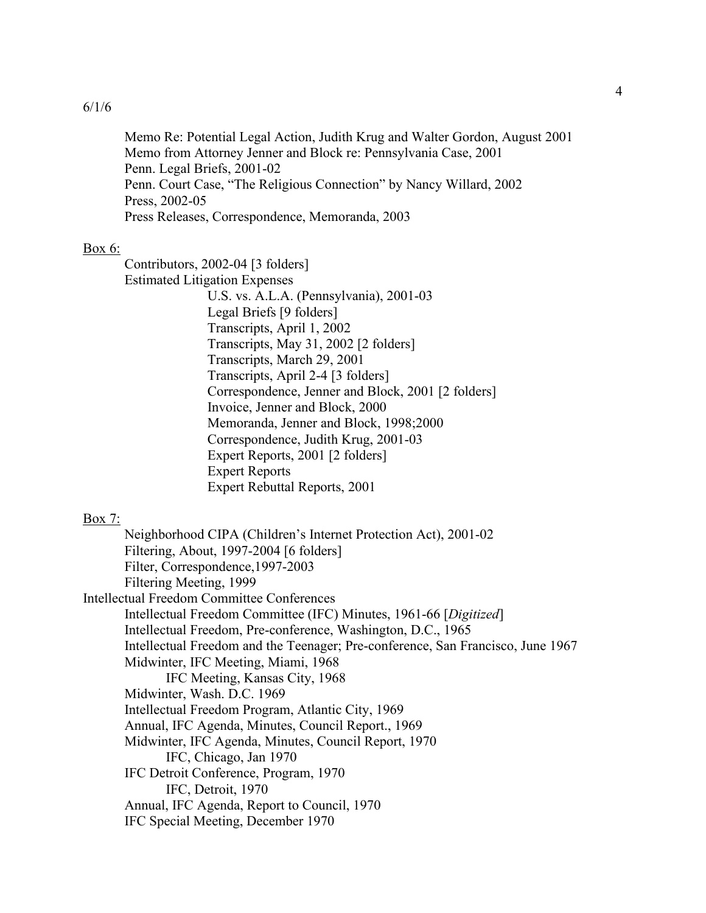6/1/6

Memo Re: Potential Legal Action, Judith Krug and Walter Gordon, August 2001
Memo from Attorney Jenner and Block re: Pennsylvania Case, 2001
Penn. Legal Briefs, 2001-02
Penn. Court Case, "The Religious Connection" by Nancy Willard, 2002
Press, 2002-05
Press Releases, Correspondence, Memoranda, 2003

<u>Box 6:</u>

- Contributors, 2002-04 [3 folders]
- Estimated Litigation Expenses
    - U.S. vs. A.L.A. (Pennsylvania), 2001-03
    - Legal Briefs [9 folders]
    - Transcripts, April 1, 2002
    - Transcripts, May 31, 2002 [2 folders]
    - Transcripts, March 29, 2001
    - Transcripts, April 2-4 [3 folders]
    - Correspondence, Jenner and Block, 2001 [2 folders]
    - Invoice, Jenner and Block, 2000
    - Memoranda, Jenner and Block, 1998;2000
    - Correspondence, Judith Krug, 2001-03
    - Expert Reports, 2001 [2 folders]
    - Expert Reports
    - Expert Rebuttal Reports, 2001

<u>Box 7:</u>

- Neighborhood CIPA (Children's Internet Protection Act), 2001-02
- Filtering, About, 1997-2004 [6 folders]
- Filter, Correspondence,1997-2003
- Filtering Meeting, 1999

Intellectual Freedom Committee Conferences

- Intellectual Freedom Committee (IFC) Minutes, 1961-66 [*Digitized*]
- Intellectual Freedom, Pre-conference, Washington, D.C., 1965
- Intellectual Freedom and the Teenager; Pre-conference, San Francisco, June 1967
- Midwinter, IFC Meeting, Miami, 1968
    - IFC Meeting, Kansas City, 1968
- Midwinter, Wash. D.C. 1969
- Intellectual Freedom Program, Atlantic City, 1969
- Annual, IFC Agenda, Minutes, Council Report., 1969
- Midwinter, IFC Agenda, Minutes, Council Report, 1970
    - IFC, Chicago, Jan 1970
- IFC Detroit Conference, Program, 1970
    - IFC, Detroit, 1970
- Annual, IFC Agenda, Report to Council, 1970
- IFC Special Meeting, December 1970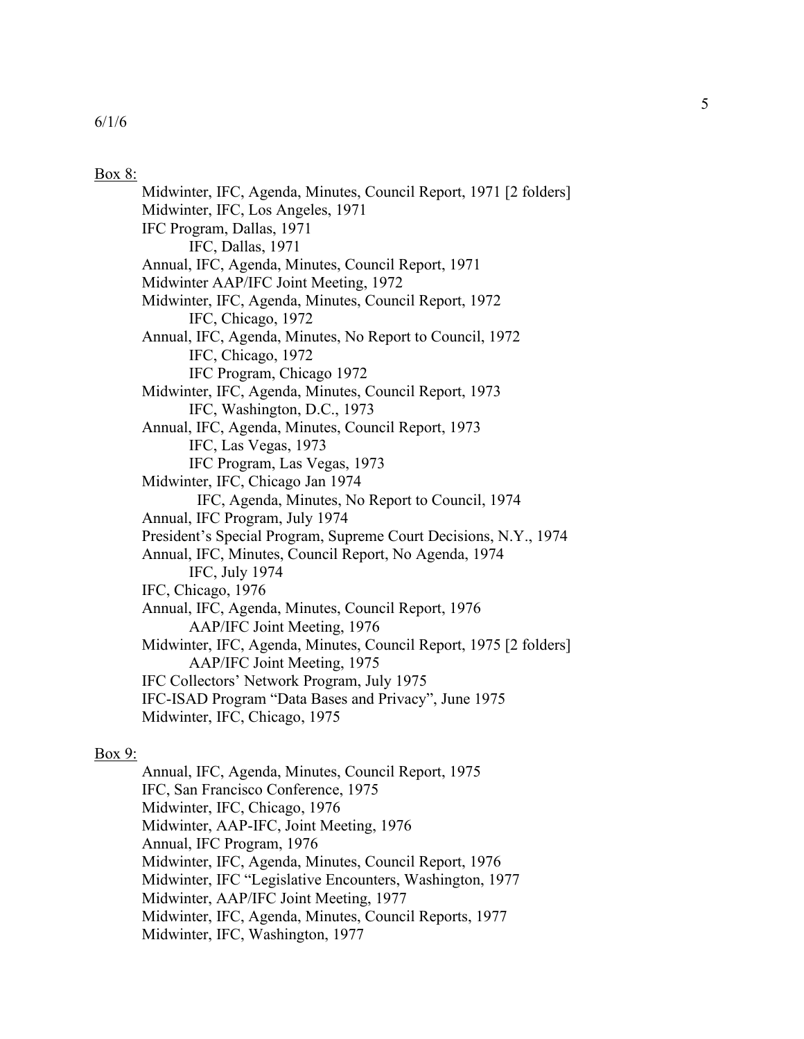6/1/6

Box 8:

- Midwinter, IFC, Agenda, Minutes, Council Report, 1971 [2 folders]
- Midwinter, IFC, Los Angeles, 1971
- IFC Program, Dallas, 1971
  - IFC, Dallas, 1971
- Annual, IFC, Agenda, Minutes, Council Report, 1971
- Midwinter AAP/IFC Joint Meeting, 1972
- Midwinter, IFC, Agenda, Minutes, Council Report, 1972
  - IFC, Chicago, 1972
- Annual, IFC, Agenda, Minutes, No Report to Council, 1972
  - IFC, Chicago, 1972
  - IFC Program, Chicago 1972
- Midwinter, IFC, Agenda, Minutes, Council Report, 1973
  - IFC, Washington, D.C., 1973
- Annual, IFC, Agenda, Minutes, Council Report, 1973
  - IFC, Las Vegas, 1973
  - IFC Program, Las Vegas, 1973
- Midwinter, IFC, Chicago Jan 1974
  - IFC, Agenda, Minutes, No Report to Council, 1974
- Annual, IFC Program, July 1974
- President's Special Program, Supreme Court Decisions, N.Y., 1974
- Annual, IFC, Minutes, Council Report, No Agenda, 1974
  - IFC, July 1974
- IFC, Chicago, 1976
- Annual, IFC, Agenda, Minutes, Council Report, 1976
  - AAP/IFC Joint Meeting, 1976
- Midwinter, IFC, Agenda, Minutes, Council Report, 1975 [2 folders]
  - AAP/IFC Joint Meeting, 1975
- IFC Collectors' Network Program, July 1975
- IFC-ISAD Program "Data Bases and Privacy", June 1975
- Midwinter, IFC, Chicago, 1975

Box 9:

- Annual, IFC, Agenda, Minutes, Council Report, 1975
- IFC, San Francisco Conference, 1975
- Midwinter, IFC, Chicago, 1976
- Midwinter, AAP-IFC, Joint Meeting, 1976
- Annual, IFC Program, 1976
- Midwinter, IFC, Agenda, Minutes, Council Report, 1976
- Midwinter, IFC "Legislative Encounters, Washington, 1977
- Midwinter, AAP/IFC Joint Meeting, 1977
- Midwinter, IFC, Agenda, Minutes, Council Reports, 1977
- Midwinter, IFC, Washington, 1977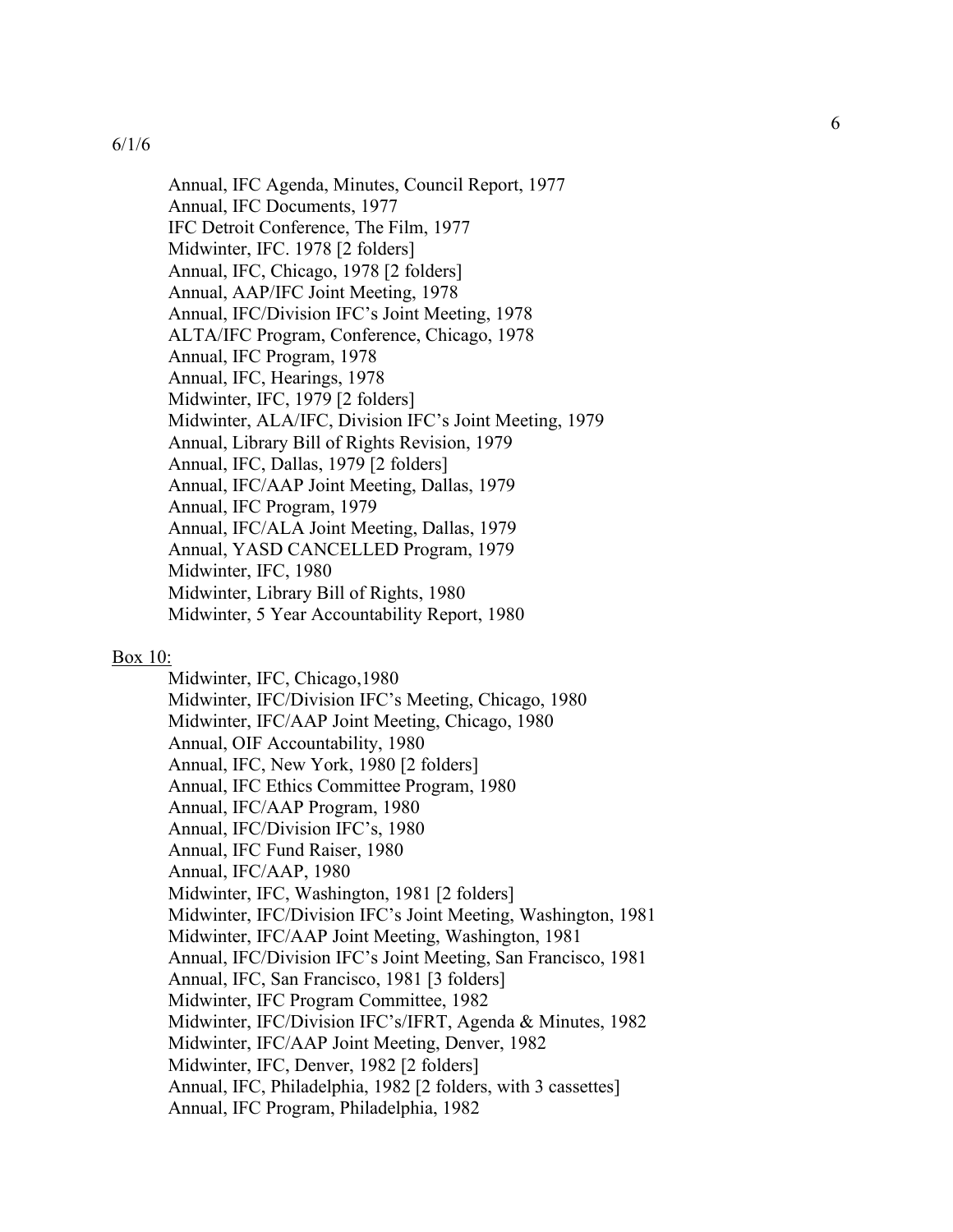6/1/6

Annual, IFC Agenda, Minutes, Council Report, 1977
Annual, IFC Documents, 1977
IFC Detroit Conference, The Film, 1977
Midwinter, IFC. 1978 [2 folders]
Annual, IFC, Chicago, 1978 [2 folders]
Annual, AAP/IFC Joint Meeting, 1978
Annual, IFC/Division IFC's Joint Meeting, 1978
ALTA/IFC Program, Conference, Chicago, 1978
Annual, IFC Program, 1978
Annual, IFC, Hearings, 1978
Midwinter, IFC, 1979 [2 folders]
Midwinter, ALA/IFC, Division IFC's Joint Meeting, 1979
Annual, Library Bill of Rights Revision, 1979
Annual, IFC, Dallas, 1979 [2 folders]
Annual, IFC/AAP Joint Meeting, Dallas, 1979
Annual, IFC Program, 1979
Annual, IFC/ALA Joint Meeting, Dallas, 1979
Annual, YASD CANCELLED Program, 1979
Midwinter, IFC, 1980
Midwinter, Library Bill of Rights, 1980
Midwinter, 5 Year Accountability Report, 1980

Box 10:

Midwinter, IFC, Chicago,1980
Midwinter, IFC/Division IFC's Meeting, Chicago, 1980
Midwinter, IFC/AAP Joint Meeting, Chicago, 1980
Annual, OIF Accountability, 1980
Annual, IFC, New York, 1980 [2 folders]
Annual, IFC Ethics Committee Program, 1980
Annual, IFC/AAP Program, 1980
Annual, IFC/Division IFC's, 1980
Annual, IFC Fund Raiser, 1980
Annual, IFC/AAP, 1980
Midwinter, IFC, Washington, 1981 [2 folders]
Midwinter, IFC/Division IFC's Joint Meeting, Washington, 1981
Midwinter, IFC/AAP Joint Meeting, Washington, 1981
Annual, IFC/Division IFC's Joint Meeting, San Francisco, 1981
Annual, IFC, San Francisco, 1981 [3 folders]
Midwinter, IFC Program Committee, 1982
Midwinter, IFC/Division IFC's/IFRT, Agenda & Minutes, 1982
Midwinter, IFC/AAP Joint Meeting, Denver, 1982
Midwinter, IFC, Denver, 1982 [2 folders]
Annual, IFC, Philadelphia, 1982 [2 folders, with 3 cassettes]
Annual, IFC Program, Philadelphia, 1982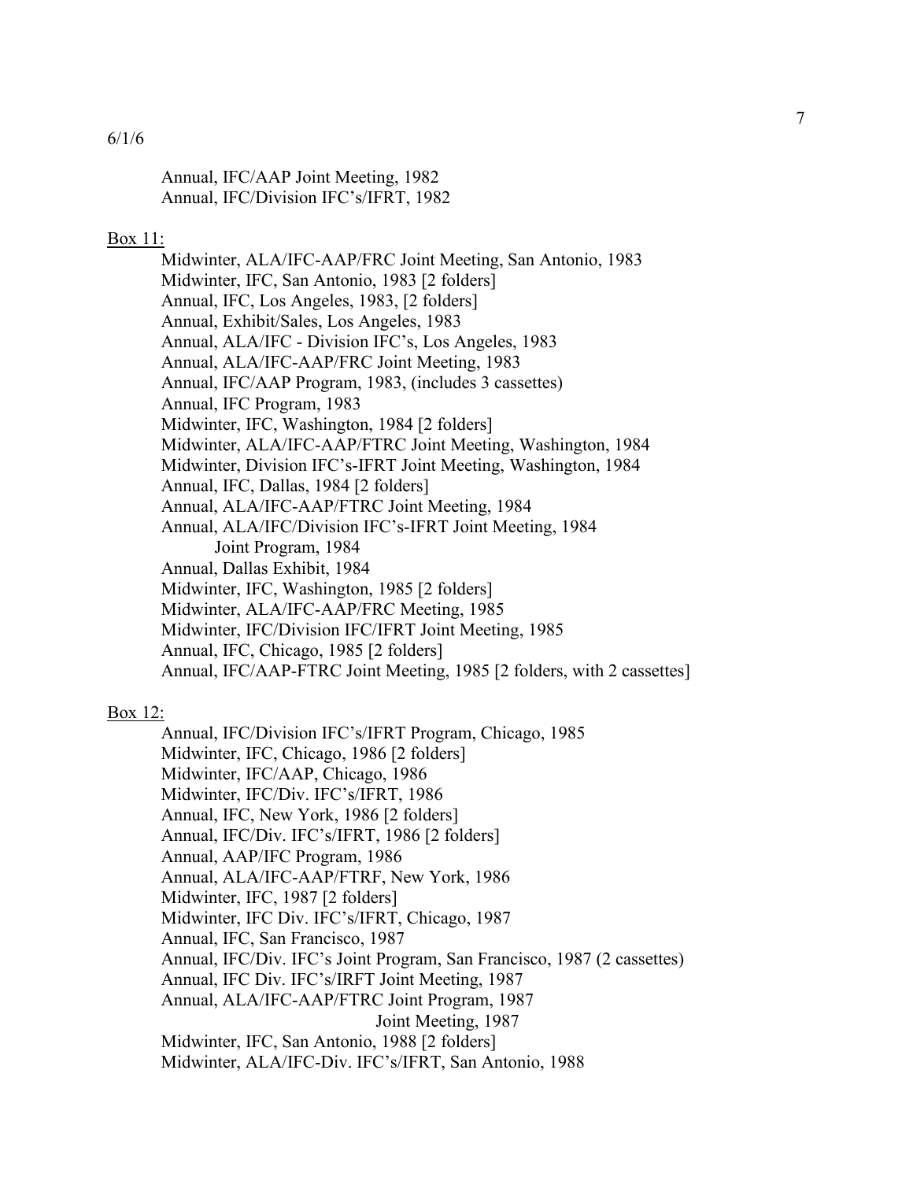6/1/6

Annual, IFC/AAP Joint Meeting, 1982
Annual, IFC/Division IFC's/IFRT, 1982

Box 11:

Midwinter, ALA/IFC-AAP/FRC Joint Meeting, San Antonio, 1983
Midwinter, IFC, San Antonio, 1983 [2 folders]
Annual, IFC, Los Angeles, 1983, [2 folders]
Annual, Exhibit/Sales, Los Angeles, 1983
Annual, ALA/IFC - Division IFC's, Los Angeles, 1983
Annual, ALA/IFC-AAP/FRC Joint Meeting, 1983
Annual, IFC/AAP Program, 1983, (includes 3 cassettes)
Annual, IFC Program, 1983
Midwinter, IFC, Washington, 1984 [2 folders]
Midwinter, ALA/IFC-AAP/FTRC Joint Meeting, Washington, 1984
Midwinter, Division IFC's-IFRT Joint Meeting, Washington, 1984
Annual, IFC, Dallas, 1984 [2 folders]
Annual, ALA/IFC-AAP/FTRC Joint Meeting, 1984
Annual, ALA/IFC/Division IFC's-IFRT Joint Meeting, 1984
    Joint Program, 1984
Annual, Dallas Exhibit, 1984
Midwinter, IFC, Washington, 1985 [2 folders]
Midwinter, ALA/IFC-AAP/FRC Meeting, 1985
Midwinter, IFC/Division IFC/IFRT Joint Meeting, 1985
Annual, IFC, Chicago, 1985 [2 folders]
Annual, IFC/AAP-FTRC Joint Meeting, 1985 [2 folders, with 2 cassettes]

Box 12:

Annual, IFC/Division IFC's/IFRT Program, Chicago, 1985
Midwinter, IFC, Chicago, 1986 [2 folders]
Midwinter, IFC/AAP, Chicago, 1986
Midwinter, IFC/Div. IFC's/IFRT, 1986
Annual, IFC, New York, 1986 [2 folders]
Annual, IFC/Div. IFC's/IFRT, 1986 [2 folders]
Annual, AAP/IFC Program, 1986
Annual, ALA/IFC-AAP/FTRF, New York, 1986
Midwinter, IFC, 1987 [2 folders]
Midwinter, IFC Div. IFC's/IFRT, Chicago, 1987
Annual, IFC, San Francisco, 1987
Annual, IFC/Div. IFC's Joint Program, San Francisco, 1987 (2 cassettes)
Annual, IFC Div. IFC's/IRFT Joint Meeting, 1987
Annual, ALA/IFC-AAP/FTRC Joint Program, 1987
    Joint Meeting, 1987
Midwinter, IFC, San Antonio, 1988 [2 folders]
Midwinter, ALA/IFC-Div. IFC's/IFRT, San Antonio, 1988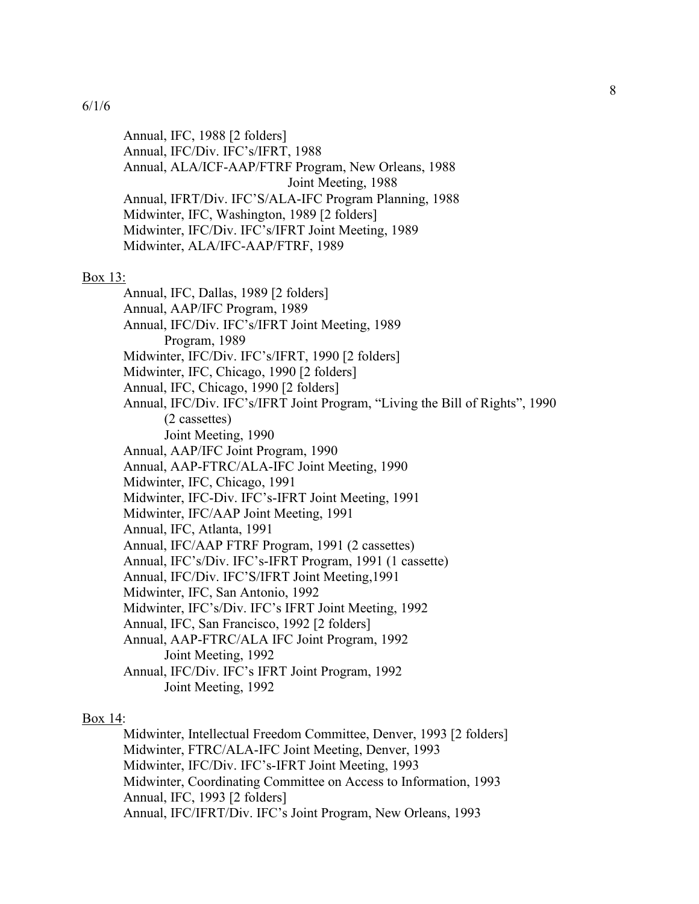6/1/6

Annual, IFC, 1988 [2 folders]
Annual, IFC/Div. IFC's/IFRT, 1988
Annual, ALA/ICF-AAP/FTRF Program, New Orleans, 1988
    Joint Meeting, 1988
Annual, IFRT/Div. IFC'S/ALA-IFC Program Planning, 1988
Midwinter, IFC, Washington, 1989 [2 folders]
Midwinter, IFC/Div. IFC's/IFRT Joint Meeting, 1989
Midwinter, ALA/IFC-AAP/FTRF, 1989

Box 13:

Annual, IFC, Dallas, 1989 [2 folders]
Annual, AAP/IFC Program, 1989
Annual, IFC/Div. IFC's/IFRT Joint Meeting, 1989
    Program, 1989
Midwinter, IFC/Div. IFC's/IFRT, 1990 [2 folders]
Midwinter, IFC, Chicago, 1990 [2 folders]
Annual, IFC, Chicago, 1990 [2 folders]
Annual, IFC/Div. IFC's/IFRT Joint Program, "Living the Bill of Rights", 1990
    (2 cassettes)
    Joint Meeting, 1990
Annual, AAP/IFC Joint Program, 1990
Annual, AAP-FTRC/ALA-IFC Joint Meeting, 1990
Midwinter, IFC, Chicago, 1991
Midwinter, IFC-Div. IFC's-IFRT Joint Meeting, 1991
Midwinter, IFC/AAP Joint Meeting, 1991
Annual, IFC, Atlanta, 1991
Annual, IFC/AAP FTRF Program, 1991 (2 cassettes)
Annual, IFC's/Div. IFC's-IFRT Program, 1991 (1 cassette)
Annual, IFC/Div. IFC'S/IFRT Joint Meeting,1991
Midwinter, IFC, San Antonio, 1992
Midwinter, IFC's/Div. IFC's IFRT Joint Meeting, 1992
Annual, IFC, San Francisco, 1992 [2 folders]
Annual, AAP-FTRC/ALA IFC Joint Program, 1992
    Joint Meeting, 1992
Annual, IFC/Div. IFC's IFRT Joint Program, 1992
    Joint Meeting, 1992

Box 14:

Midwinter, Intellectual Freedom Committee, Denver, 1993 [2 folders]
Midwinter, FTRC/ALA-IFC Joint Meeting, Denver, 1993
Midwinter, IFC/Div. IFC's-IFRT Joint Meeting, 1993
Midwinter, Coordinating Committee on Access to Information, 1993
Annual, IFC, 1993 [2 folders]
Annual, IFC/IFRT/Div. IFC's Joint Program, New Orleans, 1993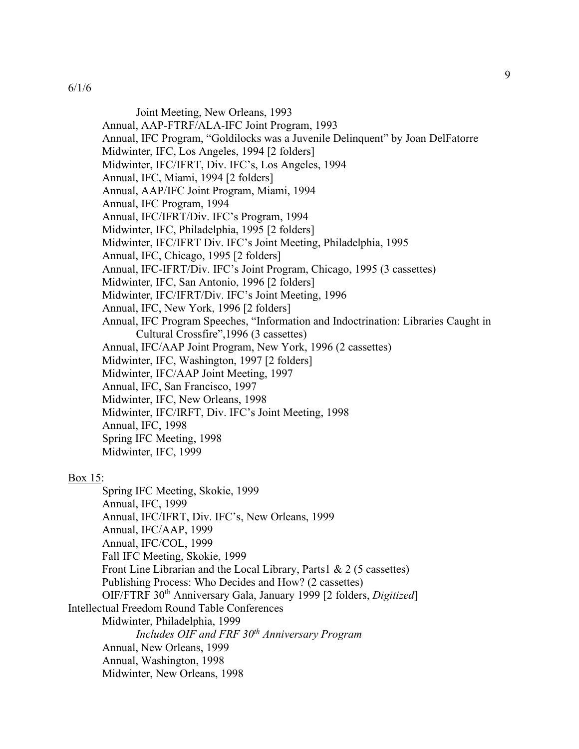6/1/6

Joint Meeting, New Orleans, 1993
Annual, AAP-FTRF/ALA-IFC Joint Program, 1993
Annual, IFC Program, "Goldilocks was a Juvenile Delinquent" by Joan DelFatorre
Midwinter, IFC, Los Angeles, 1994 [2 folders]
Midwinter, IFC/IFRT, Div. IFC's, Los Angeles, 1994
Annual, IFC, Miami, 1994 [2 folders]
Annual, AAP/IFC Joint Program, Miami, 1994
Annual, IFC Program, 1994
Annual, IFC/IFRT/Div. IFC's Program, 1994
Midwinter, IFC, Philadelphia, 1995 [2 folders]
Midwinter, IFC/IFRT Div. IFC's Joint Meeting, Philadelphia, 1995
Annual, IFC, Chicago, 1995 [2 folders]
Annual, IFC-IFRT/Div. IFC's Joint Program, Chicago, 1995 (3 cassettes)
Midwinter, IFC, San Antonio, 1996 [2 folders]
Midwinter, IFC/IFRT/Div. IFC's Joint Meeting, 1996
Annual, IFC, New York, 1996 [2 folders]
Annual, IFC Program Speeches, "Information and Indoctrination: Libraries Caught in Cultural Crossfire",1996 (3 cassettes)
Annual, IFC/AAP Joint Program, New York, 1996 (2 cassettes)
Midwinter, IFC, Washington, 1997 [2 folders]
Midwinter, IFC/AAP Joint Meeting, 1997
Annual, IFC, San Francisco, 1997
Midwinter, IFC, New Orleans, 1998
Midwinter, IFC/IRFT, Div. IFC's Joint Meeting, 1998
Annual, IFC, 1998
Spring IFC Meeting, 1998
Midwinter, IFC, 1999

<u>Box 15</u>:

Spring IFC Meeting, Skokie, 1999
Annual, IFC, 1999
Annual, IFC/IFRT, Div. IFC's, New Orleans, 1999
Annual, IFC/AAP, 1999
Annual, IFC/COL, 1999
Fall IFC Meeting, Skokie, 1999
Front Line Librarian and the Local Library, Parts1 & 2 (5 cassettes)
Publishing Process: Who Decides and How? (2 cassettes)
OIF/FTRF 30th Anniversary Gala, January 1999 [2 folders, *Digitized*]

Intellectual Freedom Round Table Conferences

Midwinter, Philadelphia, 1999
*Includes OIF and FRF 30th Anniversary Program*
Annual, New Orleans, 1999
Annual, Washington, 1998
Midwinter, New Orleans, 1998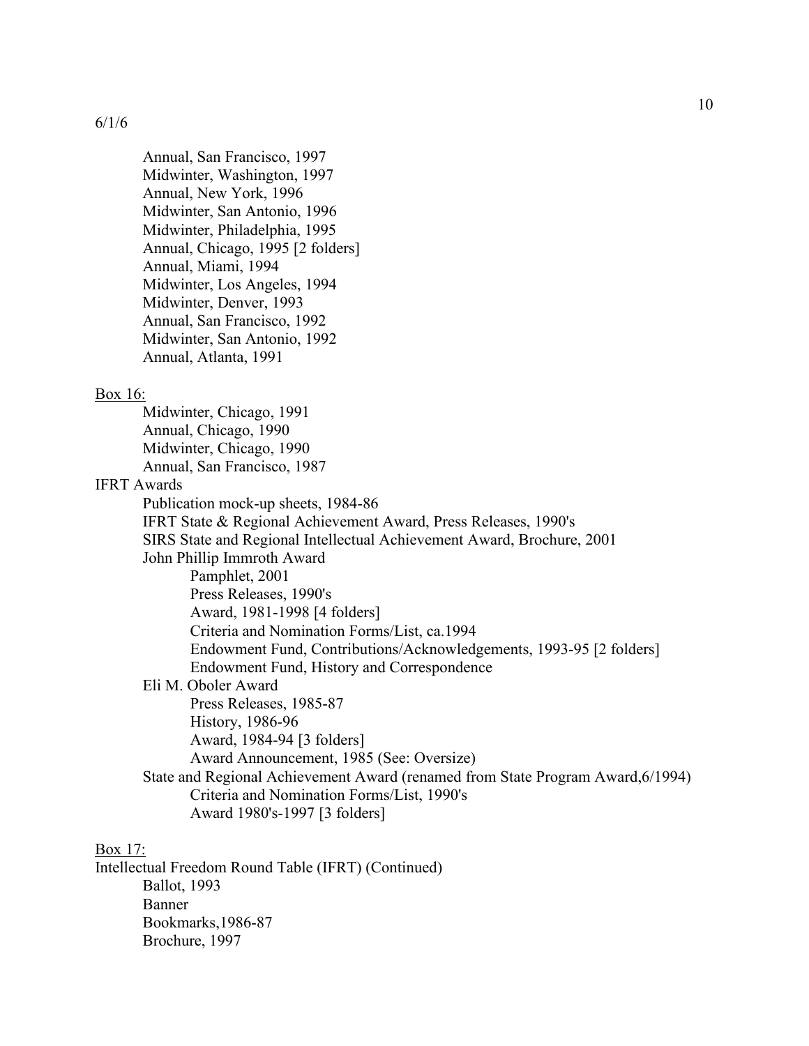6/1/6

- Annual, San Francisco, 1997
- Midwinter, Washington, 1997
- Annual, New York, 1996
- Midwinter, San Antonio, 1996
- Midwinter, Philadelphia, 1995
- Annual, Chicago, 1995 [2 folders]
- Annual, Miami, 1994
- Midwinter, Los Angeles, 1994
- Midwinter, Denver, 1993
- Annual, San Francisco, 1992
- Midwinter, San Antonio, 1992
- Annual, Atlanta, 1991

<u>Box 16:</u>

- Midwinter, Chicago, 1991
- Annual, Chicago, 1990
- Midwinter, Chicago, 1990
- Annual, San Francisco, 1987

IFRT Awards

- Publication mock-up sheets, 1984-86
- IFRT State & Regional Achievement Award, Press Releases, 1990's
- SIRS State and Regional Intellectual Achievement Award, Brochure, 2001
- John Phillip Immroth Award
    - Pamphlet, 2001
    - Press Releases, 1990's
    - Award, 1981-1998 [4 folders]
    - Criteria and Nomination Forms/List, ca.1994
    - Endowment Fund, Contributions/Acknowledgements, 1993-95 [2 folders]
    - Endowment Fund, History and Correspondence
- Eli M. Oboler Award
    - Press Releases, 1985-87
    - History, 1986-96
    - Award, 1984-94 [3 folders]
    - Award Announcement, 1985 (See: Oversize)
- State and Regional Achievement Award (renamed from State Program Award,6/1994)
    - Criteria and Nomination Forms/List, 1990's
    - Award 1980's-1997 [3 folders]

<u>Box 17:</u>

Intellectual Freedom Round Table (IFRT) (Continued)

- Ballot, 1993
- Banner
- Bookmarks,1986-87
- Brochure, 1997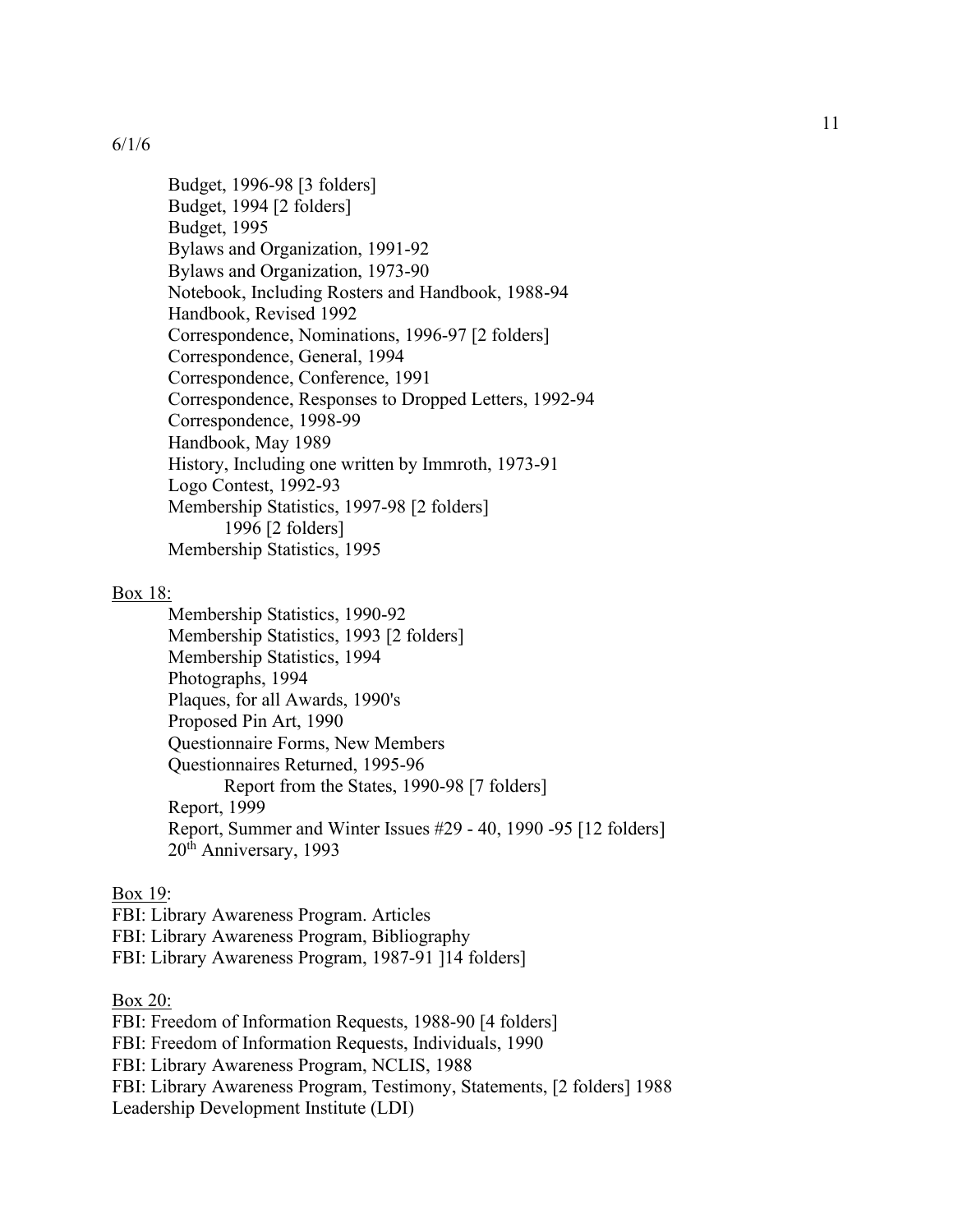6/1/6

Budget, 1996-98 [3 folders]
Budget, 1994 [2 folders]
Budget, 1995
Bylaws and Organization, 1991-92
Bylaws and Organization, 1973-90
Notebook, Including Rosters and Handbook, 1988-94
Handbook, Revised 1992
Correspondence, Nominations, 1996-97 [2 folders]
Correspondence, General, 1994
Correspondence, Conference, 1991
Correspondence, Responses to Dropped Letters, 1992-94
Correspondence, 1998-99
Handbook, May 1989
History, Including one written by Immroth, 1973-91
Logo Contest, 1992-93
Membership Statistics, 1997-98 [2 folders]
    1996 [2 folders]
Membership Statistics, 1995

Box 18:

Membership Statistics, 1990-92
Membership Statistics, 1993 [2 folders]
Membership Statistics, 1994
Photographs, 1994
Plaques, for all Awards, 1990's
Proposed Pin Art, 1990
Questionnaire Forms, New Members
Questionnaires Returned, 1995-96
    Report from the States, 1990-98 [7 folders]
Report, 1999
Report, Summer and Winter Issues #29 - 40, 1990 -95 [12 folders]
20th Anniversary, 1993

Box 19:

FBI: Library Awareness Program. Articles
FBI: Library Awareness Program, Bibliography
FBI: Library Awareness Program, 1987-91 ]14 folders]

Box 20:

FBI: Freedom of Information Requests, 1988-90 [4 folders]
FBI: Freedom of Information Requests, Individuals, 1990
FBI: Library Awareness Program, NCLIS, 1988
FBI: Library Awareness Program, Testimony, Statements, [2 folders] 1988
Leadership Development Institute (LDI)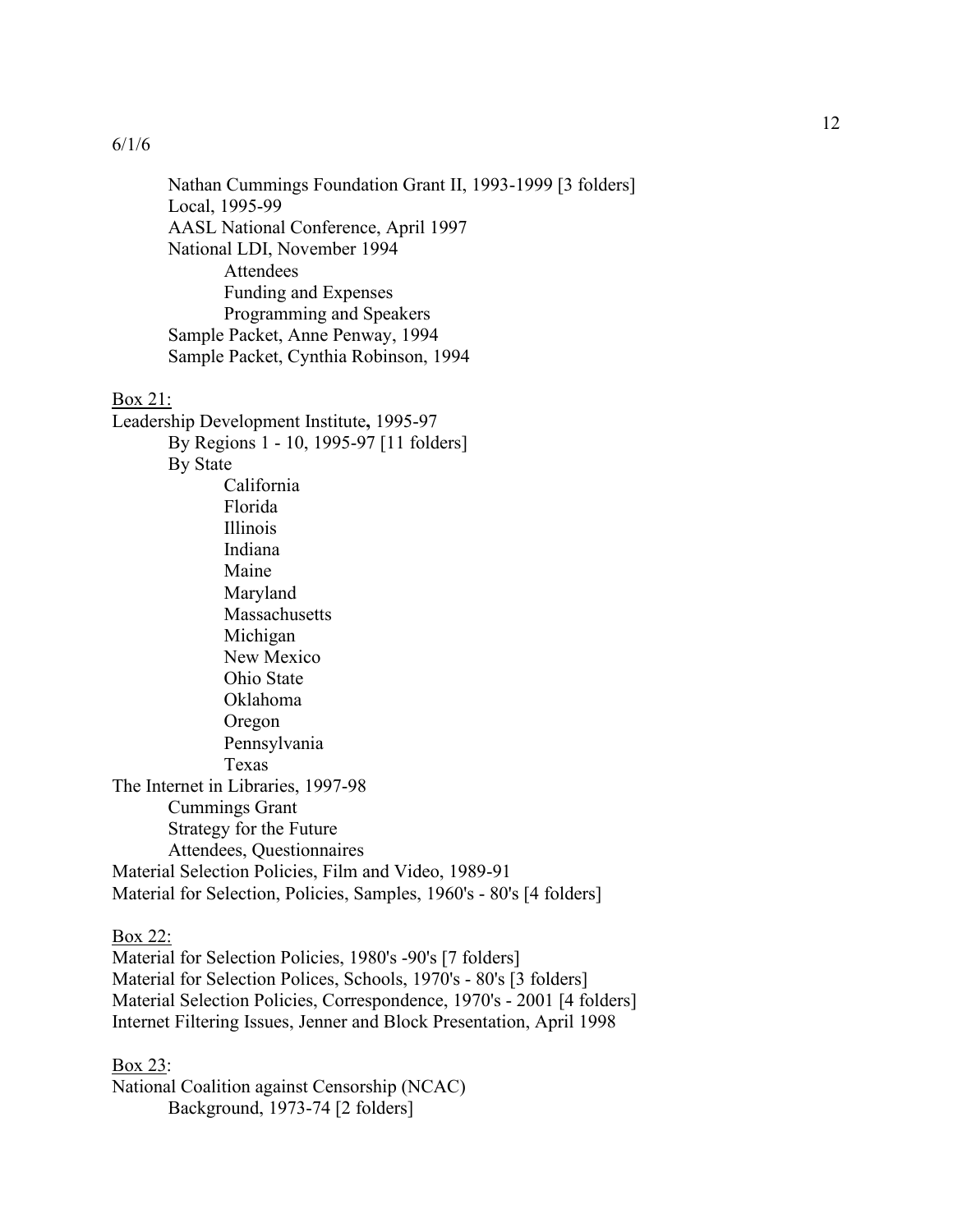6/1/6

Nathan Cummings Foundation Grant II, 1993-1999 [3 folders]
Local, 1995-99
AASL National Conference, April 1997
National LDI, November 1994
  Attendees
  Funding and Expenses
  Programming and Speakers
Sample Packet, Anne Penway, 1994
Sample Packet, Cynthia Robinson, 1994

<u>Box 21:</u>

Leadership Development Institute**,** 1995-97
  By Regions 1 - 10, 1995-97 [11 folders]
  By State
    California
    Florida
    Illinois
    Indiana
    Maine
    Maryland
    Massachusetts
    Michigan
    New Mexico
    Ohio State
    Oklahoma
    Oregon
    Pennsylvania
    Texas
The Internet in Libraries, 1997-98
  Cummings Grant
  Strategy for the Future
  Attendees, Questionnaires
Material Selection Policies, Film and Video, 1989-91
Material for Selection, Policies, Samples, 1960's - 80's [4 folders]

<u>Box 22:</u>

Material for Selection Policies, 1980's -90's [7 folders]
Material for Selection Polices, Schools, 1970's - 80's [3 folders]
Material Selection Policies, Correspondence, 1970's - 2001 [4 folders]
Internet Filtering Issues, Jenner and Block Presentation, April 1998

<u>Box 23</u>:

National Coalition against Censorship (NCAC)
  Background, 1973-74 [2 folders]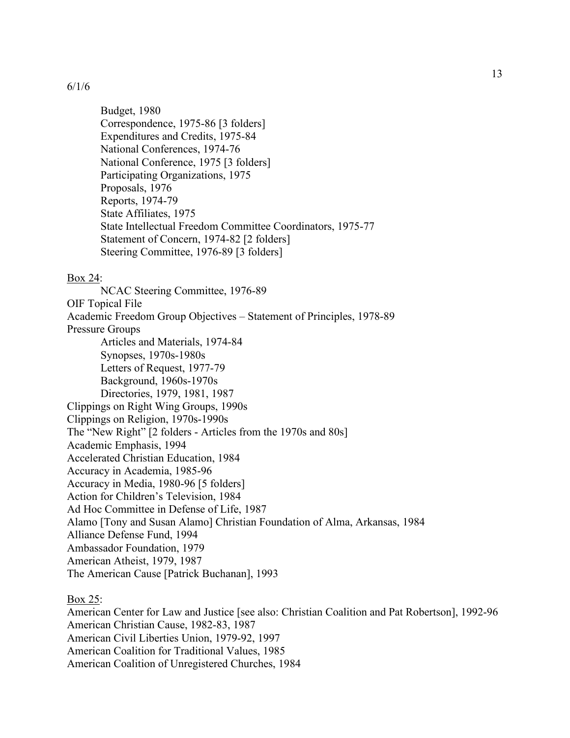6/1/6

- Budget, 1980
- Correspondence, 1975-86 [3 folders]
- Expenditures and Credits, 1975-84
- National Conferences, 1974-76
- National Conference, 1975 [3 folders]
- Participating Organizations, 1975
- Proposals, 1976
- Reports, 1974-79
- State Affiliates, 1975
- State Intellectual Freedom Committee Coordinators, 1975-77
- Statement of Concern, 1974-82 [2 folders]
- Steering Committee, 1976-89 [3 folders]

<u>Box 24</u>:

- NCAC Steering Committee, 1976-89

OIF Topical File

Academic Freedom Group Objectives – Statement of Principles, 1978-89

Pressure Groups

- Articles and Materials, 1974-84
- Synopses, 1970s-1980s
- Letters of Request, 1977-79
- Background, 1960s-1970s
- Directories, 1979, 1981, 1987

Clippings on Right Wing Groups, 1990s

Clippings on Religion, 1970s-1990s

The "New Right" [2 folders - Articles from the 1970s and 80s]

Academic Emphasis, 1994

Accelerated Christian Education, 1984

Accuracy in Academia, 1985-96

Accuracy in Media, 1980-96 [5 folders]

Action for Children's Television, 1984

Ad Hoc Committee in Defense of Life, 1987

Alamo [Tony and Susan Alamo] Christian Foundation of Alma, Arkansas, 1984

Alliance Defense Fund, 1994

Ambassador Foundation, 1979

American Atheist, 1979, 1987

The American Cause [Patrick Buchanan], 1993

<u>Box 25</u>:

American Center for Law and Justice [see also: Christian Coalition and Pat Robertson], 1992-96

American Christian Cause, 1982-83, 1987

American Civil Liberties Union, 1979-92, 1997

American Coalition for Traditional Values, 1985

American Coalition of Unregistered Churches, 1984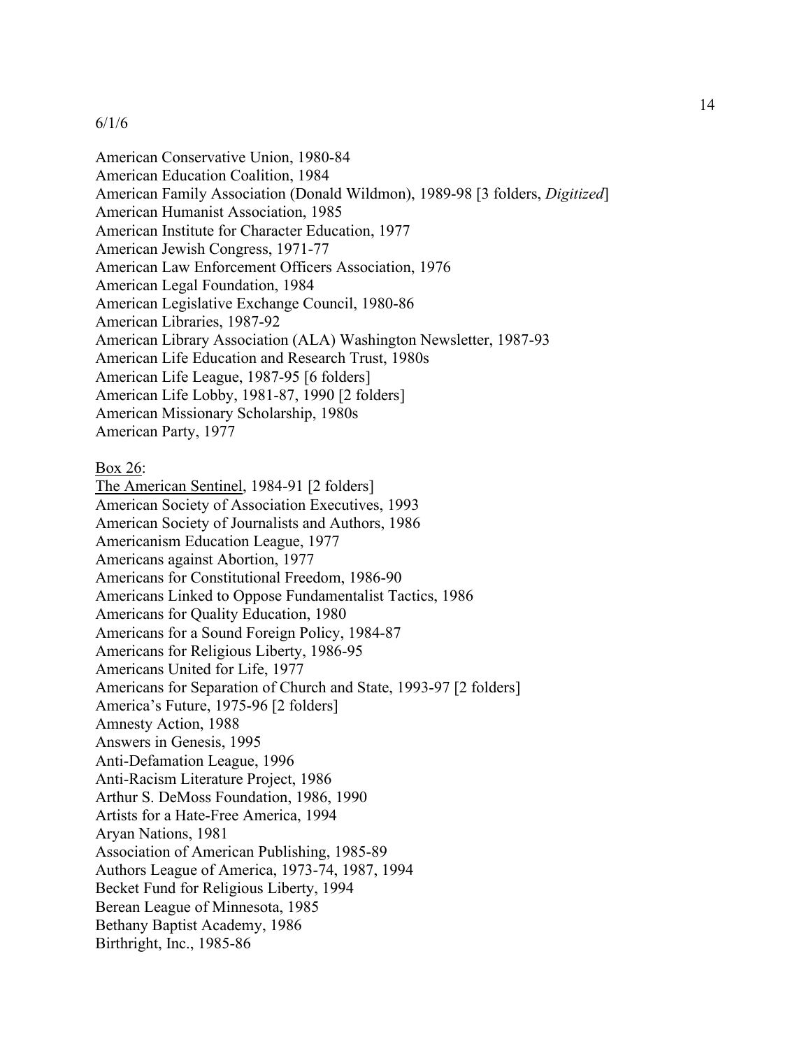6/1/6

American Conservative Union, 1980-84
American Education Coalition, 1984
American Family Association (Donald Wildmon), 1989-98 [3 folders, *Digitized*]
American Humanist Association, 1985
American Institute for Character Education, 1977
American Jewish Congress, 1971-77
American Law Enforcement Officers Association, 1976
American Legal Foundation, 1984
American Legislative Exchange Council, 1980-86
American Libraries, 1987-92
American Library Association (ALA) Washington Newsletter, 1987-93
American Life Education and Research Trust, 1980s
American Life League, 1987-95 [6 folders]
American Life Lobby, 1981-87, 1990 [2 folders]
American Missionary Scholarship, 1980s
American Party, 1977

<u>Box 26</u>:
<u>The American Sentinel</u>, 1984-91 [2 folders]
American Society of Association Executives, 1993
American Society of Journalists and Authors, 1986
Americanism Education League, 1977
Americans against Abortion, 1977
Americans for Constitutional Freedom, 1986-90
Americans Linked to Oppose Fundamentalist Tactics, 1986
Americans for Quality Education, 1980
Americans for a Sound Foreign Policy, 1984-87
Americans for Religious Liberty, 1986-95
Americans United for Life, 1977
Americans for Separation of Church and State, 1993-97 [2 folders]
America's Future, 1975-96 [2 folders]
Amnesty Action, 1988
Answers in Genesis, 1995
Anti-Defamation League, 1996
Anti-Racism Literature Project, 1986
Arthur S. DeMoss Foundation, 1986, 1990
Artists for a Hate-Free America, 1994
Aryan Nations, 1981
Association of American Publishing, 1985-89
Authors League of America, 1973-74, 1987, 1994
Becket Fund for Religious Liberty, 1994
Berean League of Minnesota, 1985
Bethany Baptist Academy, 1986
Birthright, Inc., 1985-86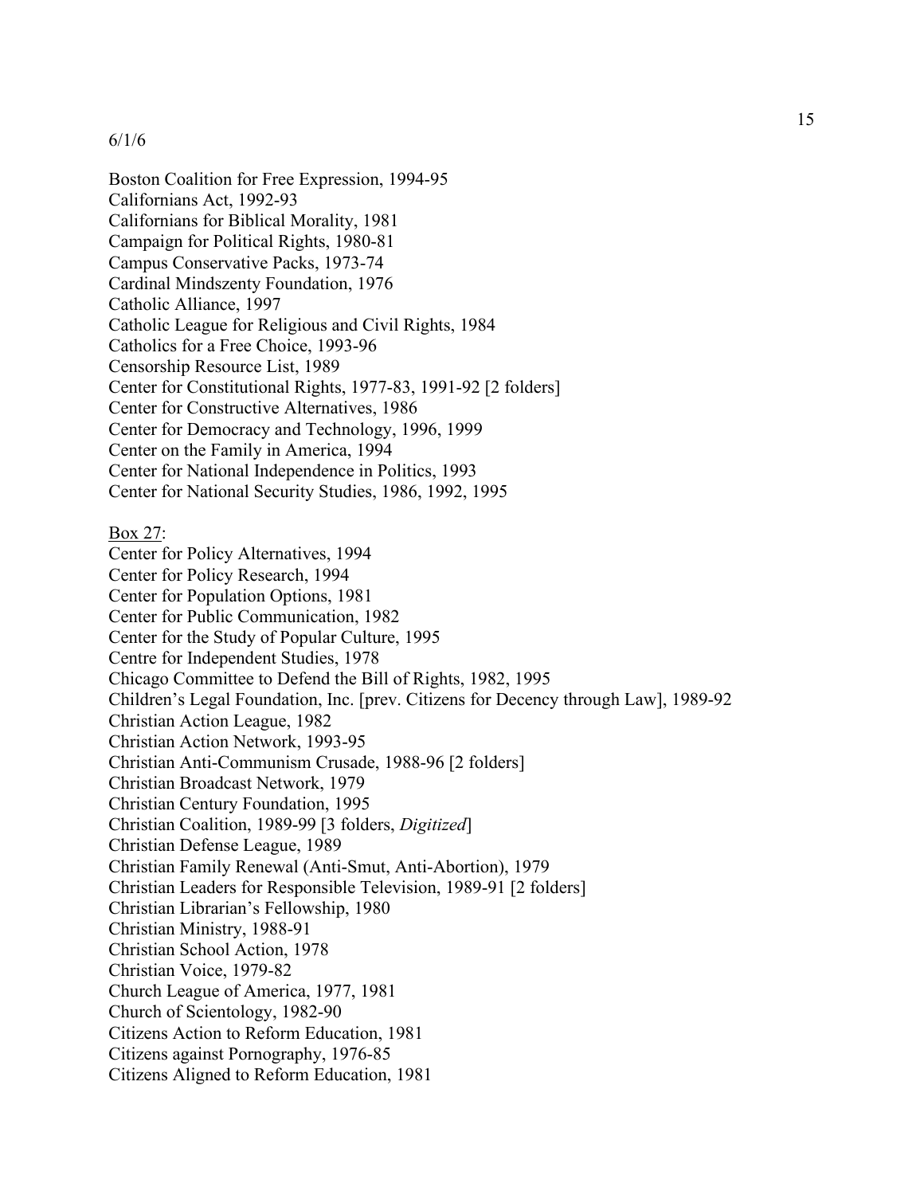6/1/6

Boston Coalition for Free Expression, 1994-95
Californians Act, 1992-93
Californians for Biblical Morality, 1981
Campaign for Political Rights, 1980-81
Campus Conservative Packs, 1973-74
Cardinal Mindszenty Foundation, 1976
Catholic Alliance, 1997
Catholic League for Religious and Civil Rights, 1984
Catholics for a Free Choice, 1993-96
Censorship Resource List, 1989
Center for Constitutional Rights, 1977-83, 1991-92 [2 folders]
Center for Constructive Alternatives, 1986
Center for Democracy and Technology, 1996, 1999
Center on the Family in America, 1994
Center for National Independence in Politics, 1993
Center for National Security Studies, 1986, 1992, 1995

<u>Box 27</u>:
Center for Policy Alternatives, 1994
Center for Policy Research, 1994
Center for Population Options, 1981
Center for Public Communication, 1982
Center for the Study of Popular Culture, 1995
Centre for Independent Studies, 1978
Chicago Committee to Defend the Bill of Rights, 1982, 1995
Children's Legal Foundation, Inc. [prev. Citizens for Decency through Law], 1989-92
Christian Action League, 1982
Christian Action Network, 1993-95
Christian Anti-Communism Crusade, 1988-96 [2 folders]
Christian Broadcast Network, 1979
Christian Century Foundation, 1995
Christian Coalition, 1989-99 [3 folders, *Digitized*]
Christian Defense League, 1989
Christian Family Renewal (Anti-Smut, Anti-Abortion), 1979
Christian Leaders for Responsible Television, 1989-91 [2 folders]
Christian Librarian's Fellowship, 1980
Christian Ministry, 1988-91
Christian School Action, 1978
Christian Voice, 1979-82
Church League of America, 1977, 1981
Church of Scientology, 1982-90
Citizens Action to Reform Education, 1981
Citizens against Pornography, 1976-85
Citizens Aligned to Reform Education, 1981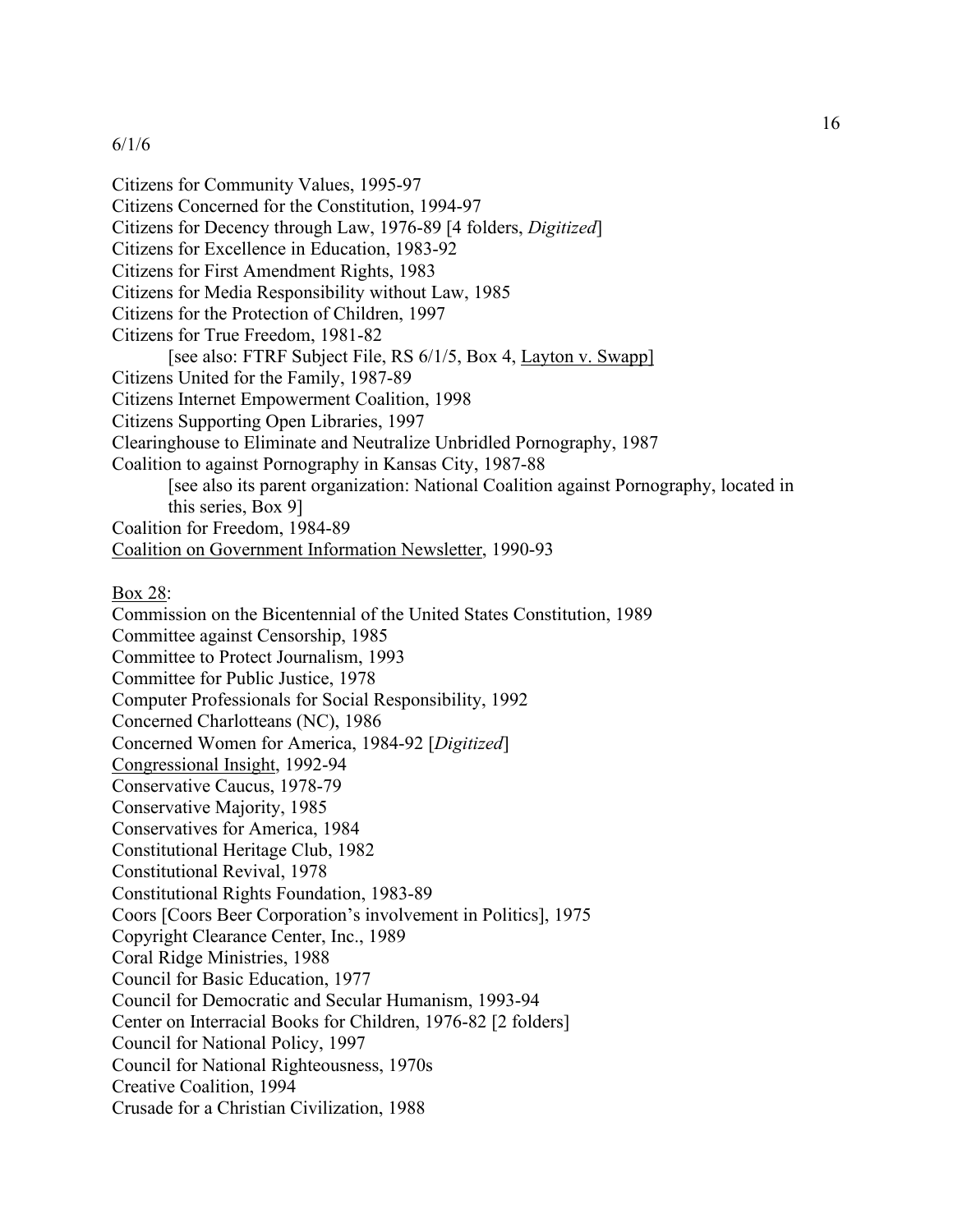6/1/6

Citizens for Community Values, 1995-97
Citizens Concerned for the Constitution, 1994-97
Citizens for Decency through Law, 1976-89 [4 folders, *Digitized*]
Citizens for Excellence in Education, 1983-92
Citizens for First Amendment Rights, 1983
Citizens for Media Responsibility without Law, 1985
Citizens for the Protection of Children, 1997
Citizens for True Freedom, 1981-82
    [see also: FTRF Subject File, RS 6/1/5, Box 4, <u>Layton v. Swapp]</u>
Citizens United for the Family, 1987-89
Citizens Internet Empowerment Coalition, 1998
Citizens Supporting Open Libraries, 1997
Clearinghouse to Eliminate and Neutralize Unbridled Pornography, 1987
Coalition to against Pornography in Kansas City, 1987-88
    [see also its parent organization: National Coalition against Pornography, located in this series, Box 9]
Coalition for Freedom, 1984-89
<u>Coalition on Government Information Newsletter</u>, 1990-93

<u>Box 28</u>:
Commission on the Bicentennial of the United States Constitution, 1989
Committee against Censorship, 1985
Committee to Protect Journalism, 1993
Committee for Public Justice, 1978
Computer Professionals for Social Responsibility, 1992
Concerned Charlotteans (NC), 1986
Concerned Women for America, 1984-92 [*Digitized*]
<u>Congressional Insight</u>, 1992-94
Conservative Caucus, 1978-79
Conservative Majority, 1985
Conservatives for America, 1984
Constitutional Heritage Club, 1982
Constitutional Revival, 1978
Constitutional Rights Foundation, 1983-89
Coors [Coors Beer Corporation's involvement in Politics], 1975
Copyright Clearance Center, Inc., 1989
Coral Ridge Ministries, 1988
Council for Basic Education, 1977
Council for Democratic and Secular Humanism, 1993-94
Center on Interracial Books for Children, 1976-82 [2 folders]
Council for National Policy, 1997
Council for National Righteousness, 1970s
Creative Coalition, 1994
Crusade for a Christian Civilization, 1988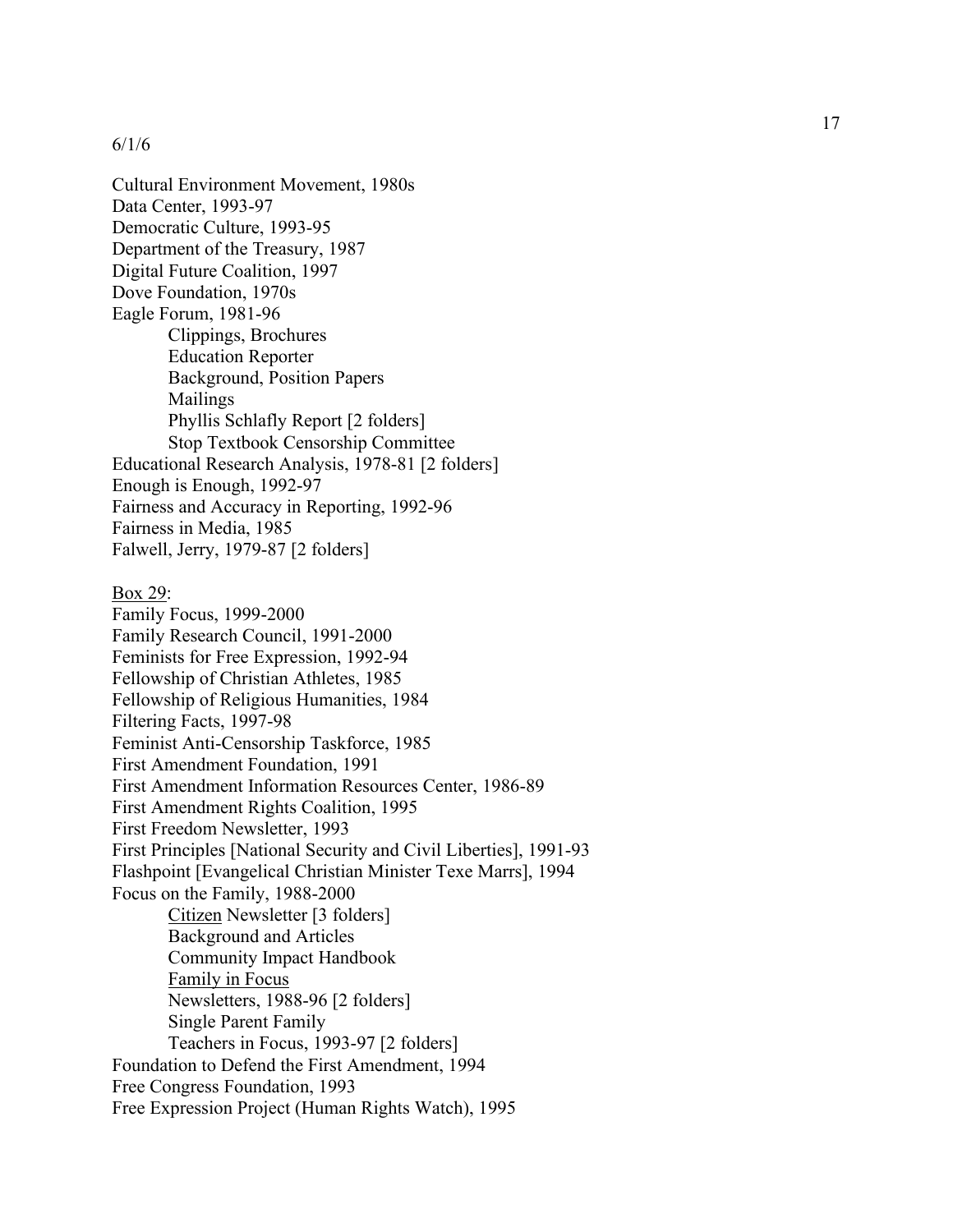6/1/6

Cultural Environment Movement, 1980s
Data Center, 1993-97
Democratic Culture, 1993-95
Department of the Treasury, 1987
Digital Future Coalition, 1997
Dove Foundation, 1970s
Eagle Forum, 1981-96
- Clippings, Brochures
- Education Reporter
- Background, Position Papers
- Mailings
- Phyllis Schlafly Report [2 folders]
- Stop Textbook Censorship Committee

Educational Research Analysis, 1978-81 [2 folders]
Enough is Enough, 1992-97
Fairness and Accuracy in Reporting, 1992-96
Fairness in Media, 1985
Falwell, Jerry, 1979-87 [2 folders]

<u>Box 29</u>:
Family Focus, 1999-2000
Family Research Council, 1991-2000
Feminists for Free Expression, 1992-94
Fellowship of Christian Athletes, 1985
Fellowship of Religious Humanities, 1984
Filtering Facts, 1997-98
Feminist Anti-Censorship Taskforce, 1985
First Amendment Foundation, 1991
First Amendment Information Resources Center, 1986-89
First Amendment Rights Coalition, 1995
First Freedom Newsletter, 1993
First Principles [National Security and Civil Liberties], 1991-93
Flashpoint [Evangelical Christian Minister Texe Marrs], 1994
Focus on the Family, 1988-2000
- <u>Citizen</u> Newsletter [3 folders]
- Background and Articles
- Community Impact Handbook
- <u>Family in Focus</u>
- Newsletters, 1988-96 [2 folders]
- Single Parent Family
- Teachers in Focus, 1993-97 [2 folders]

Foundation to Defend the First Amendment, 1994
Free Congress Foundation, 1993
Free Expression Project (Human Rights Watch), 1995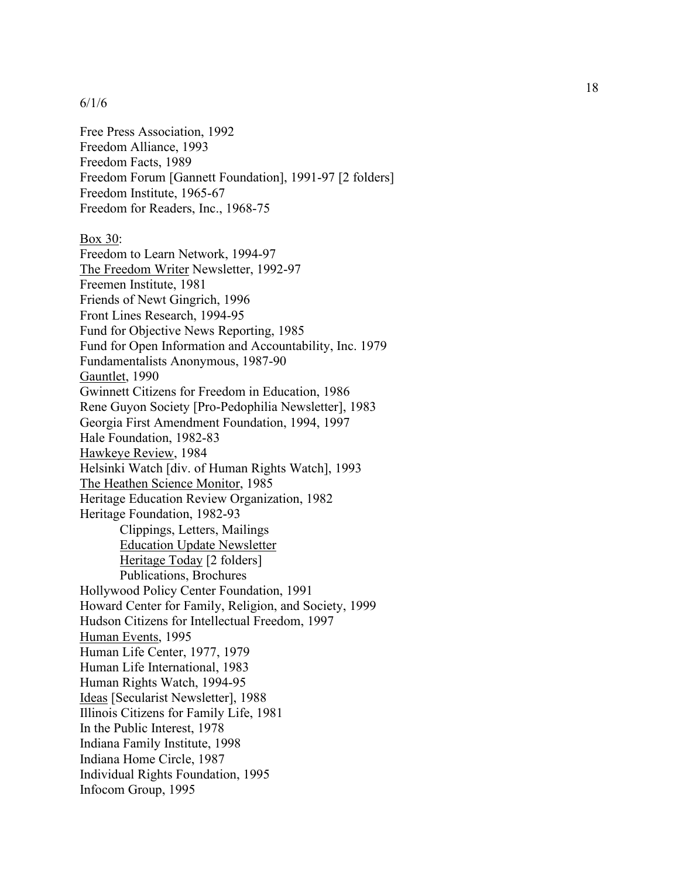6/1/6

Free Press Association, 1992
Freedom Alliance, 1993
Freedom Facts, 1989
Freedom Forum [Gannett Foundation], 1991-97 [2 folders]
Freedom Institute, 1965-67
Freedom for Readers, Inc., 1968-75

<u>Box 30</u>:
Freedom to Learn Network, 1994-97
<u>The Freedom Writer</u> Newsletter, 1992-97
Freemen Institute, 1981
Friends of Newt Gingrich, 1996
Front Lines Research, 1994-95
Fund for Objective News Reporting, 1985
Fund for Open Information and Accountability, Inc. 1979
Fundamentalists Anonymous, 1987-90
<u>Gauntlet</u>, 1990
Gwinnett Citizens for Freedom in Education, 1986
Rene Guyon Society [Pro-Pedophilia Newsletter], 1983
Georgia First Amendment Foundation, 1994, 1997
Hale Foundation, 1982-83
<u>Hawkeye Review</u>, 1984
Helsinki Watch [div. of Human Rights Watch], 1993
<u>The Heathen Science Monitor</u>, 1985
Heritage Education Review Organization, 1982
Heritage Foundation, 1982-93
- Clippings, Letters, Mailings
- <u>Education Update Newsletter</u>
- <u>Heritage Today</u> [2 folders]
- Publications, Brochures

Hollywood Policy Center Foundation, 1991
Howard Center for Family, Religion, and Society, 1999
Hudson Citizens for Intellectual Freedom, 1997
<u>Human Events</u>, 1995
Human Life Center, 1977, 1979
Human Life International, 1983
Human Rights Watch, 1994-95
<u>Ideas</u> [Secularist Newsletter], 1988
Illinois Citizens for Family Life, 1981
In the Public Interest, 1978
Indiana Family Institute, 1998
Indiana Home Circle, 1987
Individual Rights Foundation, 1995
Infocom Group, 1995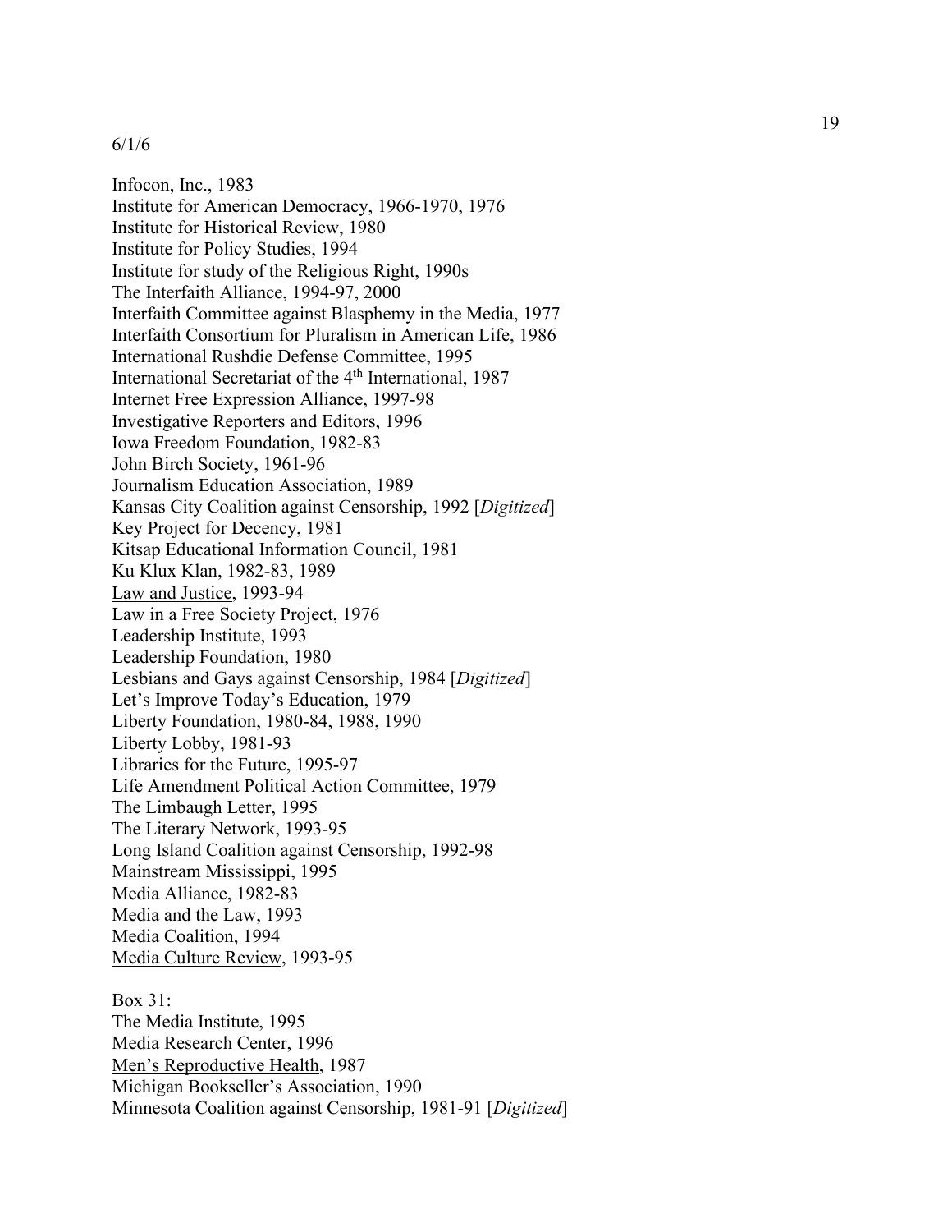6/1/6

Infocon, Inc., 1983
Institute for American Democracy, 1966-1970, 1976
Institute for Historical Review, 1980
Institute for Policy Studies, 1994
Institute for study of the Religious Right, 1990s
The Interfaith Alliance, 1994-97, 2000
Interfaith Committee against Blasphemy in the Media, 1977
Interfaith Consortium for Pluralism in American Life, 1986
International Rushdie Defense Committee, 1995
International Secretariat of the 4th International, 1987
Internet Free Expression Alliance, 1997-98
Investigative Reporters and Editors, 1996
Iowa Freedom Foundation, 1982-83
John Birch Society, 1961-96
Journalism Education Association, 1989
Kansas City Coalition against Censorship, 1992 [*Digitized*]
Key Project for Decency, 1981
Kitsap Educational Information Council, 1981
Ku Klux Klan, 1982-83, 1989
Law and Justice, 1993-94
Law in a Free Society Project, 1976
Leadership Institute, 1993
Leadership Foundation, 1980
Lesbians and Gays against Censorship, 1984 [*Digitized*]
Let's Improve Today's Education, 1979
Liberty Foundation, 1980-84, 1988, 1990
Liberty Lobby, 1981-93
Libraries for the Future, 1995-97
Life Amendment Political Action Committee, 1979
The Limbaugh Letter, 1995
The Literary Network, 1993-95
Long Island Coalition against Censorship, 1992-98
Mainstream Mississippi, 1995
Media Alliance, 1982-83
Media and the Law, 1993
Media Coalition, 1994
Media Culture Review, 1993-95

Box 31:
The Media Institute, 1995
Media Research Center, 1996
Men's Reproductive Health, 1987
Michigan Bookseller's Association, 1990
Minnesota Coalition against Censorship, 1981-91 [*Digitized*]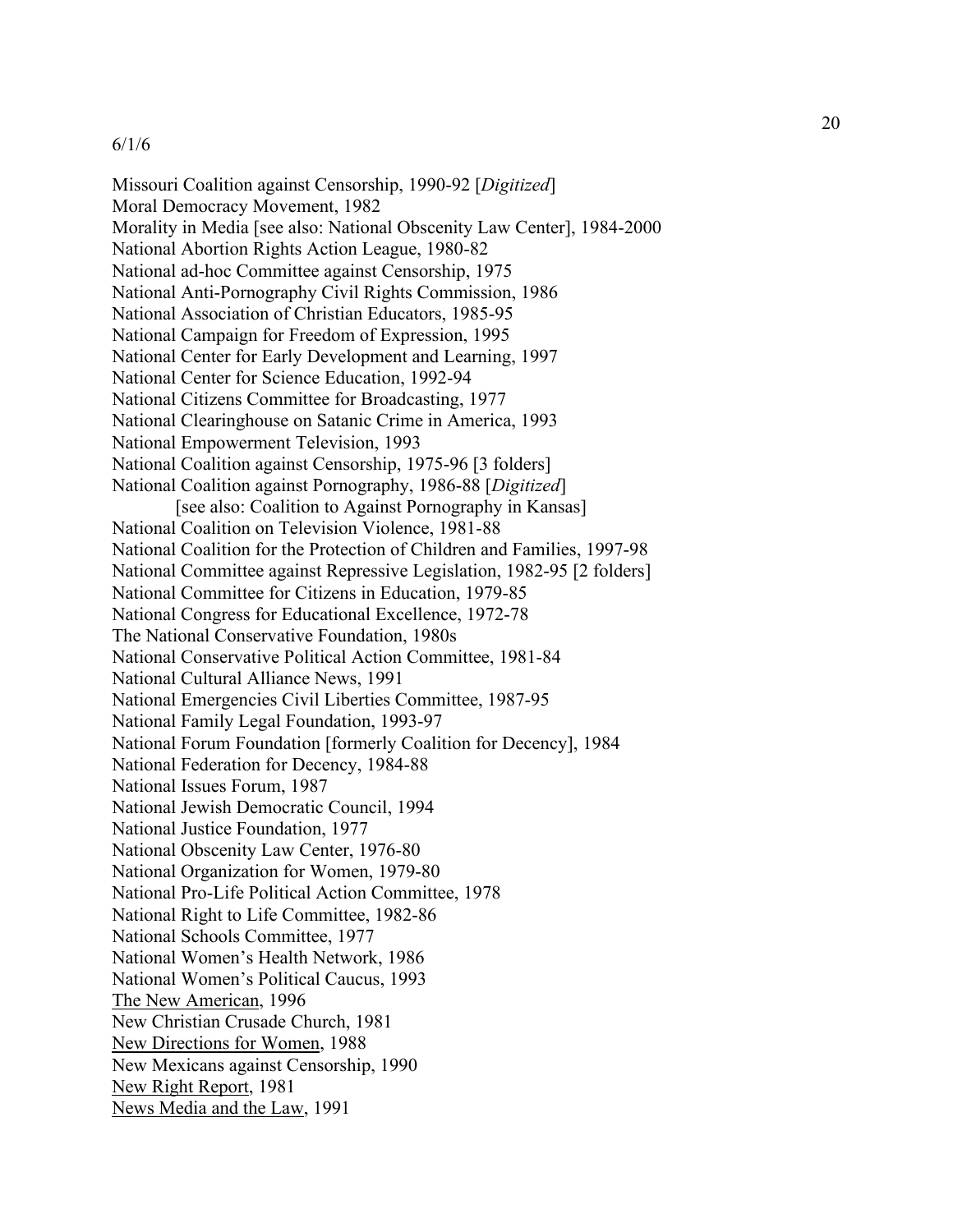6/1/6

Missouri Coalition against Censorship, 1990-92 [*Digitized*]
Moral Democracy Movement, 1982
Morality in Media [see also: National Obscenity Law Center], 1984-2000
National Abortion Rights Action League, 1980-82
National ad-hoc Committee against Censorship, 1975
National Anti-Pornography Civil Rights Commission, 1986
National Association of Christian Educators, 1985-95
National Campaign for Freedom of Expression, 1995
National Center for Early Development and Learning, 1997
National Center for Science Education, 1992-94
National Citizens Committee for Broadcasting, 1977
National Clearinghouse on Satanic Crime in America, 1993
National Empowerment Television, 1993
National Coalition against Censorship, 1975-96 [3 folders]
National Coalition against Pornography, 1986-88 [*Digitized*]
    [see also: Coalition to Against Pornography in Kansas]
National Coalition on Television Violence, 1981-88
National Coalition for the Protection of Children and Families, 1997-98
National Committee against Repressive Legislation, 1982-95 [2 folders]
National Committee for Citizens in Education, 1979-85
National Congress for Educational Excellence, 1972-78
The National Conservative Foundation, 1980s
National Conservative Political Action Committee, 1981-84
National Cultural Alliance News, 1991
National Emergencies Civil Liberties Committee, 1987-95
National Family Legal Foundation, 1993-97
National Forum Foundation [formerly Coalition for Decency], 1984
National Federation for Decency, 1984-88
National Issues Forum, 1987
National Jewish Democratic Council, 1994
National Justice Foundation, 1977
National Obscenity Law Center, 1976-80
National Organization for Women, 1979-80
National Pro-Life Political Action Committee, 1978
National Right to Life Committee, 1982-86
National Schools Committee, 1977
National Women's Health Network, 1986
National Women's Political Caucus, 1993
<u>The New American</u>, 1996
New Christian Crusade Church, 1981
<u>New Directions for Women</u>, 1988
New Mexicans against Censorship, 1990
<u>New Right Report</u>, 1981
<u>News Media and the Law</u>, 1991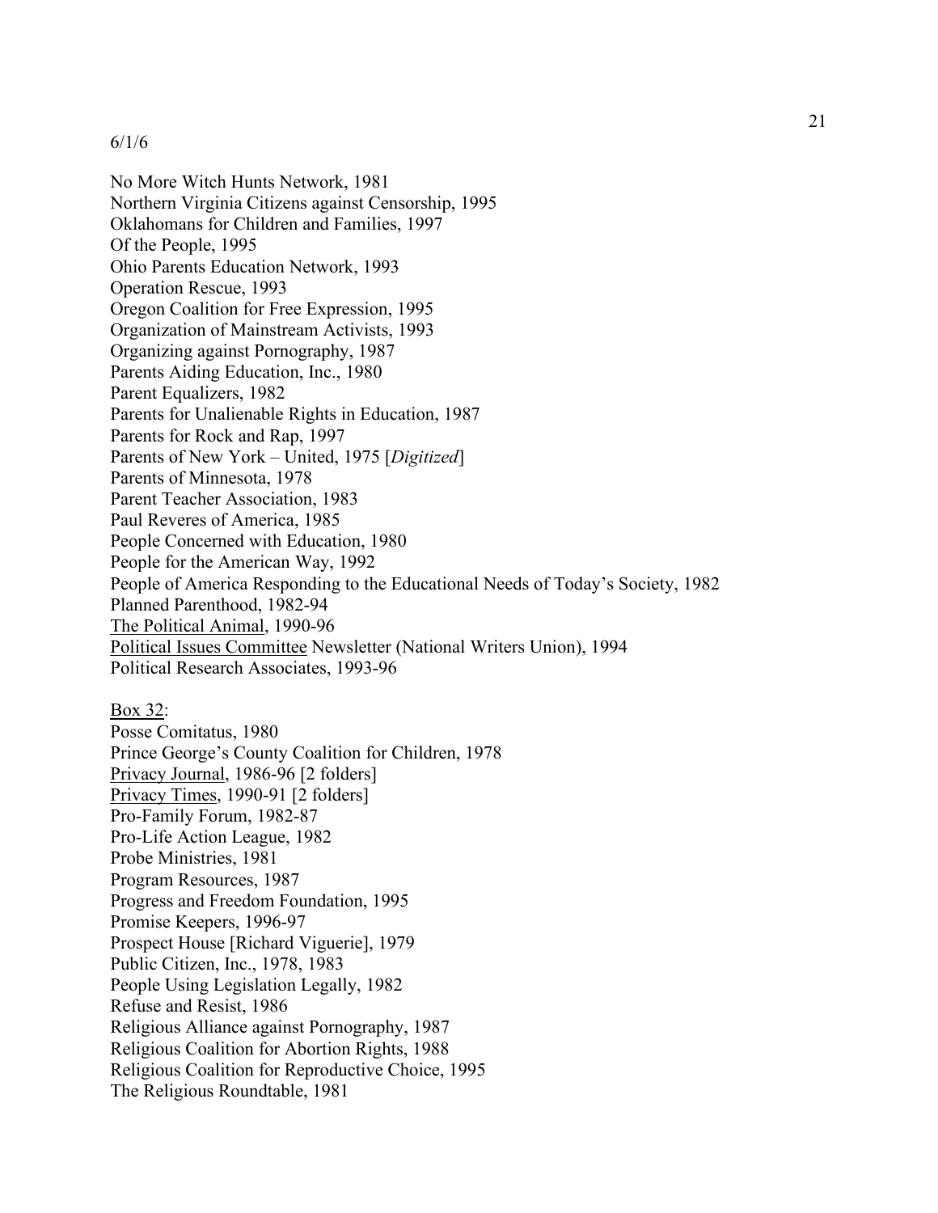6/1/6

No More Witch Hunts Network, 1981
Northern Virginia Citizens against Censorship, 1995
Oklahomans for Children and Families, 1997
Of the People, 1995
Ohio Parents Education Network, 1993
Operation Rescue, 1993
Oregon Coalition for Free Expression, 1995
Organization of Mainstream Activists, 1993
Organizing against Pornography, 1987
Parents Aiding Education, Inc., 1980
Parent Equalizers, 1982
Parents for Unalienable Rights in Education, 1987
Parents for Rock and Rap, 1997
Parents of New York – United, 1975 [*Digitized*]
Parents of Minnesota, 1978
Parent Teacher Association, 1983
Paul Reveres of America, 1985
People Concerned with Education, 1980
People for the American Way, 1992
People of America Responding to the Educational Needs of Today's Society, 1982
Planned Parenthood, 1982-94
<u>The Political Animal</u>, 1990-96
<u>Political Issues Committee</u> Newsletter (National Writers Union), 1994
Political Research Associates, 1993-96

<u>Box 32</u>:
Posse Comitatus, 1980
Prince George's County Coalition for Children, 1978
<u>Privacy Journal</u>, 1986-96 [2 folders]
<u>Privacy Times</u>, 1990-91 [2 folders]
Pro-Family Forum, 1982-87
Pro-Life Action League, 1982
Probe Ministries, 1981
Program Resources, 1987
Progress and Freedom Foundation, 1995
Promise Keepers, 1996-97
Prospect House [Richard Viguerie], 1979
Public Citizen, Inc., 1978, 1983
People Using Legislation Legally, 1982
Refuse and Resist, 1986
Religious Alliance against Pornography, 1987
Religious Coalition for Abortion Rights, 1988
Religious Coalition for Reproductive Choice, 1995
The Religious Roundtable, 1981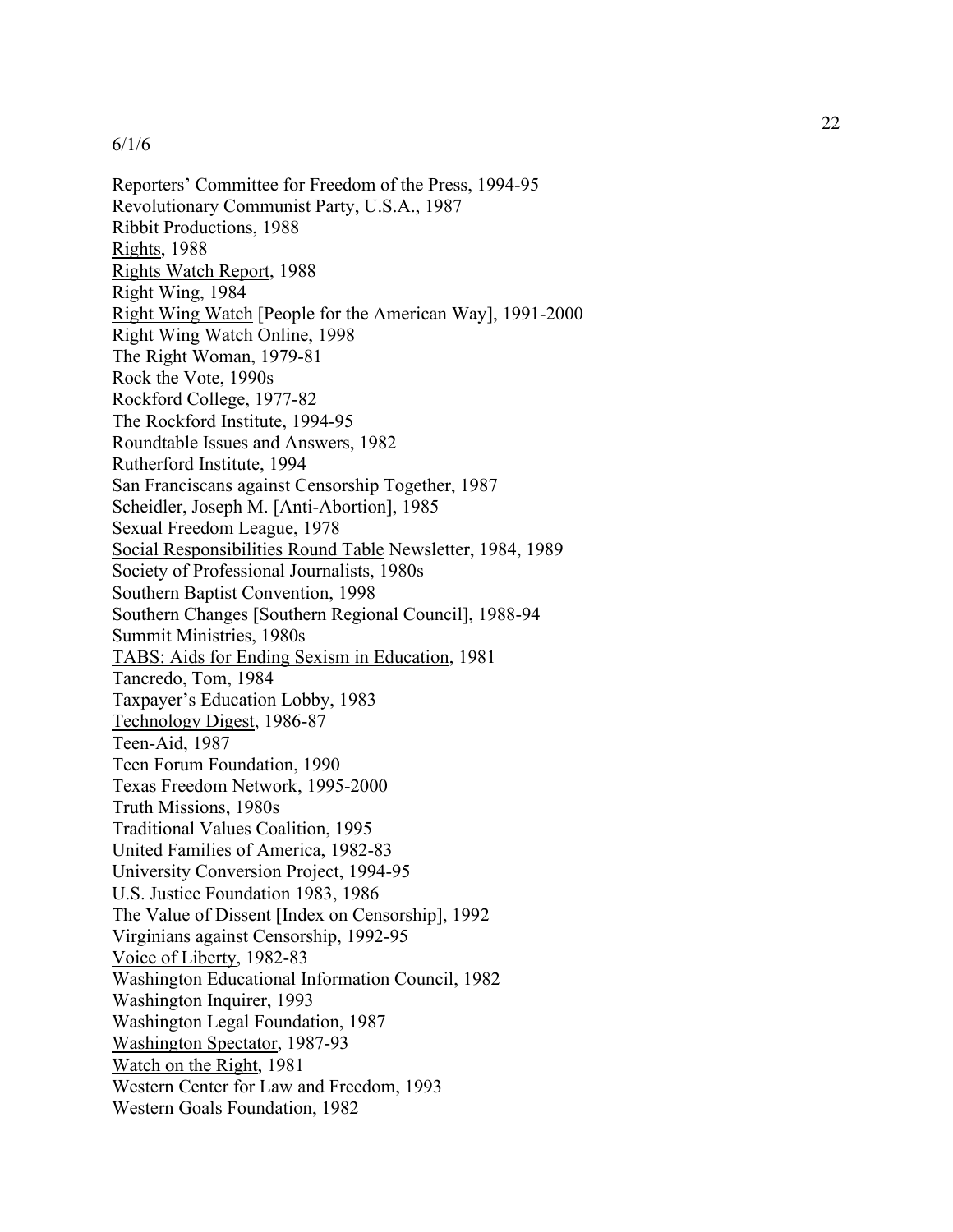6/1/6

Reporters' Committee for Freedom of the Press, 1994-95
Revolutionary Communist Party, U.S.A., 1987
Ribbit Productions, 1988
Rights, 1988
Rights Watch Report, 1988
Right Wing, 1984
Right Wing Watch [People for the American Way], 1991-2000
Right Wing Watch Online, 1998
The Right Woman, 1979-81
Rock the Vote, 1990s
Rockford College, 1977-82
The Rockford Institute, 1994-95
Roundtable Issues and Answers, 1982
Rutherford Institute, 1994
San Franciscans against Censorship Together, 1987
Scheidler, Joseph M. [Anti-Abortion], 1985
Sexual Freedom League, 1978
Social Responsibilities Round Table Newsletter, 1984, 1989
Society of Professional Journalists, 1980s
Southern Baptist Convention, 1998
Southern Changes [Southern Regional Council], 1988-94
Summit Ministries, 1980s
TABS: Aids for Ending Sexism in Education, 1981
Tancredo, Tom, 1984
Taxpayer's Education Lobby, 1983
Technology Digest, 1986-87
Teen-Aid, 1987
Teen Forum Foundation, 1990
Texas Freedom Network, 1995-2000
Truth Missions, 1980s
Traditional Values Coalition, 1995
United Families of America, 1982-83
University Conversion Project, 1994-95
U.S. Justice Foundation 1983, 1986
The Value of Dissent [Index on Censorship], 1992
Virginians against Censorship, 1992-95
Voice of Liberty, 1982-83
Washington Educational Information Council, 1982
Washington Inquirer, 1993
Washington Legal Foundation, 1987
Washington Spectator, 1987-93
Watch on the Right, 1981
Western Center for Law and Freedom, 1993
Western Goals Foundation, 1982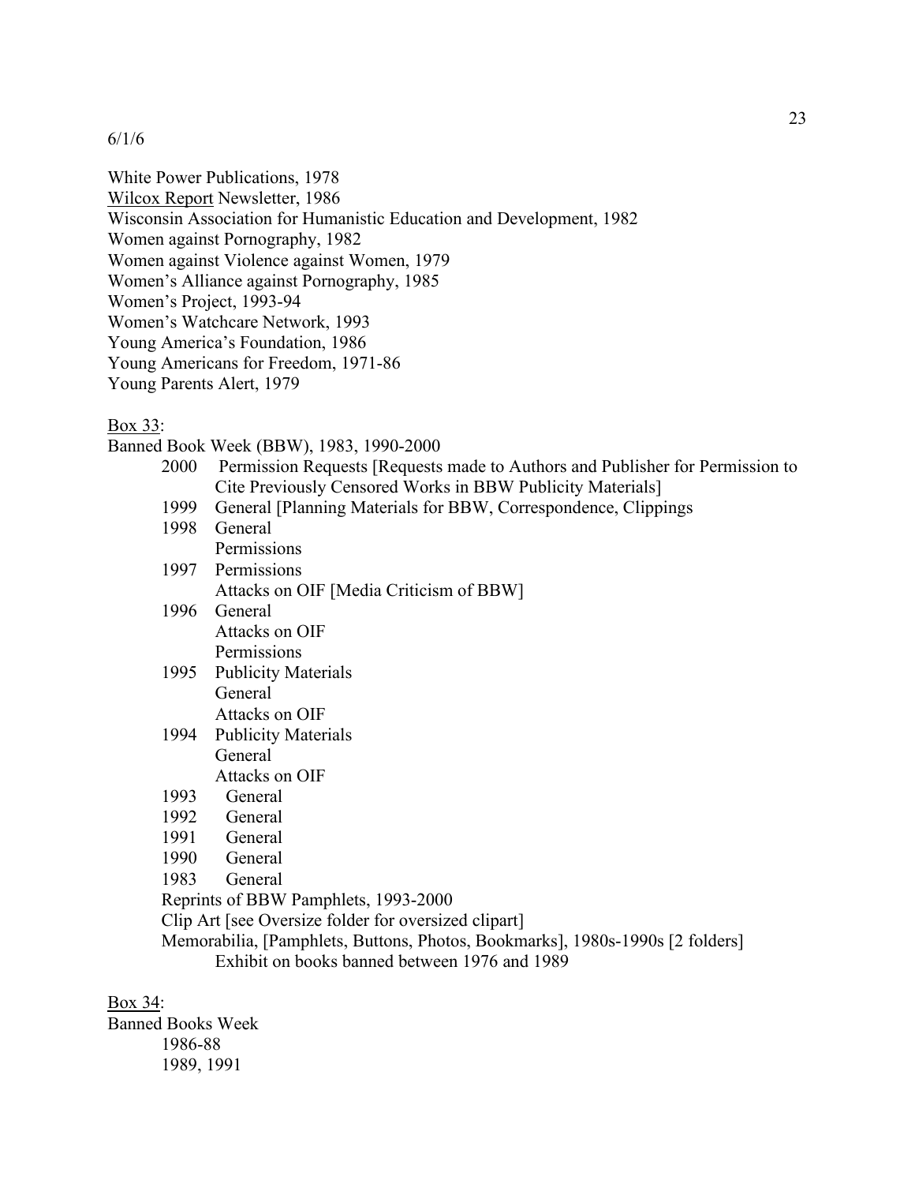6/1/6

White Power Publications, 1978
Wilcox Report Newsletter, 1986
Wisconsin Association for Humanistic Education and Development, 1982
Women against Pornography, 1982
Women against Violence against Women, 1979
Women's Alliance against Pornography, 1985
Women's Project, 1993-94
Women's Watchcare Network, 1993
Young America's Foundation, 1986
Young Americans for Freedom, 1971-86
Young Parents Alert, 1979

Box 33:

Banned Book Week (BBW), 1983, 1990-2000

- 2000 Permission Requests [Requests made to Authors and Publisher for Permission to Cite Previously Censored Works in BBW Publicity Materials]
- 1999 General [Planning Materials for BBW, Correspondence, Clippings
- 1998 General
  - Permissions
- 1997 Permissions
  - Attacks on OIF [Media Criticism of BBW]
- 1996 General
  - Attacks on OIF
  - Permissions
- 1995 Publicity Materials
  - General
  - Attacks on OIF
- 1994 Publicity Materials
  - General
  - Attacks on OIF
- 1993 General
- 1992 General
- 1991 General
- 1990 General
- 1983 General
- Reprints of BBW Pamphlets, 1993-2000
- Clip Art [see Oversize folder for oversized clipart]
- Memorabilia, [Pamphlets, Buttons, Photos, Bookmarks], 1980s-1990s [2 folders]
  - Exhibit on books banned between 1976 and 1989

Box 34:

Banned Books Week

- 1986-88
- 1989, 1991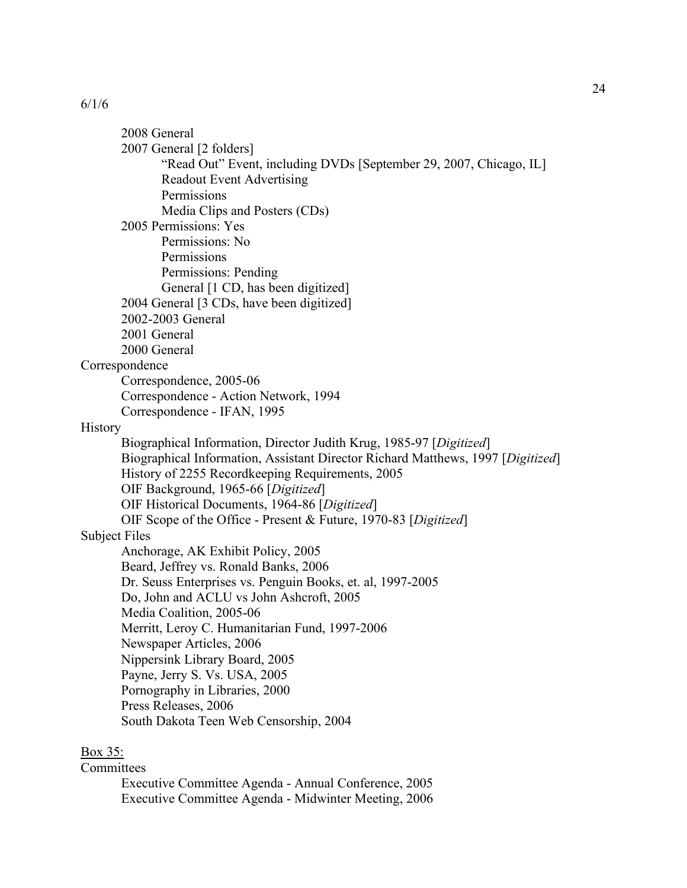6/1/6

- 2008 General
- 2007 General [2 folders]
    - "Read Out" Event, including DVDs [September 29, 2007, Chicago, IL]
    - Readout Event Advertising
    - Permissions
    - Media Clips and Posters (CDs)
- 2005 Permissions: Yes
    - Permissions: No
    - Permissions
    - Permissions: Pending
    - General [1 CD, has been digitized]
- 2004 General [3 CDs, have been digitized]
- 2002-2003 General
- 2001 General
- 2000 General

Correspondence

- Correspondence, 2005-06
- Correspondence - Action Network, 1994
- Correspondence - IFAN, 1995

History

- Biographical Information, Director Judith Krug, 1985-97 [*Digitized*]
- Biographical Information, Assistant Director Richard Matthews, 1997 [*Digitized*]
- History of 2255 Recordkeeping Requirements, 2005
- OIF Background, 1965-66 [*Digitized*]
- OIF Historical Documents, 1964-86 [*Digitized*]
- OIF Scope of the Office - Present & Future, 1970-83 [*Digitized*]

Subject Files

- Anchorage, AK Exhibit Policy, 2005
- Beard, Jeffrey vs. Ronald Banks, 2006
- Dr. Seuss Enterprises vs. Penguin Books, et. al, 1997-2005
- Do, John and ACLU vs John Ashcroft, 2005
- Media Coalition, 2005-06
- Merritt, Leroy C. Humanitarian Fund, 1997-2006
- Newspaper Articles, 2006
- Nippersink Library Board, 2005
- Payne, Jerry S. Vs. USA, 2005
- Pornography in Libraries, 2000
- Press Releases, 2006
- South Dakota Teen Web Censorship, 2004

<u>Box 35:</u>

Committees

- Executive Committee Agenda - Annual Conference, 2005
- Executive Committee Agenda - Midwinter Meeting, 2006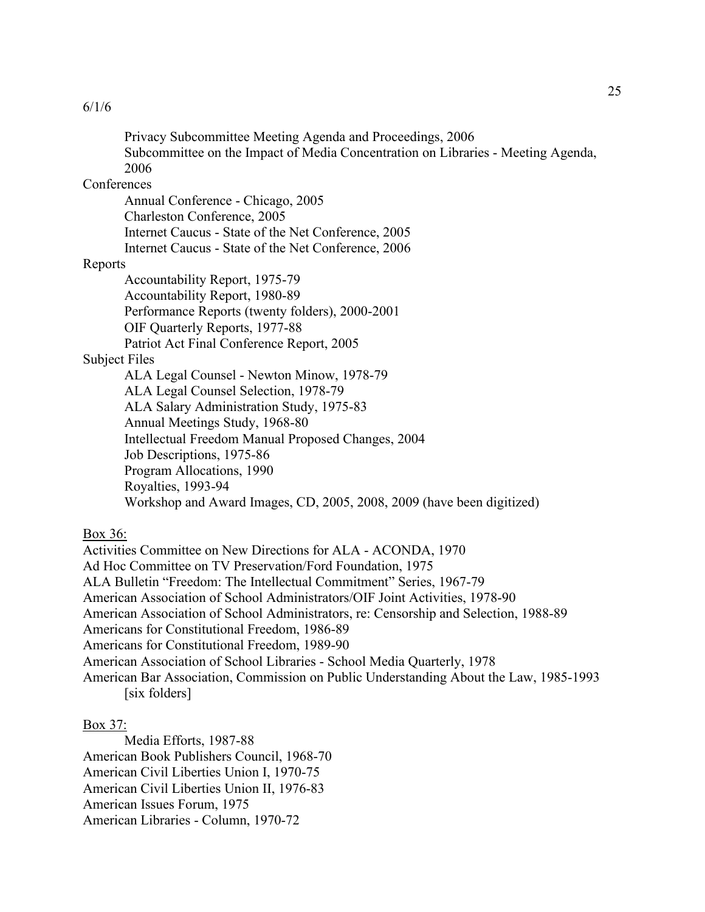6/1/6

- Privacy Subcommittee Meeting Agenda and Proceedings, 2006
- Subcommittee on the Impact of Media Concentration on Libraries - Meeting Agenda, 2006

Conferences

- Annual Conference - Chicago, 2005
- Charleston Conference, 2005
- Internet Caucus - State of the Net Conference, 2005
- Internet Caucus - State of the Net Conference, 2006

Reports

- Accountability Report, 1975-79
- Accountability Report, 1980-89
- Performance Reports (twenty folders), 2000-2001
- OIF Quarterly Reports, 1977-88
- Patriot Act Final Conference Report, 2005

Subject Files

- ALA Legal Counsel - Newton Minow, 1978-79
- ALA Legal Counsel Selection, 1978-79
- ALA Salary Administration Study, 1975-83
- Annual Meetings Study, 1968-80
- Intellectual Freedom Manual Proposed Changes, 2004
- Job Descriptions, 1975-86
- Program Allocations, 1990
- Royalties, 1993-94
- Workshop and Award Images, CD, 2005, 2008, 2009 (have been digitized)

<u>Box 36:</u>

Activities Committee on New Directions for ALA - ACONDA, 1970
Ad Hoc Committee on TV Preservation/Ford Foundation, 1975
ALA Bulletin "Freedom: The Intellectual Commitment" Series, 1967-79
American Association of School Administrators/OIF Joint Activities, 1978-90
American Association of School Administrators, re: Censorship and Selection, 1988-89
Americans for Constitutional Freedom, 1986-89
Americans for Constitutional Freedom, 1989-90
American Association of School Libraries - School Media Quarterly, 1978
American Bar Association, Commission on Public Understanding About the Law, 1985-1993 [six folders]

<u>Box 37:</u>

- Media Efforts, 1987-88

American Book Publishers Council, 1968-70
American Civil Liberties Union I, 1970-75
American Civil Liberties Union II, 1976-83
American Issues Forum, 1975
American Libraries - Column, 1970-72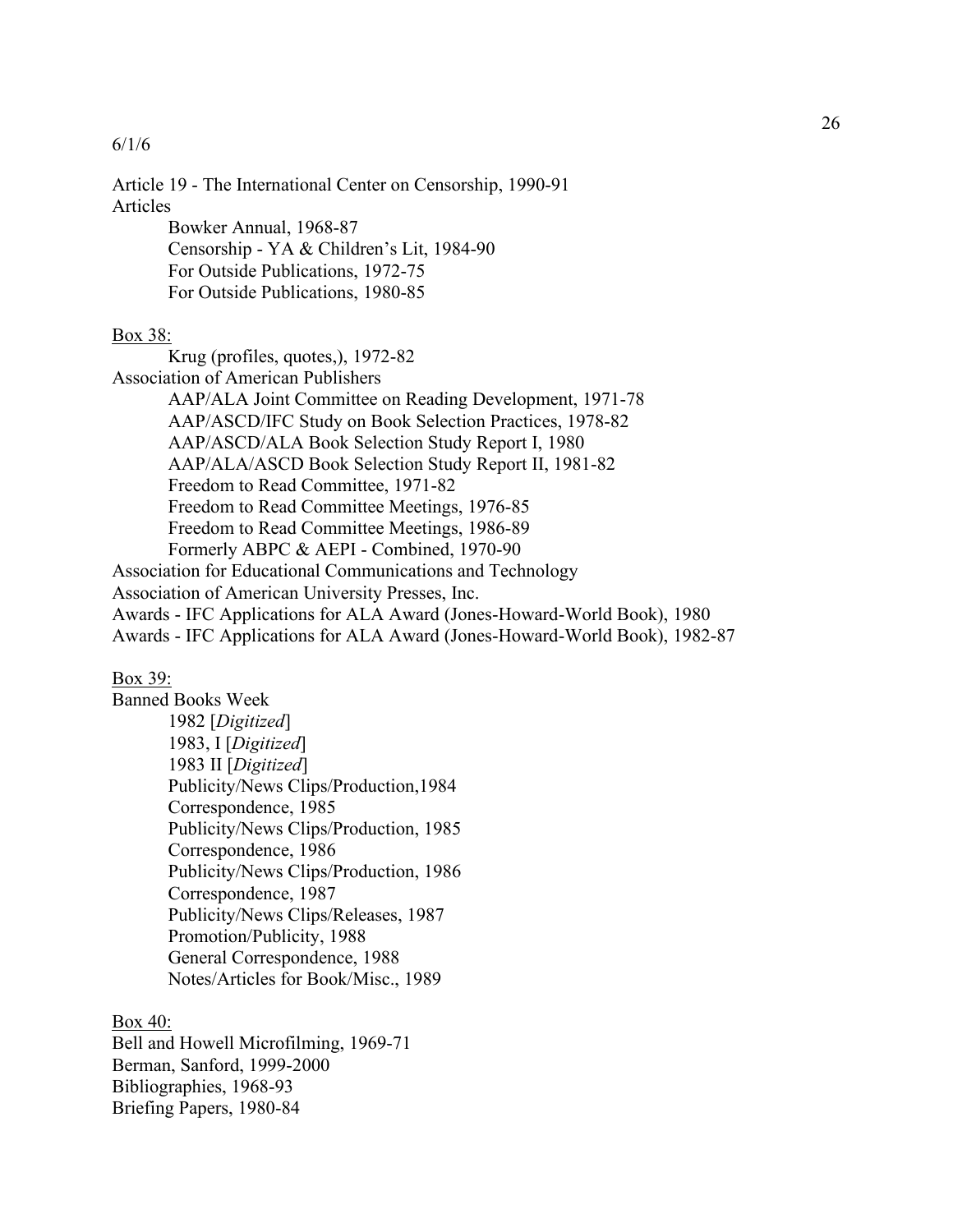6/1/6

Article 19 - The International Center on Censorship, 1990-91
Articles
    Bowker Annual, 1968-87
    Censorship - YA & Children's Lit, 1984-90
    For Outside Publications, 1972-75
    For Outside Publications, 1980-85

<u>Box 38:</u>
    Krug (profiles, quotes,), 1972-82
Association of American Publishers
    AAP/ALA Joint Committee on Reading Development, 1971-78
    AAP/ASCD/IFC Study on Book Selection Practices, 1978-82
    AAP/ASCD/ALA Book Selection Study Report I, 1980
    AAP/ALA/ASCD Book Selection Study Report II, 1981-82
    Freedom to Read Committee, 1971-82
    Freedom to Read Committee Meetings, 1976-85
    Freedom to Read Committee Meetings, 1986-89
    Formerly ABPC & AEPI - Combined, 1970-90
Association for Educational Communications and Technology
Association of American University Presses, Inc.
Awards - IFC Applications for ALA Award (Jones-Howard-World Book), 1980
Awards - IFC Applications for ALA Award (Jones-Howard-World Book), 1982-87

<u>Box 39:</u>
Banned Books Week
    1982 [*Digitized*]
    1983, I [*Digitized*]
    1983 II [*Digitized*]
    Publicity/News Clips/Production,1984
    Correspondence, 1985
    Publicity/News Clips/Production, 1985
    Correspondence, 1986
    Publicity/News Clips/Production, 1986
    Correspondence, 1987
    Publicity/News Clips/Releases, 1987
    Promotion/Publicity, 1988
    General Correspondence, 1988
    Notes/Articles for Book/Misc., 1989

<u>Box 40:</u>
Bell and Howell Microfilming, 1969-71
Berman, Sanford, 1999-2000
Bibliographies, 1968-93
Briefing Papers, 1980-84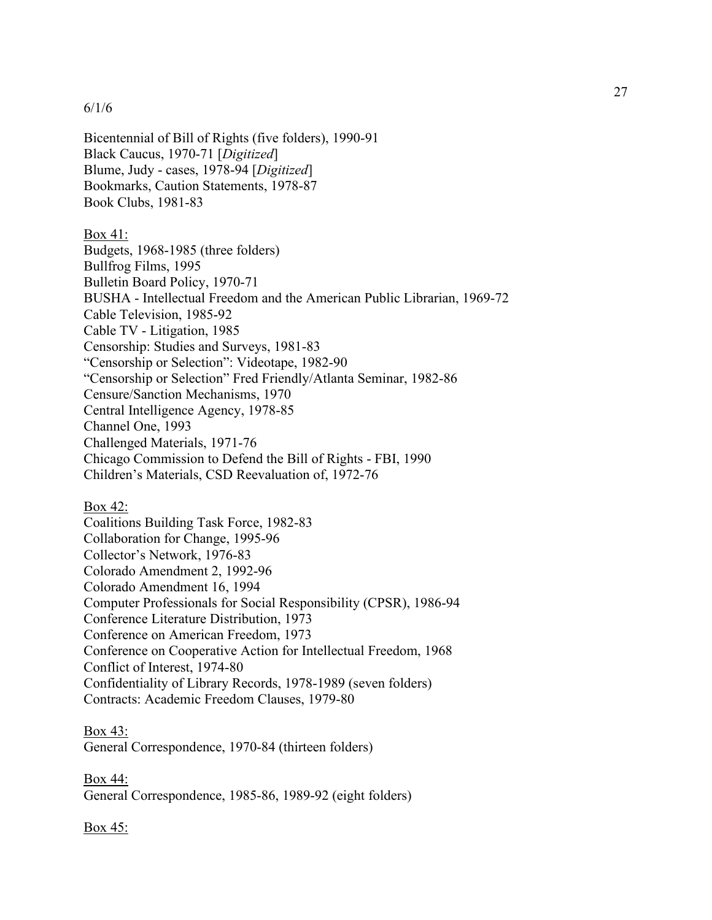6/1/6

Bicentennial of Bill of Rights (five folders), 1990-91
Black Caucus, 1970-71 [*Digitized*]
Blume, Judy - cases, 1978-94 [*Digitized*]
Bookmarks, Caution Statements, 1978-87
Book Clubs, 1981-83

Box 41:
Budgets, 1968-1985 (three folders)
Bullfrog Films, 1995
Bulletin Board Policy, 1970-71
BUSHA - Intellectual Freedom and the American Public Librarian, 1969-72
Cable Television, 1985-92
Cable TV - Litigation, 1985
Censorship: Studies and Surveys, 1981-83
"Censorship or Selection": Videotape, 1982-90
"Censorship or Selection" Fred Friendly/Atlanta Seminar, 1982-86
Censure/Sanction Mechanisms, 1970
Central Intelligence Agency, 1978-85
Channel One, 1993
Challenged Materials, 1971-76
Chicago Commission to Defend the Bill of Rights - FBI, 1990
Children's Materials, CSD Reevaluation of, 1972-76

Box 42:
Coalitions Building Task Force, 1982-83
Collaboration for Change, 1995-96
Collector's Network, 1976-83
Colorado Amendment 2, 1992-96
Colorado Amendment 16, 1994
Computer Professionals for Social Responsibility (CPSR), 1986-94
Conference Literature Distribution, 1973
Conference on American Freedom, 1973
Conference on Cooperative Action for Intellectual Freedom, 1968
Conflict of Interest, 1974-80
Confidentiality of Library Records, 1978-1989 (seven folders)
Contracts: Academic Freedom Clauses, 1979-80

Box 43:
General Correspondence, 1970-84 (thirteen folders)

Box 44:
General Correspondence, 1985-86, 1989-92 (eight folders)

Box 45: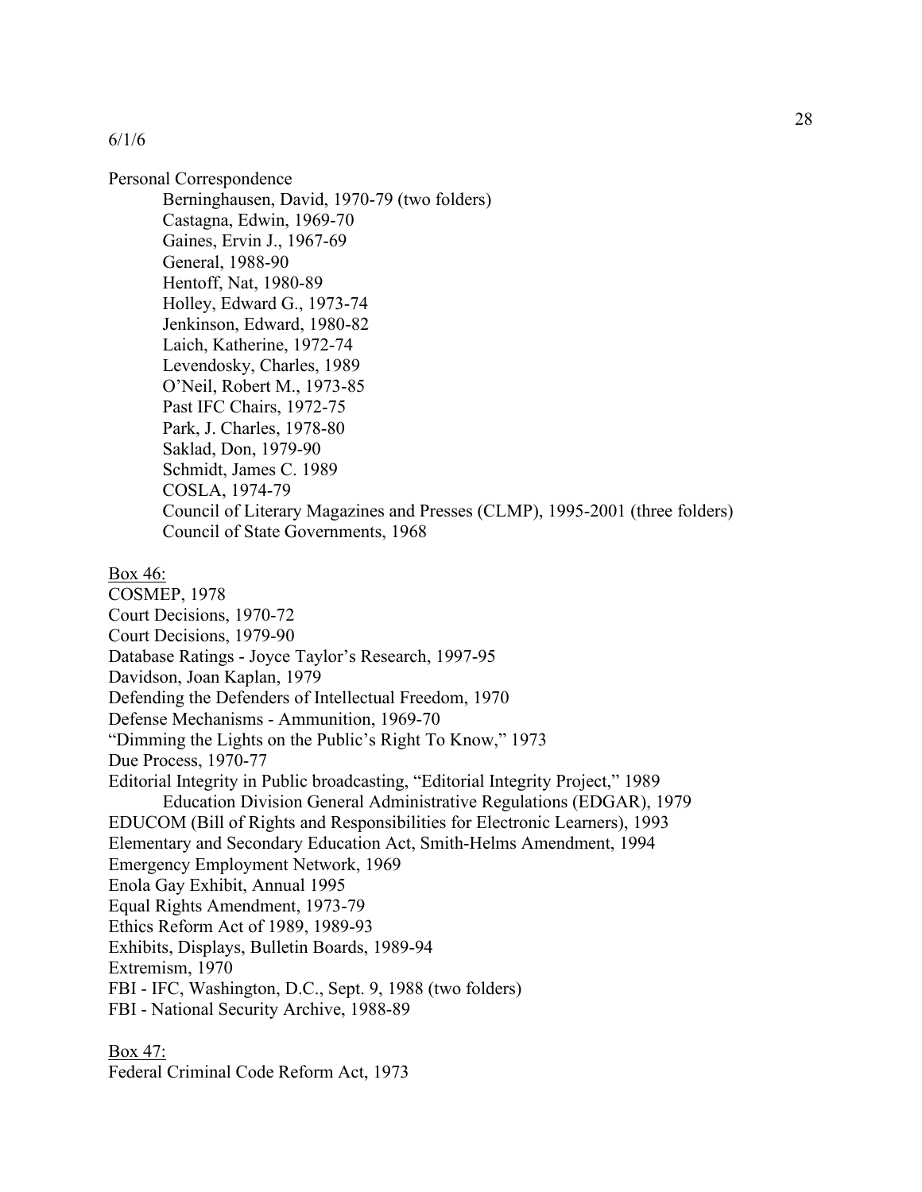6/1/6

Personal Correspondence

- Berninghausen, David, 1970-79 (two folders)
- Castagna, Edwin, 1969-70
- Gaines, Ervin J., 1967-69
- General, 1988-90
- Hentoff, Nat, 1980-89
- Holley, Edward G., 1973-74
- Jenkinson, Edward, 1980-82
- Laich, Katherine, 1972-74
- Levendosky, Charles, 1989
- O'Neil, Robert M., 1973-85
- Past IFC Chairs, 1972-75
- Park, J. Charles, 1978-80
- Saklad, Don, 1979-90
- Schmidt, James C. 1989
- COSLA, 1974-79
- Council of Literary Magazines and Presses (CLMP), 1995-2001 (three folders)
- Council of State Governments, 1968

Box 46:

COSMEP, 1978
Court Decisions, 1970-72
Court Decisions, 1979-90
Database Ratings - Joyce Taylor's Research, 1997-95
Davidson, Joan Kaplan, 1979
Defending the Defenders of Intellectual Freedom, 1970
Defense Mechanisms - Ammunition, 1969-70
"Dimming the Lights on the Public's Right To Know," 1973
Due Process, 1970-77
Editorial Integrity in Public broadcasting, "Editorial Integrity Project," 1989
    Education Division General Administrative Regulations (EDGAR), 1979
EDUCOM (Bill of Rights and Responsibilities for Electronic Learners), 1993
Elementary and Secondary Education Act, Smith-Helms Amendment, 1994
Emergency Employment Network, 1969
Enola Gay Exhibit, Annual 1995
Equal Rights Amendment, 1973-79
Ethics Reform Act of 1989, 1989-93
Exhibits, Displays, Bulletin Boards, 1989-94
Extremism, 1970
FBI - IFC, Washington, D.C., Sept. 9, 1988 (two folders)
FBI - National Security Archive, 1988-89

Box 47:

Federal Criminal Code Reform Act, 1973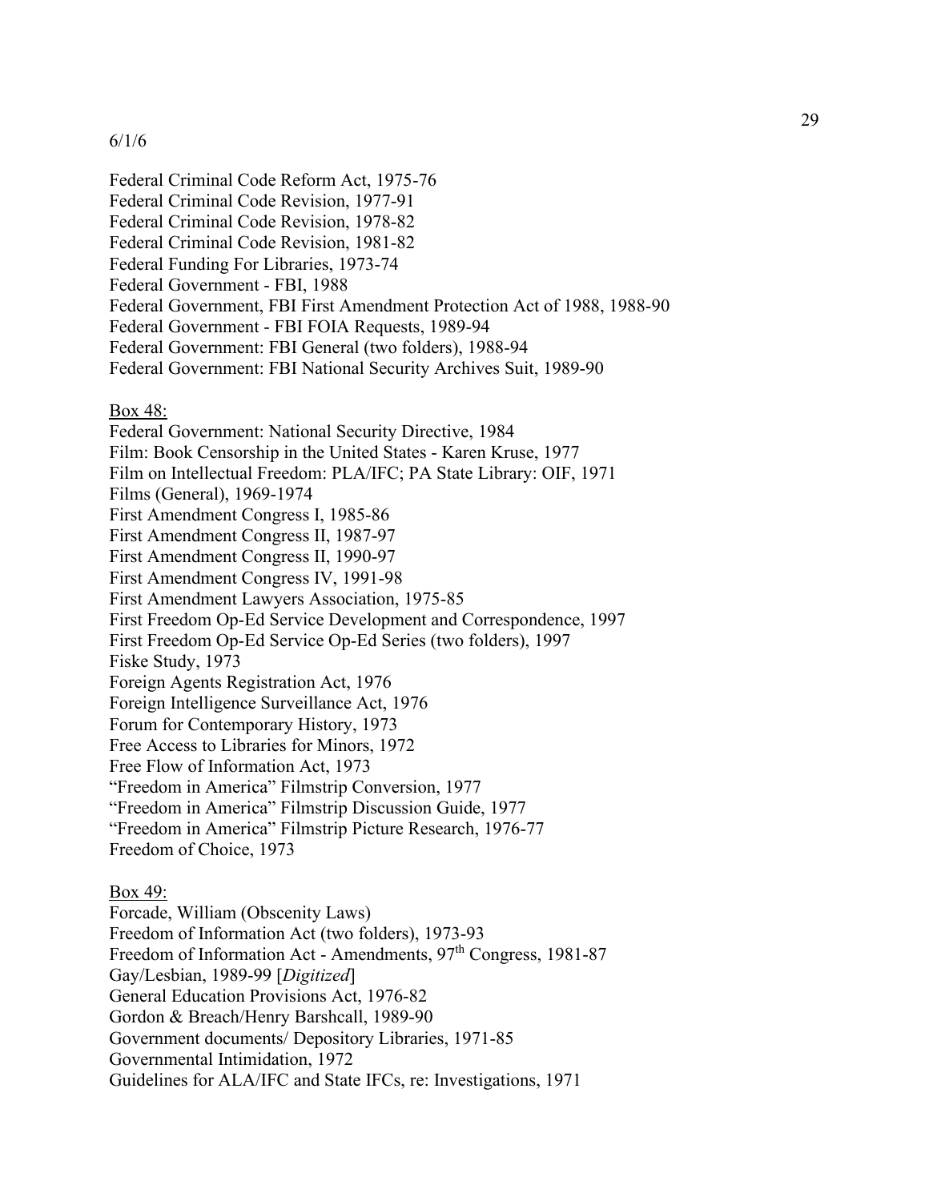6/1/6

Federal Criminal Code Reform Act, 1975-76
Federal Criminal Code Revision, 1977-91
Federal Criminal Code Revision, 1978-82
Federal Criminal Code Revision, 1981-82
Federal Funding For Libraries, 1973-74
Federal Government - FBI, 1988
Federal Government, FBI First Amendment Protection Act of 1988, 1988-90
Federal Government - FBI FOIA Requests, 1989-94
Federal Government: FBI General (two folders), 1988-94
Federal Government: FBI National Security Archives Suit, 1989-90

Box 48:
Federal Government: National Security Directive, 1984
Film: Book Censorship in the United States - Karen Kruse, 1977
Film on Intellectual Freedom: PLA/IFC; PA State Library: OIF, 1971
Films (General), 1969-1974
First Amendment Congress I, 1985-86
First Amendment Congress II, 1987-97
First Amendment Congress II, 1990-97
First Amendment Congress IV, 1991-98
First Amendment Lawyers Association, 1975-85
First Freedom Op-Ed Service Development and Correspondence, 1997
First Freedom Op-Ed Service Op-Ed Series (two folders), 1997
Fiske Study, 1973
Foreign Agents Registration Act, 1976
Foreign Intelligence Surveillance Act, 1976
Forum for Contemporary History, 1973
Free Access to Libraries for Minors, 1972
Free Flow of Information Act, 1973
"Freedom in America" Filmstrip Conversion, 1977
"Freedom in America" Filmstrip Discussion Guide, 1977
"Freedom in America" Filmstrip Picture Research, 1976-77
Freedom of Choice, 1973

Box 49:
Forcade, William (Obscenity Laws)
Freedom of Information Act (two folders), 1973-93
Freedom of Information Act - Amendments, 97th Congress, 1981-87
Gay/Lesbian, 1989-99 [*Digitized*]
General Education Provisions Act, 1976-82
Gordon & Breach/Henry Barshcall, 1989-90
Government documents/ Depository Libraries, 1971-85
Governmental Intimidation, 1972
Guidelines for ALA/IFC and State IFCs, re: Investigations, 1971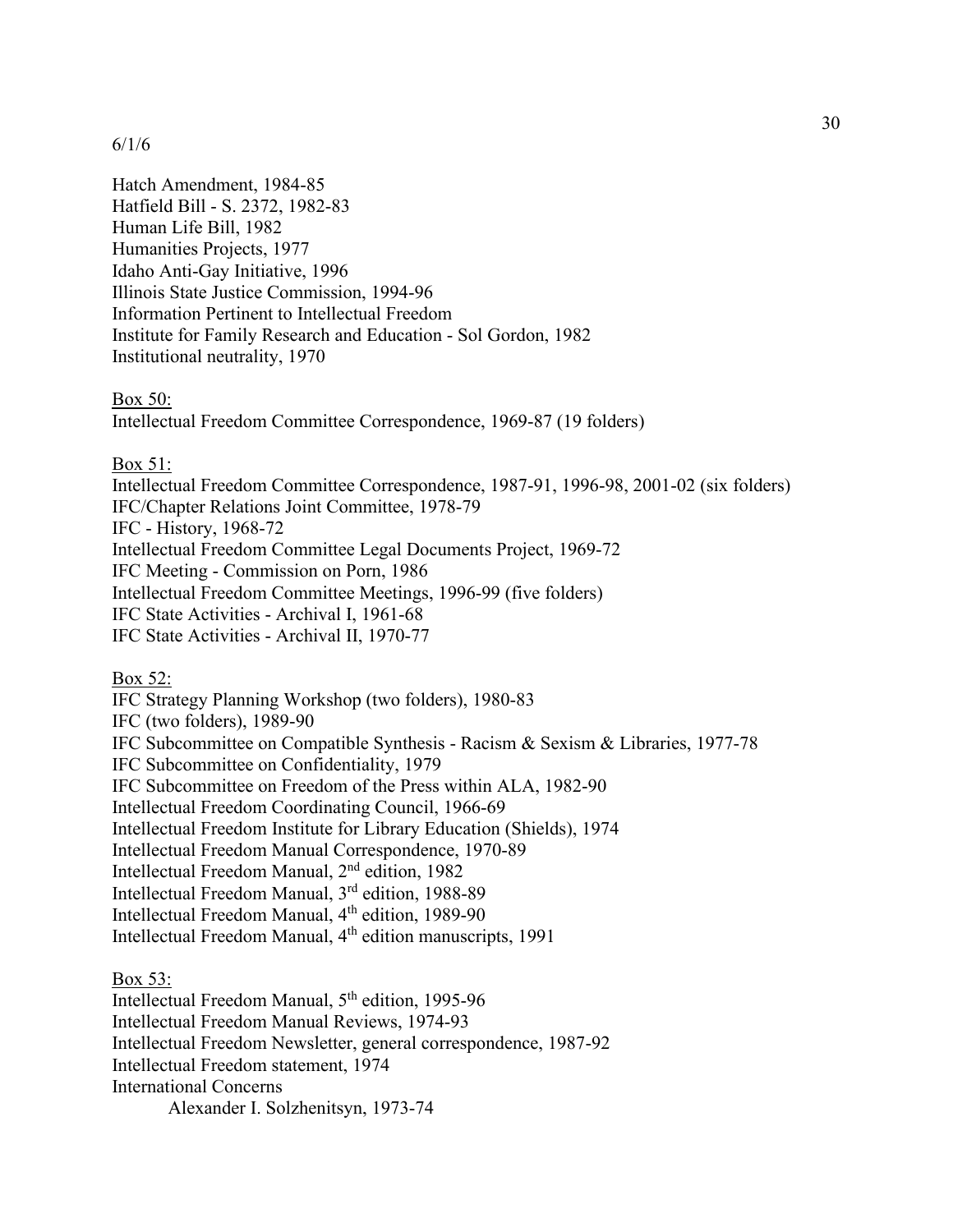6/1/6

Hatch Amendment, 1984-85
Hatfield Bill - S. 2372, 1982-83
Human Life Bill, 1982
Humanities Projects, 1977
Idaho Anti-Gay Initiative, 1996
Illinois State Justice Commission, 1994-96
Information Pertinent to Intellectual Freedom
Institute for Family Research and Education - Sol Gordon, 1982
Institutional neutrality, 1970

Box 50:
Intellectual Freedom Committee Correspondence, 1969-87 (19 folders)

Box 51:
Intellectual Freedom Committee Correspondence, 1987-91, 1996-98, 2001-02 (six folders)
IFC/Chapter Relations Joint Committee, 1978-79
IFC - History, 1968-72
Intellectual Freedom Committee Legal Documents Project, 1969-72
IFC Meeting - Commission on Porn, 1986
Intellectual Freedom Committee Meetings, 1996-99 (five folders)
IFC State Activities - Archival I, 1961-68
IFC State Activities - Archival II, 1970-77

Box 52:
IFC Strategy Planning Workshop (two folders), 1980-83
IFC (two folders), 1989-90
IFC Subcommittee on Compatible Synthesis - Racism & Sexism & Libraries, 1977-78
IFC Subcommittee on Confidentiality, 1979
IFC Subcommittee on Freedom of the Press within ALA, 1982-90
Intellectual Freedom Coordinating Council, 1966-69
Intellectual Freedom Institute for Library Education (Shields), 1974
Intellectual Freedom Manual Correspondence, 1970-89
Intellectual Freedom Manual, 2nd edition, 1982
Intellectual Freedom Manual, 3rd edition, 1988-89
Intellectual Freedom Manual, 4th edition, 1989-90
Intellectual Freedom Manual, 4th edition manuscripts, 1991

Box 53:
Intellectual Freedom Manual, 5th edition, 1995-96
Intellectual Freedom Manual Reviews, 1974-93
Intellectual Freedom Newsletter, general correspondence, 1987-92
Intellectual Freedom statement, 1974
International Concerns
    Alexander I. Solzhenitsyn, 1973-74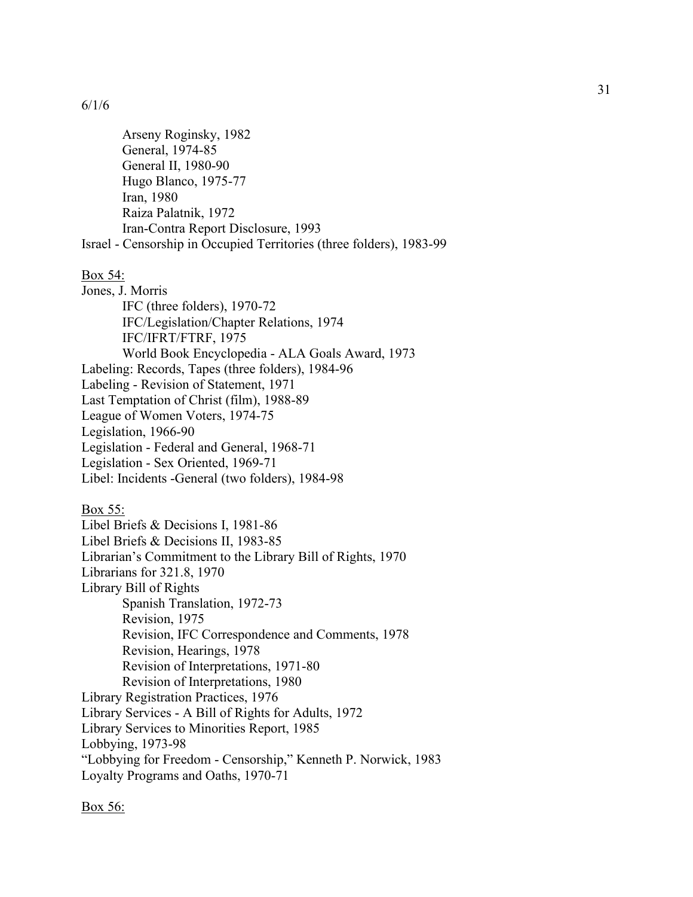6/1/6

  Arseny Roginsky, 1982
  General, 1974-85
  General II, 1980-90
  Hugo Blanco, 1975-77
  Iran, 1980
  Raiza Palatnik, 1972
  Iran-Contra Report Disclosure, 1993

Israel - Censorship in Occupied Territories (three folders), 1983-99

<u>Box 54:</u>

Jones, J. Morris
  IFC (three folders), 1970-72
  IFC/Legislation/Chapter Relations, 1974
  IFC/IFRT/FTRF, 1975
  World Book Encyclopedia - ALA Goals Award, 1973

Labeling: Records, Tapes (three folders), 1984-96
Labeling - Revision of Statement, 1971
Last Temptation of Christ (film), 1988-89
League of Women Voters, 1974-75
Legislation, 1966-90
Legislation - Federal and General, 1968-71
Legislation - Sex Oriented, 1969-71
Libel: Incidents -General (two folders), 1984-98

<u>Box 55:</u>

Libel Briefs & Decisions I, 1981-86
Libel Briefs & Decisions II, 1983-85
Librarian's Commitment to the Library Bill of Rights, 1970
Librarians for 321.8, 1970
Library Bill of Rights
  Spanish Translation, 1972-73
  Revision, 1975
  Revision, IFC Correspondence and Comments, 1978
  Revision, Hearings, 1978
  Revision of Interpretations, 1971-80
  Revision of Interpretations, 1980

Library Registration Practices, 1976
Library Services - A Bill of Rights for Adults, 1972
Library Services to Minorities Report, 1985
Lobbying, 1973-98
"Lobbying for Freedom - Censorship," Kenneth P. Norwick, 1983
Loyalty Programs and Oaths, 1970-71

<u>Box 56:</u>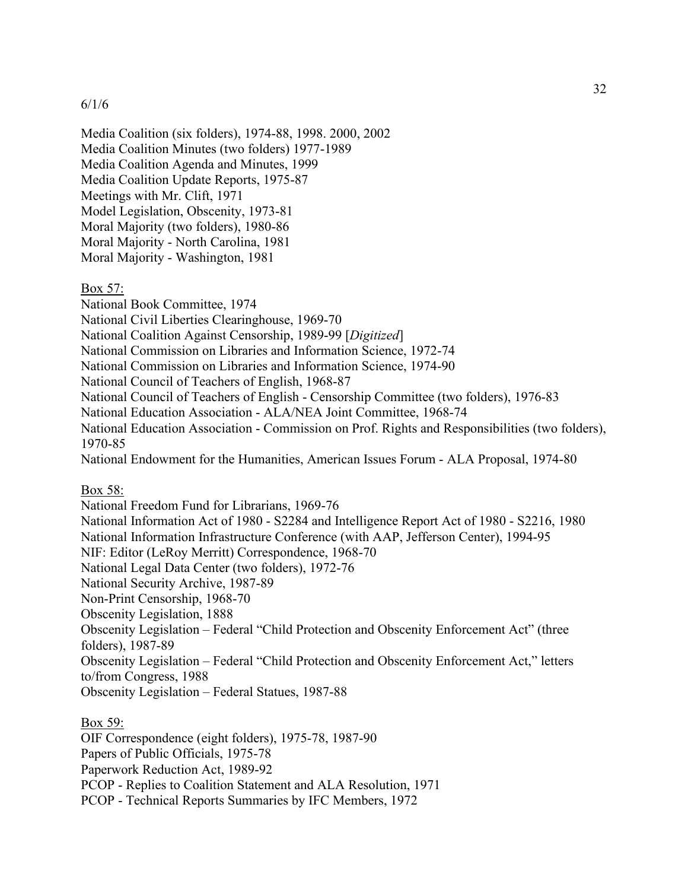6/1/6

Media Coalition (six folders), 1974-88, 1998. 2000, 2002
Media Coalition Minutes (two folders) 1977-1989
Media Coalition Agenda and Minutes, 1999
Media Coalition Update Reports, 1975-87
Meetings with Mr. Clift, 1971
Model Legislation, Obscenity, 1973-81
Moral Majority (two folders), 1980-86
Moral Majority - North Carolina, 1981
Moral Majority - Washington, 1981

<u>Box 57:</u>
National Book Committee, 1974
National Civil Liberties Clearinghouse, 1969-70
National Coalition Against Censorship, 1989-99 [*Digitized*]
National Commission on Libraries and Information Science, 1972-74
National Commission on Libraries and Information Science, 1974-90
National Council of Teachers of English, 1968-87
National Council of Teachers of English - Censorship Committee (two folders), 1976-83
National Education Association - ALA/NEA Joint Committee, 1968-74
National Education Association - Commission on Prof. Rights and Responsibilities (two folders), 1970-85
National Endowment for the Humanities, American Issues Forum - ALA Proposal, 1974-80

<u>Box 58:</u>
National Freedom Fund for Librarians, 1969-76
National Information Act of 1980 - S2284 and Intelligence Report Act of 1980 - S2216, 1980
National Information Infrastructure Conference (with AAP, Jefferson Center), 1994-95
NIF: Editor (LeRoy Merritt) Correspondence, 1968-70
National Legal Data Center (two folders), 1972-76
National Security Archive, 1987-89
Non-Print Censorship, 1968-70
Obscenity Legislation, 1888
Obscenity Legislation – Federal "Child Protection and Obscenity Enforcement Act" (three folders), 1987-89
Obscenity Legislation – Federal "Child Protection and Obscenity Enforcement Act," letters to/from Congress, 1988
Obscenity Legislation – Federal Statues, 1987-88

<u>Box 59:</u>
OIF Correspondence (eight folders), 1975-78, 1987-90
Papers of Public Officials, 1975-78
Paperwork Reduction Act, 1989-92
PCOP - Replies to Coalition Statement and ALA Resolution, 1971
PCOP - Technical Reports Summaries by IFC Members, 1972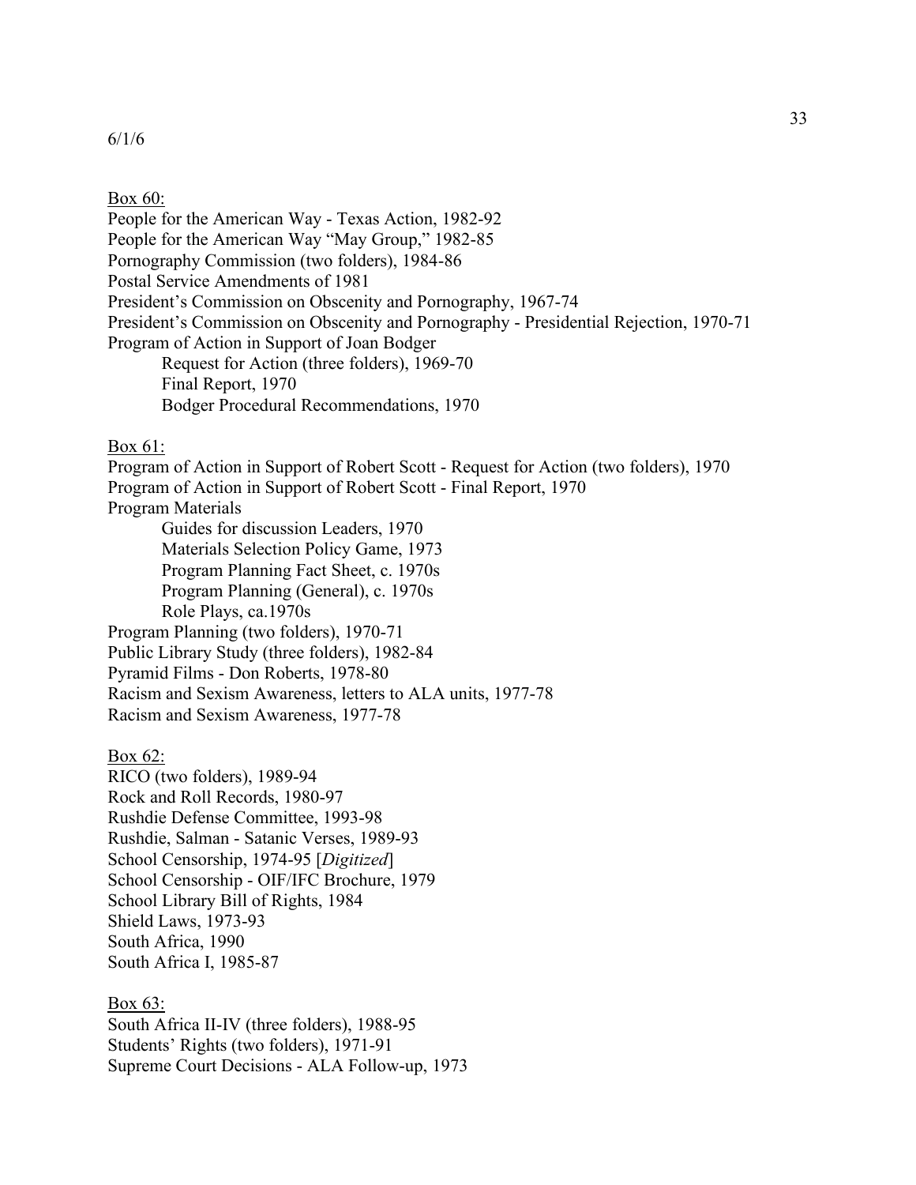6/1/6

<u>Box 60:</u>

People for the American Way - Texas Action, 1982-92
People for the American Way "May Group," 1982-85
Pornography Commission (two folders), 1984-86
Postal Service Amendments of 1981
President's Commission on Obscenity and Pornography, 1967-74
President's Commission on Obscenity and Pornography - Presidential Rejection, 1970-71
Program of Action in Support of Joan Bodger
- Request for Action (three folders), 1969-70
- Final Report, 1970
- Bodger Procedural Recommendations, 1970

<u>Box 61:</u>

Program of Action in Support of Robert Scott - Request for Action (two folders), 1970
Program of Action in Support of Robert Scott - Final Report, 1970
Program Materials
- Guides for discussion Leaders, 1970
- Materials Selection Policy Game, 1973
- Program Planning Fact Sheet, c. 1970s
- Program Planning (General), c. 1970s
- Role Plays, ca.1970s

Program Planning (two folders), 1970-71
Public Library Study (three folders), 1982-84
Pyramid Films - Don Roberts, 1978-80
Racism and Sexism Awareness, letters to ALA units, 1977-78
Racism and Sexism Awareness, 1977-78

<u>Box 62:</u>

RICO (two folders), 1989-94
Rock and Roll Records, 1980-97
Rushdie Defense Committee, 1993-98
Rushdie, Salman - Satanic Verses, 1989-93
School Censorship, 1974-95 [*Digitized*]
School Censorship - OIF/IFC Brochure, 1979
School Library Bill of Rights, 1984
Shield Laws, 1973-93
South Africa, 1990
South Africa I, 1985-87

<u>Box 63:</u>

South Africa II-IV (three folders), 1988-95
Students' Rights (two folders), 1971-91
Supreme Court Decisions - ALA Follow-up, 1973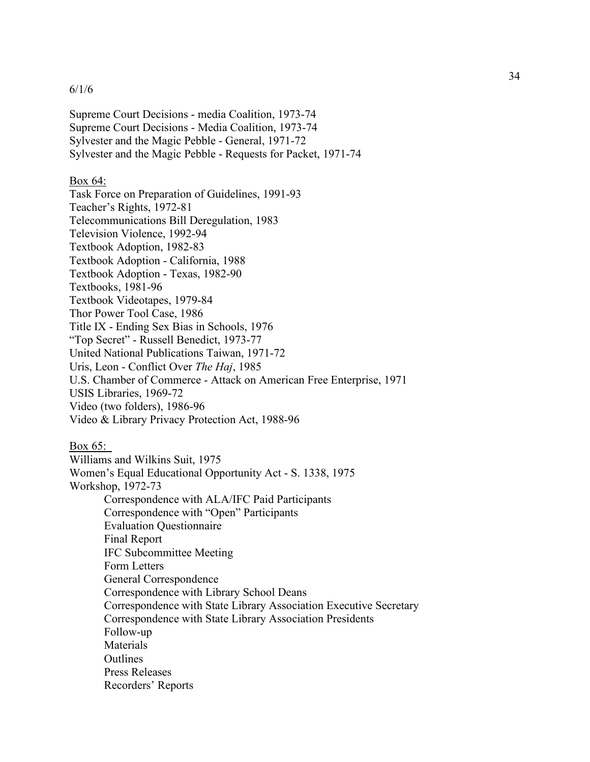6/1/6

Supreme Court Decisions - media Coalition, 1973-74
Supreme Court Decisions - Media Coalition, 1973-74
Sylvester and the Magic Pebble - General, 1971-72
Sylvester and the Magic Pebble - Requests for Packet, 1971-74

Box 64:
Task Force on Preparation of Guidelines, 1991-93
Teacher's Rights, 1972-81
Telecommunications Bill Deregulation, 1983
Television Violence, 1992-94
Textbook Adoption, 1982-83
Textbook Adoption - California, 1988
Textbook Adoption - Texas, 1982-90
Textbooks, 1981-96
Textbook Videotapes, 1979-84
Thor Power Tool Case, 1986
Title IX - Ending Sex Bias in Schools, 1976
"Top Secret" - Russell Benedict, 1973-77
United National Publications Taiwan, 1971-72
Uris, Leon - Conflict Over *The Haj*, 1985
U.S. Chamber of Commerce - Attack on American Free Enterprise, 1971
USIS Libraries, 1969-72
Video (two folders), 1986-96
Video & Library Privacy Protection Act, 1988-96

Box 65:
Williams and Wilkins Suit, 1975
Women's Equal Educational Opportunity Act - S. 1338, 1975
Workshop, 1972-73
- Correspondence with ALA/IFC Paid Participants
- Correspondence with "Open" Participants
- Evaluation Questionnaire
- Final Report
- IFC Subcommittee Meeting
- Form Letters
- General Correspondence
- Correspondence with Library School Deans
- Correspondence with State Library Association Executive Secretary
- Correspondence with State Library Association Presidents
- Follow-up
- Materials
- Outlines
- Press Releases
- Recorders' Reports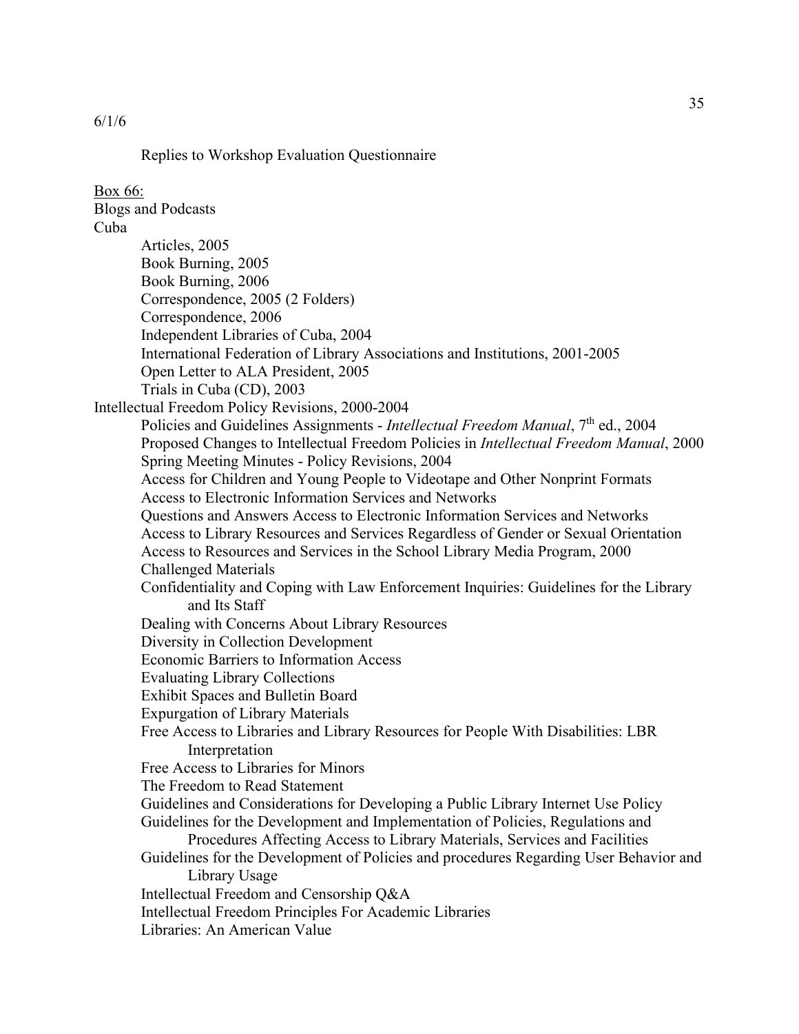6/1/6

Replies to Workshop Evaluation Questionnaire

<u>Box 66:</u>

Blogs and Podcasts

Cuba

- Articles, 2005
- Book Burning, 2005
- Book Burning, 2006
- Correspondence, 2005 (2 Folders)
- Correspondence, 2006
- Independent Libraries of Cuba, 2004
- International Federation of Library Associations and Institutions, 2001-2005
- Open Letter to ALA President, 2005
- Trials in Cuba (CD), 2003

Intellectual Freedom Policy Revisions, 2000-2004

- Policies and Guidelines Assignments - *Intellectual Freedom Manual*, 7th ed., 2004
- Proposed Changes to Intellectual Freedom Policies in *Intellectual Freedom Manual*, 2000
- Spring Meeting Minutes - Policy Revisions, 2004
- Access for Children and Young People to Videotape and Other Nonprint Formats
- Access to Electronic Information Services and Networks
- Questions and Answers Access to Electronic Information Services and Networks
- Access to Library Resources and Services Regardless of Gender or Sexual Orientation
- Access to Resources and Services in the School Library Media Program, 2000
- Challenged Materials
- Confidentiality and Coping with Law Enforcement Inquiries: Guidelines for the Library and Its Staff
- Dealing with Concerns About Library Resources
- Diversity in Collection Development
- Economic Barriers to Information Access
- Evaluating Library Collections
- Exhibit Spaces and Bulletin Board
- Expurgation of Library Materials
- Free Access to Libraries and Library Resources for People With Disabilities: LBR Interpretation
- Free Access to Libraries for Minors
- The Freedom to Read Statement
- Guidelines and Considerations for Developing a Public Library Internet Use Policy
- Guidelines for the Development and Implementation of Policies, Regulations and Procedures Affecting Access to Library Materials, Services and Facilities
- Guidelines for the Development of Policies and procedures Regarding User Behavior and Library Usage
- Intellectual Freedom and Censorship Q&A
- Intellectual Freedom Principles For Academic Libraries
- Libraries: An American Value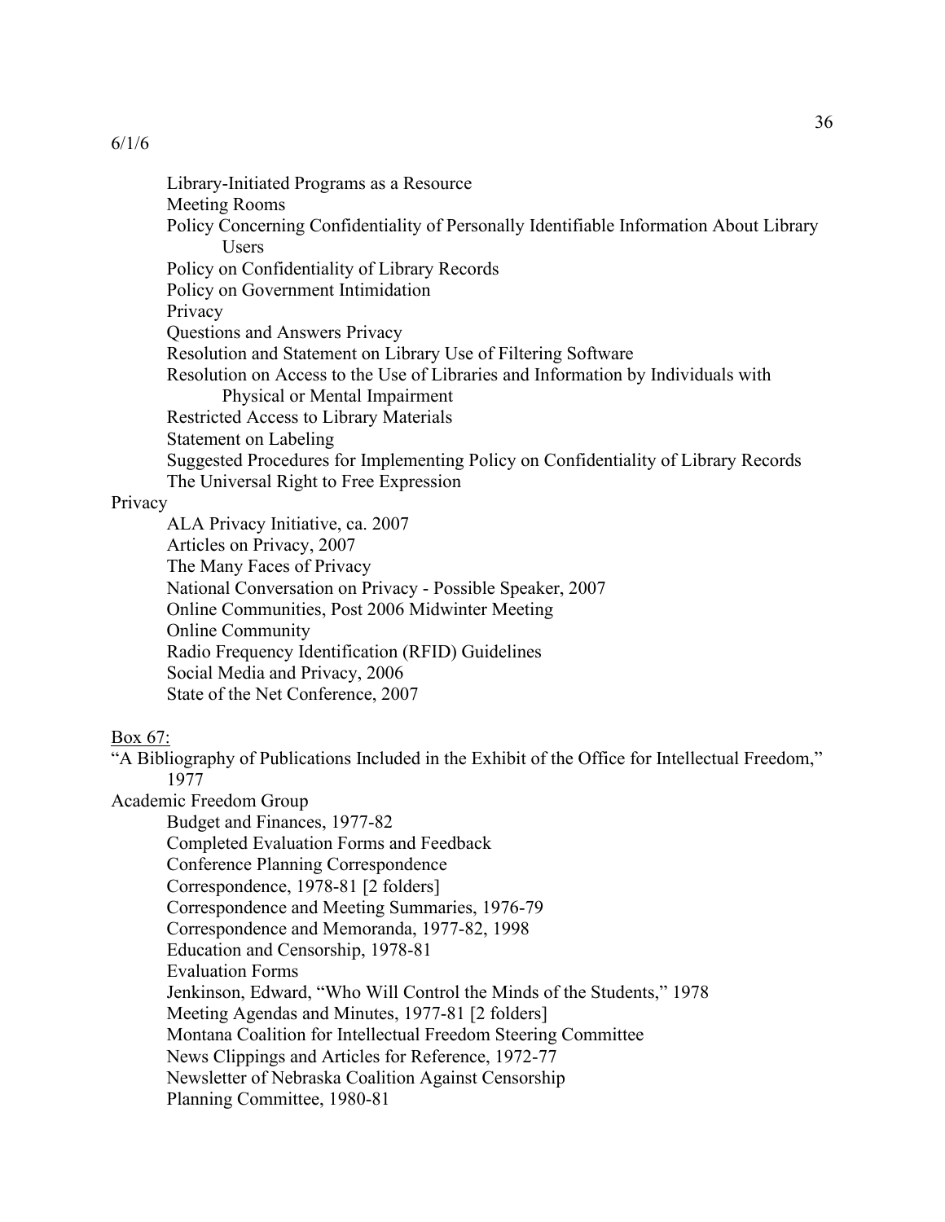6/1/6

- Library-Initiated Programs as a Resource
- Meeting Rooms
- Policy Concerning Confidentiality of Personally Identifiable Information About Library Users
- Policy on Confidentiality of Library Records
- Policy on Government Intimidation
- Privacy
- Questions and Answers Privacy
- Resolution and Statement on Library Use of Filtering Software
- Resolution on Access to the Use of Libraries and Information by Individuals with Physical or Mental Impairment
- Restricted Access to Library Materials
- Statement on Labeling
- Suggested Procedures for Implementing Policy on Confidentiality of Library Records
- The Universal Right to Free Expression

Privacy

- ALA Privacy Initiative, ca. 2007
- Articles on Privacy, 2007
- The Many Faces of Privacy
- National Conversation on Privacy - Possible Speaker, 2007
- Online Communities, Post 2006 Midwinter Meeting
- Online Community
- Radio Frequency Identification (RFID) Guidelines
- Social Media and Privacy, 2006
- State of the Net Conference, 2007

<u>Box 67:</u>

"A Bibliography of Publications Included in the Exhibit of the Office for Intellectual Freedom," 1977

Academic Freedom Group

- Budget and Finances, 1977-82
- Completed Evaluation Forms and Feedback
- Conference Planning Correspondence
- Correspondence, 1978-81 [2 folders]
- Correspondence and Meeting Summaries, 1976-79
- Correspondence and Memoranda, 1977-82, 1998
- Education and Censorship, 1978-81
- Evaluation Forms
- Jenkinson, Edward, "Who Will Control the Minds of the Students," 1978
- Meeting Agendas and Minutes, 1977-81 [2 folders]
- Montana Coalition for Intellectual Freedom Steering Committee
- News Clippings and Articles for Reference, 1972-77
- Newsletter of Nebraska Coalition Against Censorship
- Planning Committee, 1980-81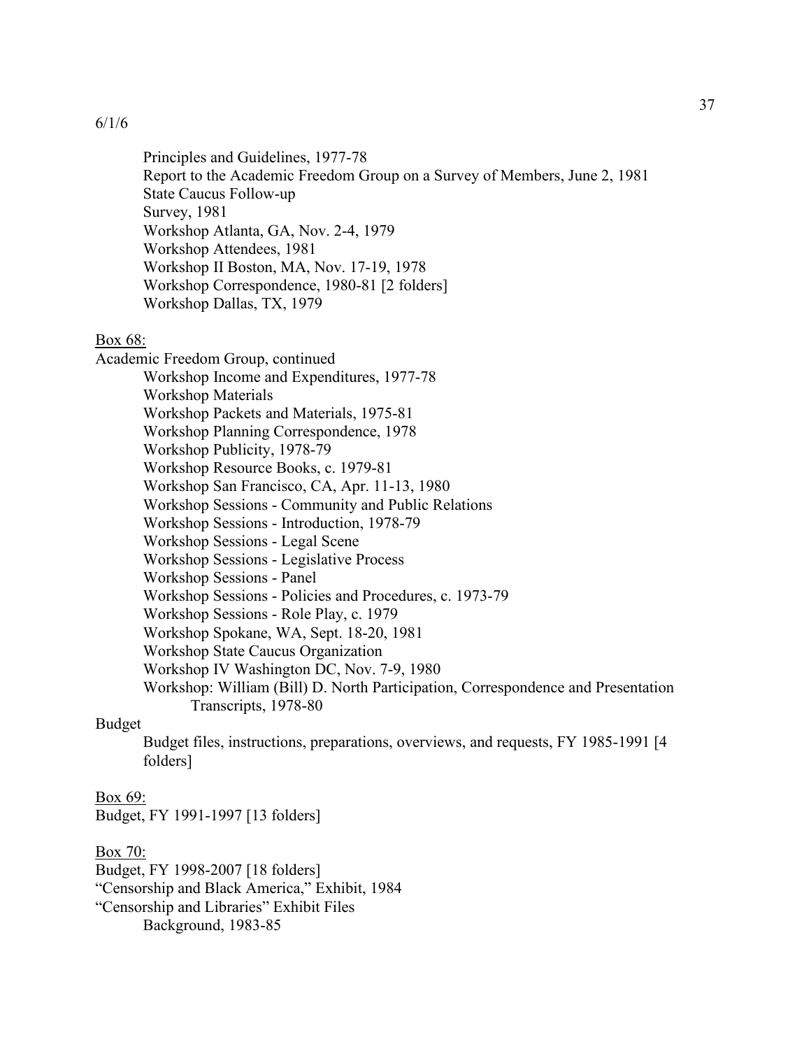6/1/6

Principles and Guidelines, 1977-78
Report to the Academic Freedom Group on a Survey of Members, June 2, 1981
State Caucus Follow-up
Survey, 1981
Workshop Atlanta, GA, Nov. 2-4, 1979
Workshop Attendees, 1981
Workshop II Boston, MA, Nov. 17-19, 1978
Workshop Correspondence, 1980-81 [2 folders]
Workshop Dallas, TX, 1979

<u>Box 68:</u>

Academic Freedom Group, continued

Workshop Income and Expenditures, 1977-78
Workshop Materials
Workshop Packets and Materials, 1975-81
Workshop Planning Correspondence, 1978
Workshop Publicity, 1978-79
Workshop Resource Books, c. 1979-81
Workshop San Francisco, CA, Apr. 11-13, 1980
Workshop Sessions - Community and Public Relations
Workshop Sessions - Introduction, 1978-79
Workshop Sessions - Legal Scene
Workshop Sessions - Legislative Process
Workshop Sessions - Panel
Workshop Sessions - Policies and Procedures, c. 1973-79
Workshop Sessions - Role Play, c. 1979
Workshop Spokane, WA, Sept. 18-20, 1981
Workshop State Caucus Organization
Workshop IV Washington DC, Nov. 7-9, 1980
Workshop: William (Bill) D. North Participation, Correspondence and Presentation Transcripts, 1978-80

Budget

Budget files, instructions, preparations, overviews, and requests, FY 1985-1991 [4 folders]

<u>Box 69:</u>

Budget, FY 1991-1997 [13 folders]

<u>Box 70:</u>

Budget, FY 1998-2007 [18 folders]
"Censorship and Black America," Exhibit, 1984
"Censorship and Libraries" Exhibit Files

Background, 1983-85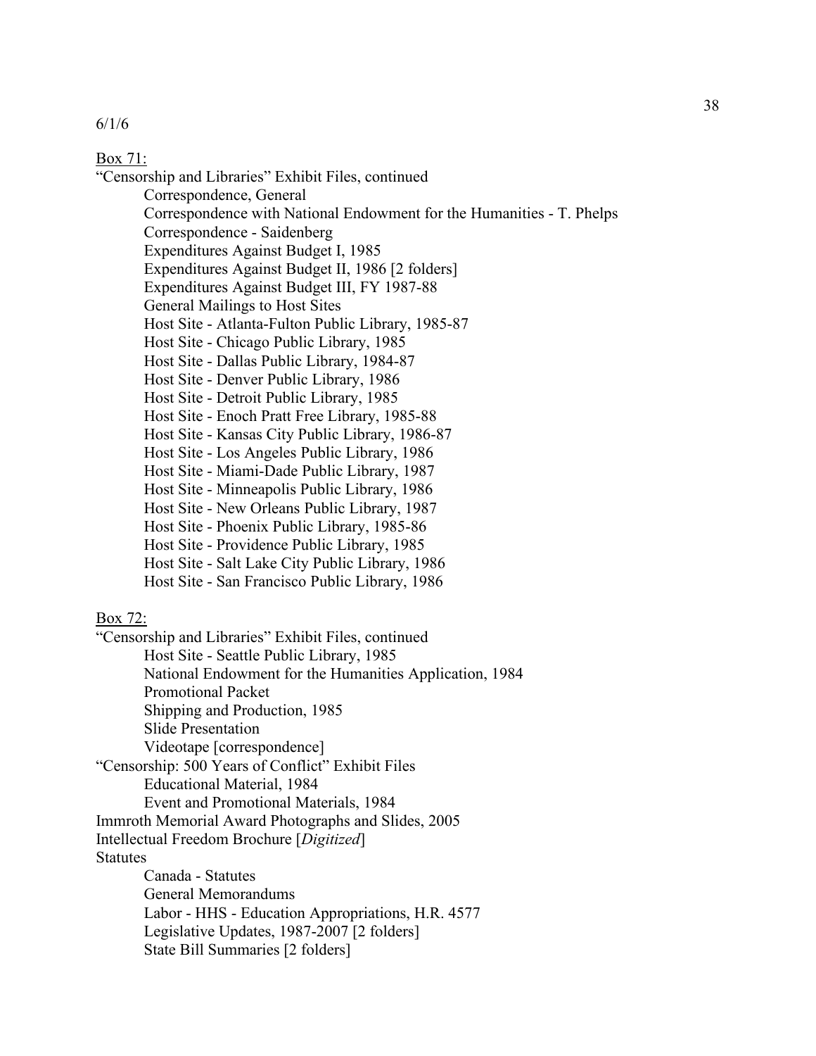6/1/6

Box 71:

"Censorship and Libraries" Exhibit Files, continued

- Correspondence, General
- Correspondence with National Endowment for the Humanities - T. Phelps
- Correspondence - Saidenberg
- Expenditures Against Budget I, 1985
- Expenditures Against Budget II, 1986 [2 folders]
- Expenditures Against Budget III, FY 1987-88
- General Mailings to Host Sites
- Host Site - Atlanta-Fulton Public Library, 1985-87
- Host Site - Chicago Public Library, 1985
- Host Site - Dallas Public Library, 1984-87
- Host Site - Denver Public Library, 1986
- Host Site - Detroit Public Library, 1985
- Host Site - Enoch Pratt Free Library, 1985-88
- Host Site - Kansas City Public Library, 1986-87
- Host Site - Los Angeles Public Library, 1986
- Host Site - Miami-Dade Public Library, 1987
- Host Site - Minneapolis Public Library, 1986
- Host Site - New Orleans Public Library, 1987
- Host Site - Phoenix Public Library, 1985-86
- Host Site - Providence Public Library, 1985
- Host Site - Salt Lake City Public Library, 1986
- Host Site - San Francisco Public Library, 1986

Box 72:

"Censorship and Libraries" Exhibit Files, continued

- Host Site - Seattle Public Library, 1985
- National Endowment for the Humanities Application, 1984
- Promotional Packet
- Shipping and Production, 1985
- Slide Presentation
- Videotape [correspondence]

"Censorship: 500 Years of Conflict" Exhibit Files

- Educational Material, 1984
- Event and Promotional Materials, 1984

Immroth Memorial Award Photographs and Slides, 2005

Intellectual Freedom Brochure [*Digitized*]

Statutes

- Canada - Statutes
- General Memorandums
- Labor - HHS - Education Appropriations, H.R. 4577
- Legislative Updates, 1987-2007 [2 folders]
- State Bill Summaries [2 folders]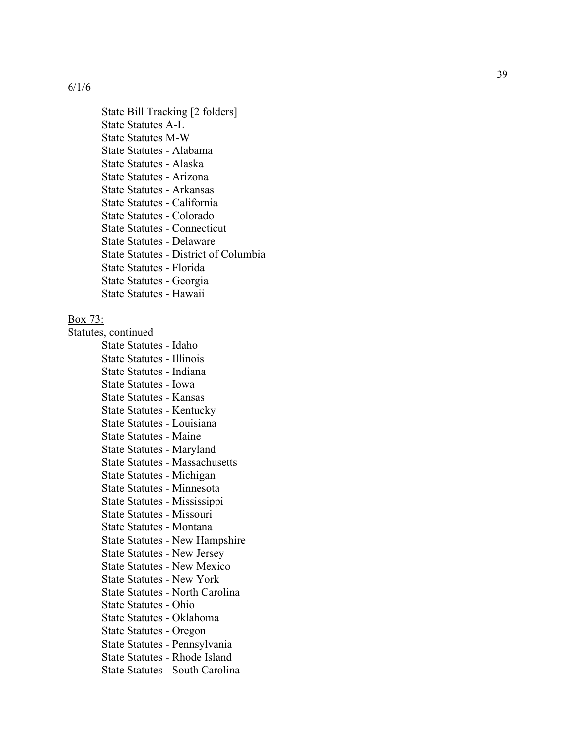6/1/6

State Bill Tracking [2 folders]
State Statutes A-L
State Statutes M-W
State Statutes - Alabama
State Statutes - Alaska
State Statutes - Arizona
State Statutes - Arkansas
State Statutes - California
State Statutes - Colorado
State Statutes - Connecticut
State Statutes - Delaware
State Statutes - District of Columbia
State Statutes - Florida
State Statutes - Georgia
State Statutes - Hawaii

Box 73:

Statutes, continued

State Statutes - Idaho
State Statutes - Illinois
State Statutes - Indiana
State Statutes - Iowa
State Statutes - Kansas
State Statutes - Kentucky
State Statutes - Louisiana
State Statutes - Maine
State Statutes - Maryland
State Statutes - Massachusetts
State Statutes - Michigan
State Statutes - Minnesota
State Statutes - Mississippi
State Statutes - Missouri
State Statutes - Montana
State Statutes - New Hampshire
State Statutes - New Jersey
State Statutes - New Mexico
State Statutes - New York
State Statutes - North Carolina
State Statutes - Ohio
State Statutes - Oklahoma
State Statutes - Oregon
State Statutes - Pennsylvania
State Statutes - Rhode Island
State Statutes - South Carolina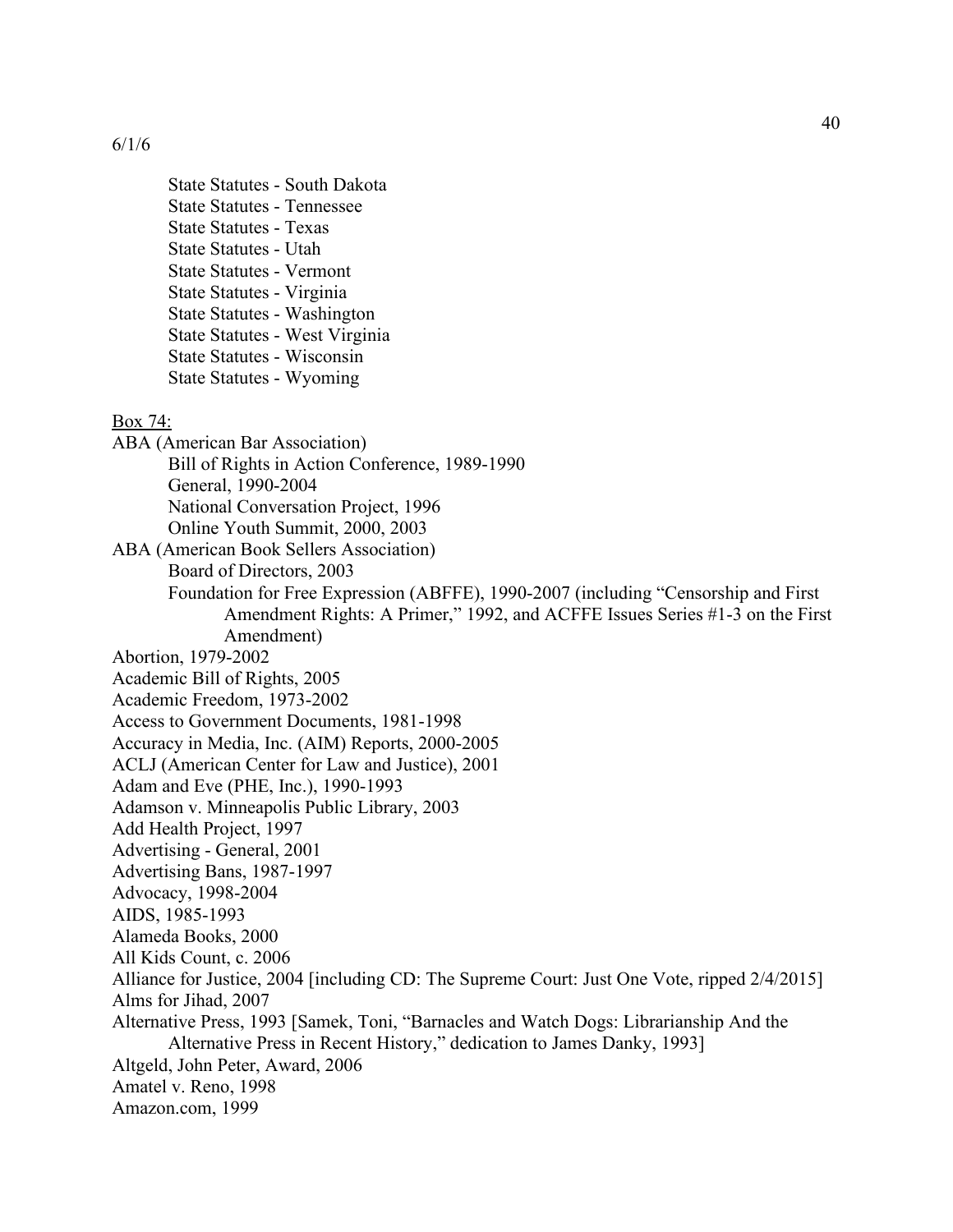6/1/6

State Statutes - South Dakota
State Statutes - Tennessee
State Statutes - Texas
State Statutes - Utah
State Statutes - Vermont
State Statutes - Virginia
State Statutes - Washington
State Statutes - West Virginia
State Statutes - Wisconsin
State Statutes - Wyoming

<u>Box 74:</u>

ABA (American Bar Association)
- Bill of Rights in Action Conference, 1989-1990
- General, 1990-2004
- National Conversation Project, 1996
- Online Youth Summit, 2000, 2003

ABA (American Book Sellers Association)
- Board of Directors, 2003
- Foundation for Free Expression (ABFFE), 1990-2007 (including "Censorship and First Amendment Rights: A Primer," 1992, and ACFFE Issues Series #1-3 on the First Amendment)

Abortion, 1979-2002
Academic Bill of Rights, 2005
Academic Freedom, 1973-2002
Access to Government Documents, 1981-1998
Accuracy in Media, Inc. (AIM) Reports, 2000-2005
ACLJ (American Center for Law and Justice), 2001
Adam and Eve (PHE, Inc.), 1990-1993
Adamson v. Minneapolis Public Library, 2003
Add Health Project, 1997
Advertising - General, 2001
Advertising Bans, 1987-1997
Advocacy, 1998-2004
AIDS, 1985-1993
Alameda Books, 2000
All Kids Count, c. 2006
Alliance for Justice, 2004 [including CD: The Supreme Court: Just One Vote, ripped 2/4/2015]
Alms for Jihad, 2007
Alternative Press, 1993 [Samek, Toni, "Barnacles and Watch Dogs: Librarianship And the Alternative Press in Recent History," dedication to James Danky, 1993]
Altgeld, John Peter, Award, 2006
Amatel v. Reno, 1998
Amazon.com, 1999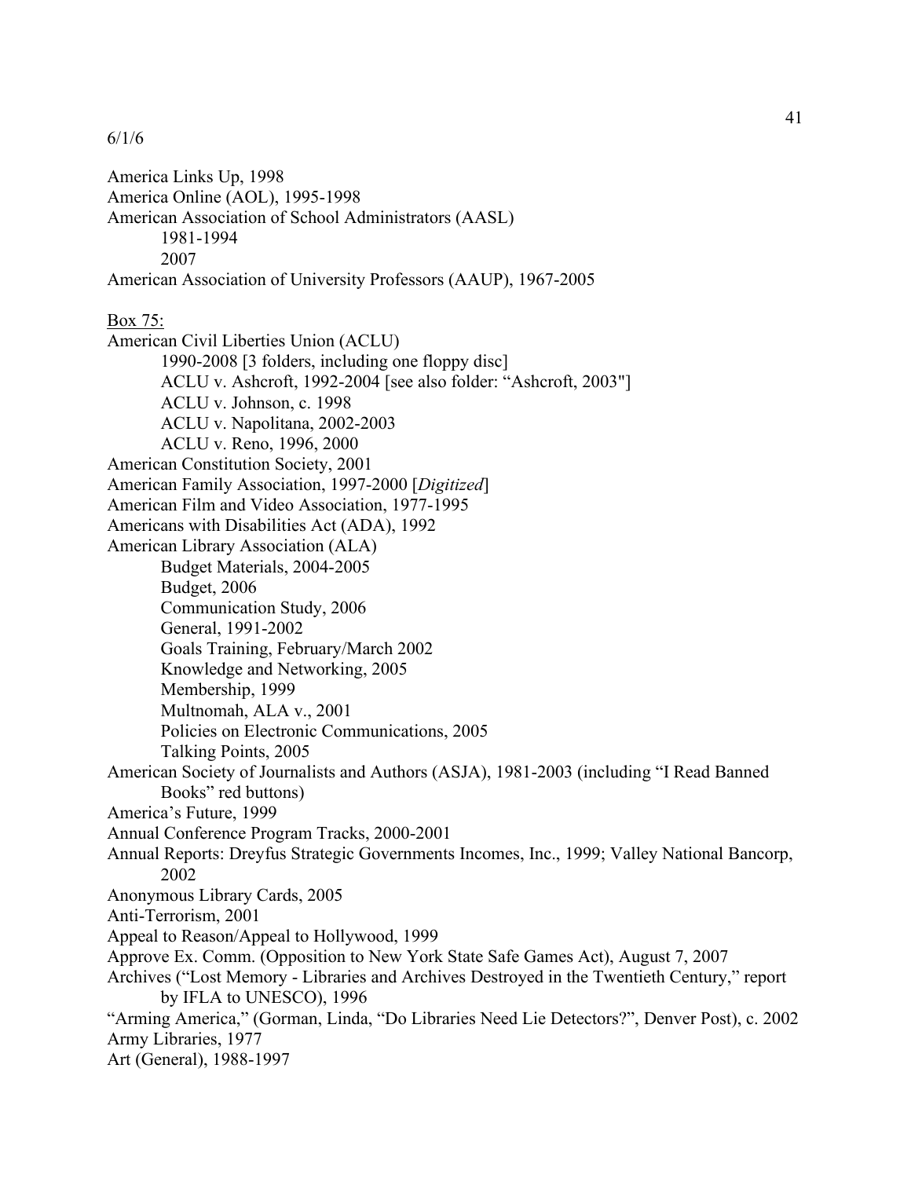6/1/6

America Links Up, 1998
America Online (AOL), 1995-1998
American Association of School Administrators (AASL)
    1981-1994
    2007
American Association of University Professors (AAUP), 1967-2005

<u>Box 75:</u>
American Civil Liberties Union (ACLU)
    1990-2008 [3 folders, including one floppy disc]
    ACLU v. Ashcroft, 1992-2004 [see also folder: "Ashcroft, 2003"]
    ACLU v. Johnson, c. 1998
    ACLU v. Napolitana, 2002-2003
    ACLU v. Reno, 1996, 2000
American Constitution Society, 2001
American Family Association, 1997-2000 [*Digitized*]
American Film and Video Association, 1977-1995
Americans with Disabilities Act (ADA), 1992
American Library Association (ALA)
    Budget Materials, 2004-2005
    Budget, 2006
    Communication Study, 2006
    General, 1991-2002
    Goals Training, February/March 2002
    Knowledge and Networking, 2005
    Membership, 1999
    Multnomah, ALA v., 2001
    Policies on Electronic Communications, 2005
    Talking Points, 2005
American Society of Journalists and Authors (ASJA), 1981-2003 (including "I Read Banned Books" red buttons)
America's Future, 1999
Annual Conference Program Tracks, 2000-2001
Annual Reports: Dreyfus Strategic Governments Incomes, Inc., 1999; Valley National Bancorp, 2002
Anonymous Library Cards, 2005
Anti-Terrorism, 2001
Appeal to Reason/Appeal to Hollywood, 1999
Approve Ex. Comm. (Opposition to New York State Safe Games Act), August 7, 2007
Archives ("Lost Memory - Libraries and Archives Destroyed in the Twentieth Century," report by IFLA to UNESCO), 1996
"Arming America," (Gorman, Linda, "Do Libraries Need Lie Detectors?", Denver Post), c. 2002
Army Libraries, 1977
Art (General), 1988-1997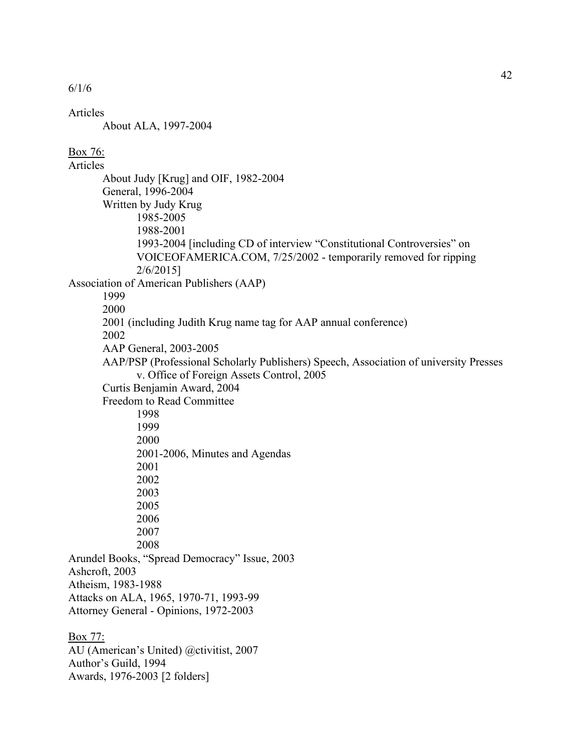6/1/6

Articles

- About ALA, 1997-2004

<u>Box 76:</u>

Articles

- About Judy [Krug] and OIF, 1982-2004
- General, 1996-2004
- Written by Judy Krug
  - 1985-2005
  - 1988-2001
  - 1993-2004 [including CD of interview "Constitutional Controversies" on VOICEOFAMERICA.COM, 7/25/2002 - temporarily removed for ripping 2/6/2015]

Association of American Publishers (AAP)

- 1999
- 2000
- 2001 (including Judith Krug name tag for AAP annual conference)
- 2002
- AAP General, 2003-2005
- AAP/PSP (Professional Scholarly Publishers) Speech, Association of university Presses v. Office of Foreign Assets Control, 2005
- Curtis Benjamin Award, 2004
- Freedom to Read Committee
  - 1998
  - 1999
  - 2000
  - 2001-2006, Minutes and Agendas
  - 2001
  - 2002
  - 2003
  - 2005
  - 2006
  - 2007
  - 2008

Arundel Books, "Spread Democracy" Issue, 2003

Ashcroft, 2003

Atheism, 1983-1988

Attacks on ALA, 1965, 1970-71, 1993-99

Attorney General - Opinions, 1972-2003

<u>Box 77:</u>

AU (American's United) @ctivitist, 2007

Author's Guild, 1994

Awards, 1976-2003 [2 folders]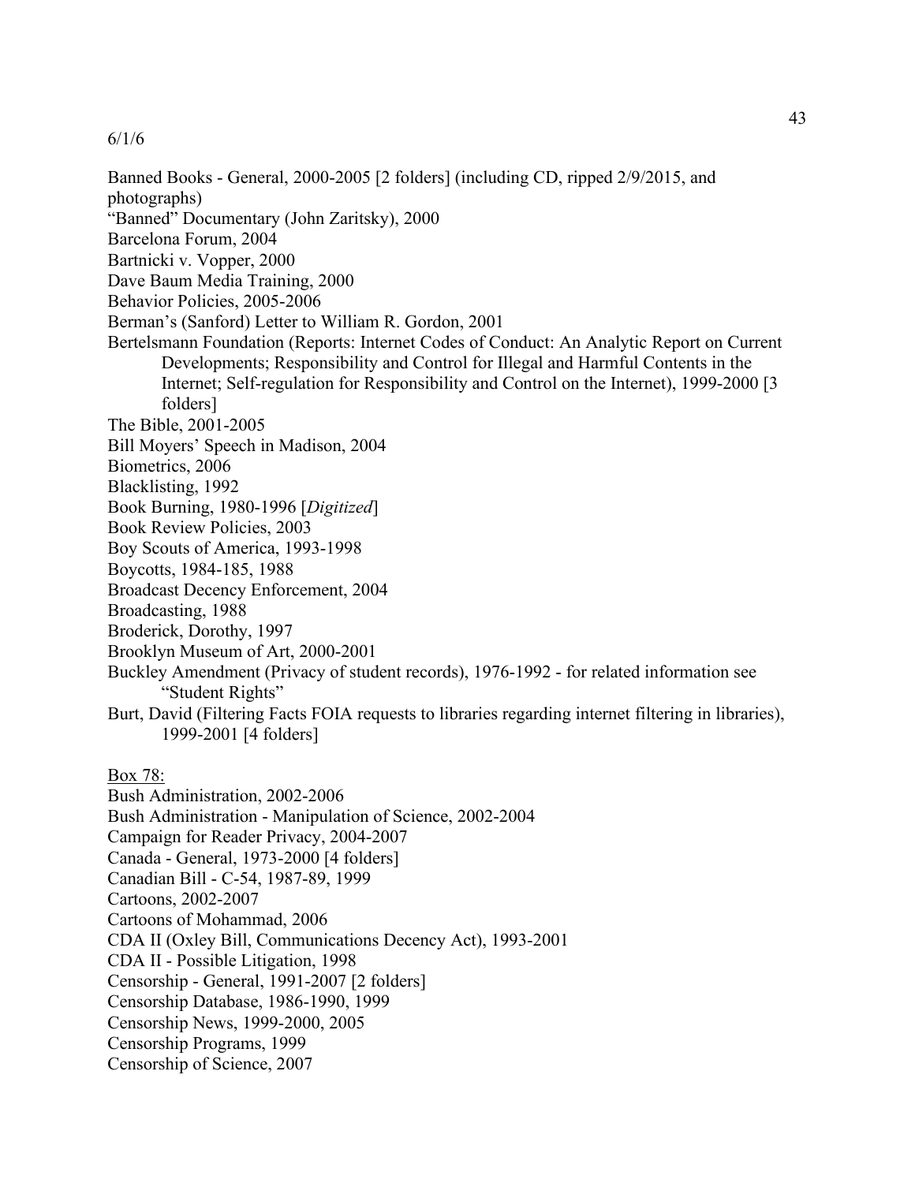6/1/6

Banned Books - General, 2000-2005 [2 folders] (including CD, ripped 2/9/2015, and photographs)
"Banned" Documentary (John Zaritsky), 2000
Barcelona Forum, 2004
Bartnicki v. Vopper, 2000
Dave Baum Media Training, 2000
Behavior Policies, 2005-2006
Berman's (Sanford) Letter to William R. Gordon, 2001
Bertelsmann Foundation (Reports: Internet Codes of Conduct: An Analytic Report on Current Developments; Responsibility and Control for Illegal and Harmful Contents in the Internet; Self-regulation for Responsibility and Control on the Internet), 1999-2000 [3 folders]
The Bible, 2001-2005
Bill Moyers' Speech in Madison, 2004
Biometrics, 2006
Blacklisting, 1992
Book Burning, 1980-1996 [*Digitized*]
Book Review Policies, 2003
Boy Scouts of America, 1993-1998
Boycotts, 1984-185, 1988
Broadcast Decency Enforcement, 2004
Broadcasting, 1988
Broderick, Dorothy, 1997
Brooklyn Museum of Art, 2000-2001
Buckley Amendment (Privacy of student records), 1976-1992 - for related information see "Student Rights"
Burt, David (Filtering Facts FOIA requests to libraries regarding internet filtering in libraries), 1999-2001 [4 folders]

<u>Box 78:</u>
Bush Administration, 2002-2006
Bush Administration - Manipulation of Science, 2002-2004
Campaign for Reader Privacy, 2004-2007
Canada - General, 1973-2000 [4 folders]
Canadian Bill - C-54, 1987-89, 1999
Cartoons, 2002-2007
Cartoons of Mohammad, 2006
CDA II (Oxley Bill, Communications Decency Act), 1993-2001
CDA II - Possible Litigation, 1998
Censorship - General, 1991-2007 [2 folders]
Censorship Database, 1986-1990, 1999
Censorship News, 1999-2000, 2005
Censorship Programs, 1999
Censorship of Science, 2007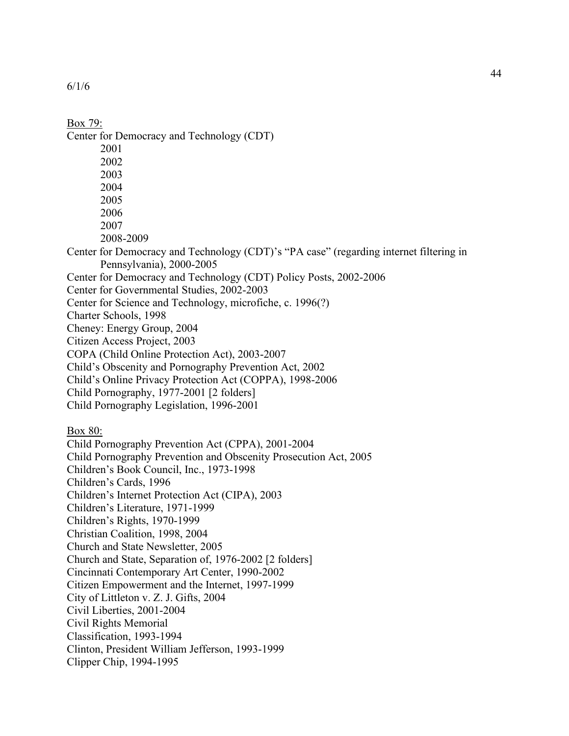6/1/6

Box 79:

Center for Democracy and Technology (CDT)
- 2001
- 2002
- 2003
- 2004
- 2005
- 2006
- 2007
- 2008-2009

Center for Democracy and Technology (CDT)'s "PA case" (regarding internet filtering in Pennsylvania), 2000-2005
Center for Democracy and Technology (CDT) Policy Posts, 2002-2006
Center for Governmental Studies, 2002-2003
Center for Science and Technology, microfiche, c. 1996(?)
Charter Schools, 1998
Cheney: Energy Group, 2004
Citizen Access Project, 2003
COPA (Child Online Protection Act), 2003-2007
Child's Obscenity and Pornography Prevention Act, 2002
Child's Online Privacy Protection Act (COPPA), 1998-2006
Child Pornography, 1977-2001 [2 folders]
Child Pornography Legislation, 1996-2001

Box 80:

Child Pornography Prevention Act (CPPA), 2001-2004
Child Pornography Prevention and Obscenity Prosecution Act, 2005
Children's Book Council, Inc., 1973-1998
Children's Cards, 1996
Children's Internet Protection Act (CIPA), 2003
Children's Literature, 1971-1999
Children's Rights, 1970-1999
Christian Coalition, 1998, 2004
Church and State Newsletter, 2005
Church and State, Separation of, 1976-2002 [2 folders]
Cincinnati Contemporary Art Center, 1990-2002
Citizen Empowerment and the Internet, 1997-1999
City of Littleton v. Z. J. Gifts, 2004
Civil Liberties, 2001-2004
Civil Rights Memorial
Classification, 1993-1994
Clinton, President William Jefferson, 1993-1999
Clipper Chip, 1994-1995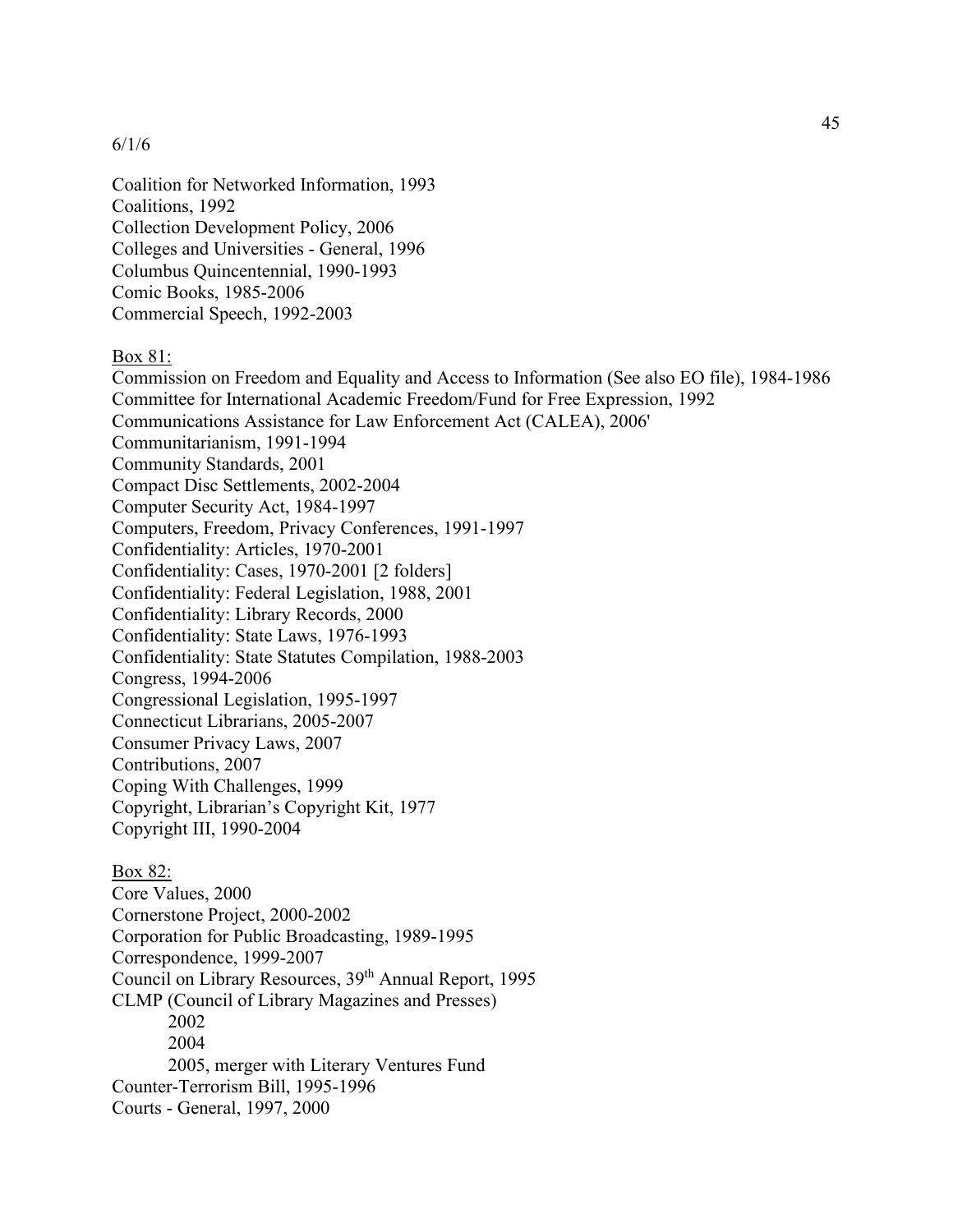6/1/6

Coalition for Networked Information, 1993
Coalitions, 1992
Collection Development Policy, 2006
Colleges and Universities - General, 1996
Columbus Quincentennial, 1990-1993
Comic Books, 1985-2006
Commercial Speech, 1992-2003

<u>Box 81:</u>
Commission on Freedom and Equality and Access to Information (See also EO file), 1984-1986
Committee for International Academic Freedom/Fund for Free Expression, 1992
Communications Assistance for Law Enforcement Act (CALEA), 2006'
Communitarianism, 1991-1994
Community Standards, 2001
Compact Disc Settlements, 2002-2004
Computer Security Act, 1984-1997
Computers, Freedom, Privacy Conferences, 1991-1997
Confidentiality: Articles, 1970-2001
Confidentiality: Cases, 1970-2001 [2 folders]
Confidentiality: Federal Legislation, 1988, 2001
Confidentiality: Library Records, 2000
Confidentiality: State Laws, 1976-1993
Confidentiality: State Statutes Compilation, 1988-2003
Congress, 1994-2006
Congressional Legislation, 1995-1997
Connecticut Librarians, 2005-2007
Consumer Privacy Laws, 2007
Contributions, 2007
Coping With Challenges, 1999
Copyright, Librarian's Copyright Kit, 1977
Copyright III, 1990-2004

<u>Box 82:</u>
Core Values, 2000
Cornerstone Project, 2000-2002
Corporation for Public Broadcasting, 1989-1995
Correspondence, 1999-2007
Council on Library Resources, 39th Annual Report, 1995
CLMP (Council of Library Magazines and Presses)
    2002
    2004
    2005, merger with Literary Ventures Fund
Counter-Terrorism Bill, 1995-1996
Courts - General, 1997, 2000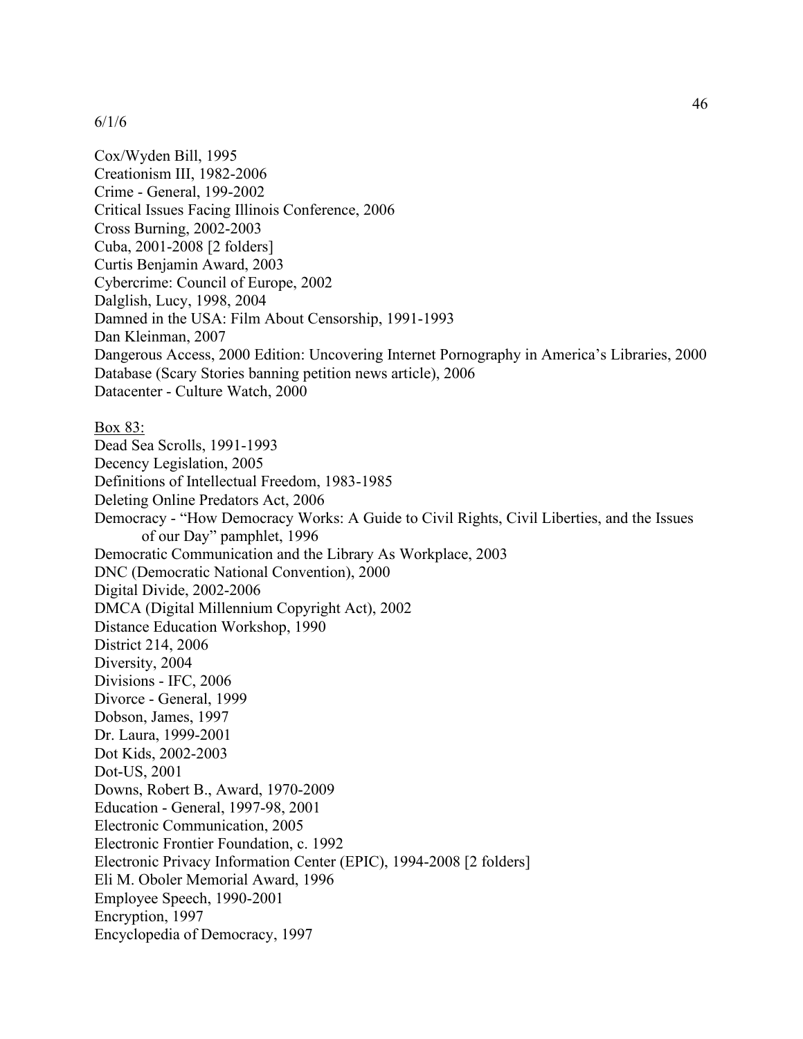6/1/6

Cox/Wyden Bill, 1995
Creationism III, 1982-2006
Crime - General, 199-2002
Critical Issues Facing Illinois Conference, 2006
Cross Burning, 2002-2003
Cuba, 2001-2008 [2 folders]
Curtis Benjamin Award, 2003
Cybercrime: Council of Europe, 2002
Dalglish, Lucy, 1998, 2004
Damned in the USA: Film About Censorship, 1991-1993
Dan Kleinman, 2007
Dangerous Access, 2000 Edition: Uncovering Internet Pornography in America's Libraries, 2000
Database (Scary Stories banning petition news article), 2006
Datacenter - Culture Watch, 2000

<u>Box 83:</u>
Dead Sea Scrolls, 1991-1993
Decency Legislation, 2005
Definitions of Intellectual Freedom, 1983-1985
Deleting Online Predators Act, 2006
Democracy - "How Democracy Works: A Guide to Civil Rights, Civil Liberties, and the Issues of our Day" pamphlet, 1996
Democratic Communication and the Library As Workplace, 2003
DNC (Democratic National Convention), 2000
Digital Divide, 2002-2006
DMCA (Digital Millennium Copyright Act), 2002
Distance Education Workshop, 1990
District 214, 2006
Diversity, 2004
Divisions - IFC, 2006
Divorce - General, 1999
Dobson, James, 1997
Dr. Laura, 1999-2001
Dot Kids, 2002-2003
Dot-US, 2001
Downs, Robert B., Award, 1970-2009
Education - General, 1997-98, 2001
Electronic Communication, 2005
Electronic Frontier Foundation, c. 1992
Electronic Privacy Information Center (EPIC), 1994-2008 [2 folders]
Eli M. Oboler Memorial Award, 1996
Employee Speech, 1990-2001
Encryption, 1997
Encyclopedia of Democracy, 1997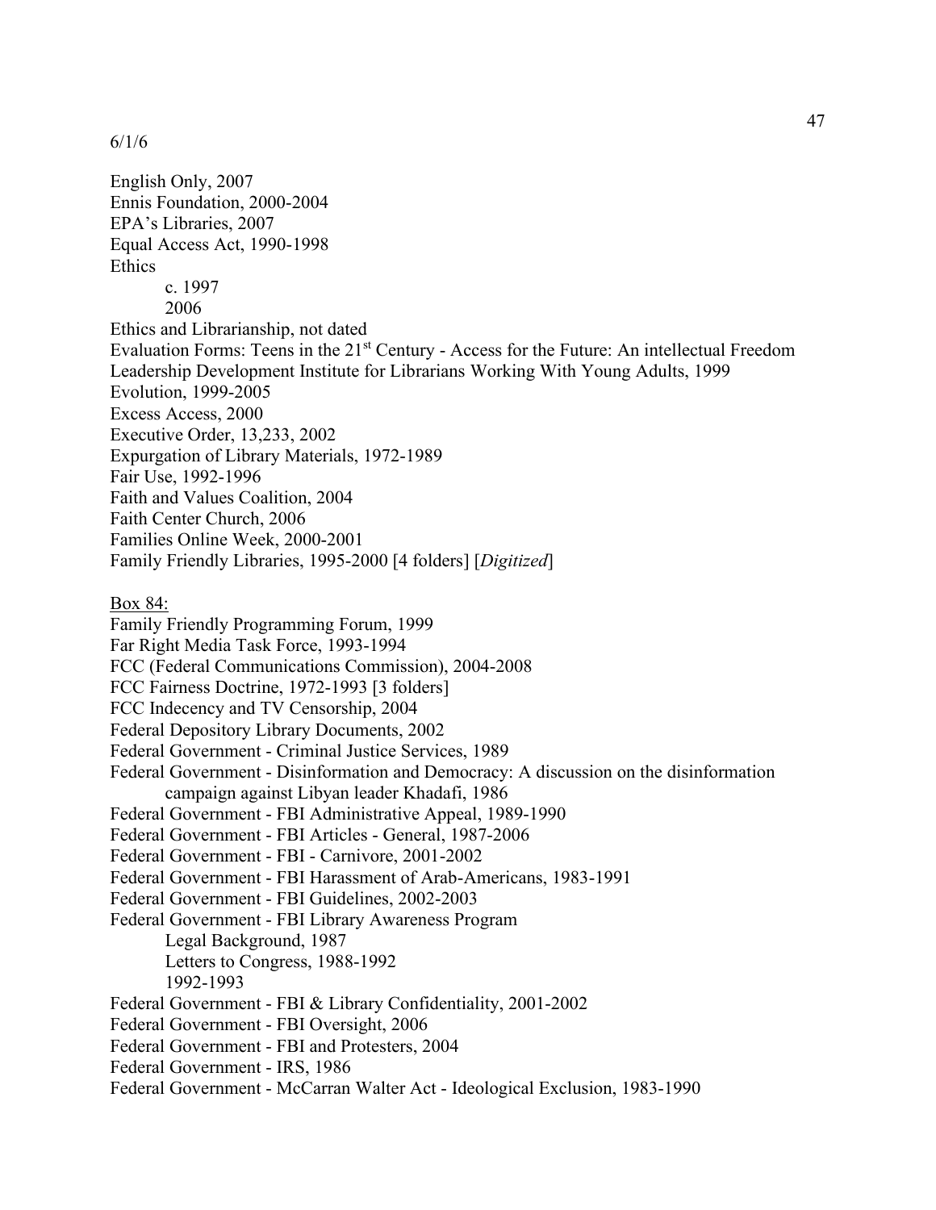6/1/6

English Only, 2007  
Ennis Foundation, 2000-2004  
EPA's Libraries, 2007  
Equal Access Act, 1990-1998  
Ethics  
    c. 1997  
    2006  
Ethics and Librarianship, not dated  
Evaluation Forms: Teens in the 21st Century - Access for the Future: An intellectual Freedom Leadership Development Institute for Librarians Working With Young Adults, 1999  
Evolution, 1999-2005  
Excess Access, 2000  
Executive Order, 13,233, 2002  
Expurgation of Library Materials, 1972-1989  
Fair Use, 1992-1996  
Faith and Values Coalition, 2004  
Faith Center Church, 2006  
Families Online Week, 2000-2001  
Family Friendly Libraries, 1995-2000 [4 folders] [*Digitized*]

<u>Box 84:</u>  
Family Friendly Programming Forum, 1999  
Far Right Media Task Force, 1993-1994  
FCC (Federal Communications Commission), 2004-2008  
FCC Fairness Doctrine, 1972-1993 [3 folders]  
FCC Indecency and TV Censorship, 2004  
Federal Depository Library Documents, 2002  
Federal Government - Criminal Justice Services, 1989  
Federal Government - Disinformation and Democracy: A discussion on the disinformation  
    campaign against Libyan leader Khadafi, 1986  
Federal Government - FBI Administrative Appeal, 1989-1990  
Federal Government - FBI Articles - General, 1987-2006  
Federal Government - FBI - Carnivore, 2001-2002  
Federal Government - FBI Harassment of Arab-Americans, 1983-1991  
Federal Government - FBI Guidelines, 2002-2003  
Federal Government - FBI Library Awareness Program  
    Legal Background, 1987  
    Letters to Congress, 1988-1992  
    1992-1993  
Federal Government - FBI & Library Confidentiality, 2001-2002  
Federal Government - FBI Oversight, 2006  
Federal Government - FBI and Protesters, 2004  
Federal Government - IRS, 1986  
Federal Government - McCarran Walter Act - Ideological Exclusion, 1983-1990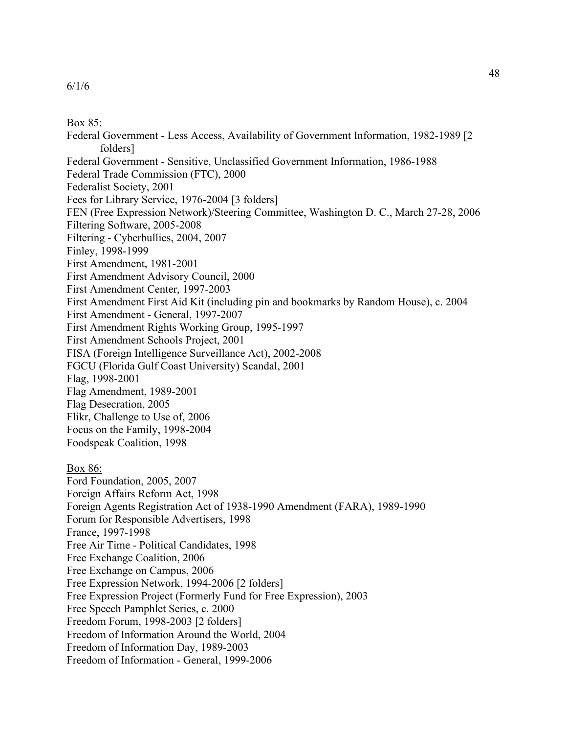6/1/6

Box 85:

Federal Government - Less Access, Availability of Government Information, 1982-1989 [2 folders]
Federal Government - Sensitive, Unclassified Government Information, 1986-1988
Federal Trade Commission (FTC), 2000
Federalist Society, 2001
Fees for Library Service, 1976-2004 [3 folders]
FEN (Free Expression Network)/Steering Committee, Washington D. C., March 27-28, 2006
Filtering Software, 2005-2008
Filtering - Cyberbullies, 2004, 2007
Finley, 1998-1999
First Amendment, 1981-2001
First Amendment Advisory Council, 2000
First Amendment Center, 1997-2003
First Amendment First Aid Kit (including pin and bookmarks by Random House), c. 2004
First Amendment - General, 1997-2007
First Amendment Rights Working Group, 1995-1997
First Amendment Schools Project, 2001
FISA (Foreign Intelligence Surveillance Act), 2002-2008
FGCU (Florida Gulf Coast University) Scandal, 2001
Flag, 1998-2001
Flag Amendment, 1989-2001
Flag Desecration, 2005
Flikr, Challenge to Use of, 2006
Focus on the Family, 1998-2004
Foodspeak Coalition, 1998

Box 86:

Ford Foundation, 2005, 2007
Foreign Affairs Reform Act, 1998
Foreign Agents Registration Act of 1938-1990 Amendment (FARA), 1989-1990
Forum for Responsible Advertisers, 1998
France, 1997-1998
Free Air Time - Political Candidates, 1998
Free Exchange Coalition, 2006
Free Exchange on Campus, 2006
Free Expression Network, 1994-2006 [2 folders]
Free Expression Project (Formerly Fund for Free Expression), 2003
Free Speech Pamphlet Series, c. 2000
Freedom Forum, 1998-2003 [2 folders]
Freedom of Information Around the World, 2004
Freedom of Information Day, 1989-2003
Freedom of Information - General, 1999-2006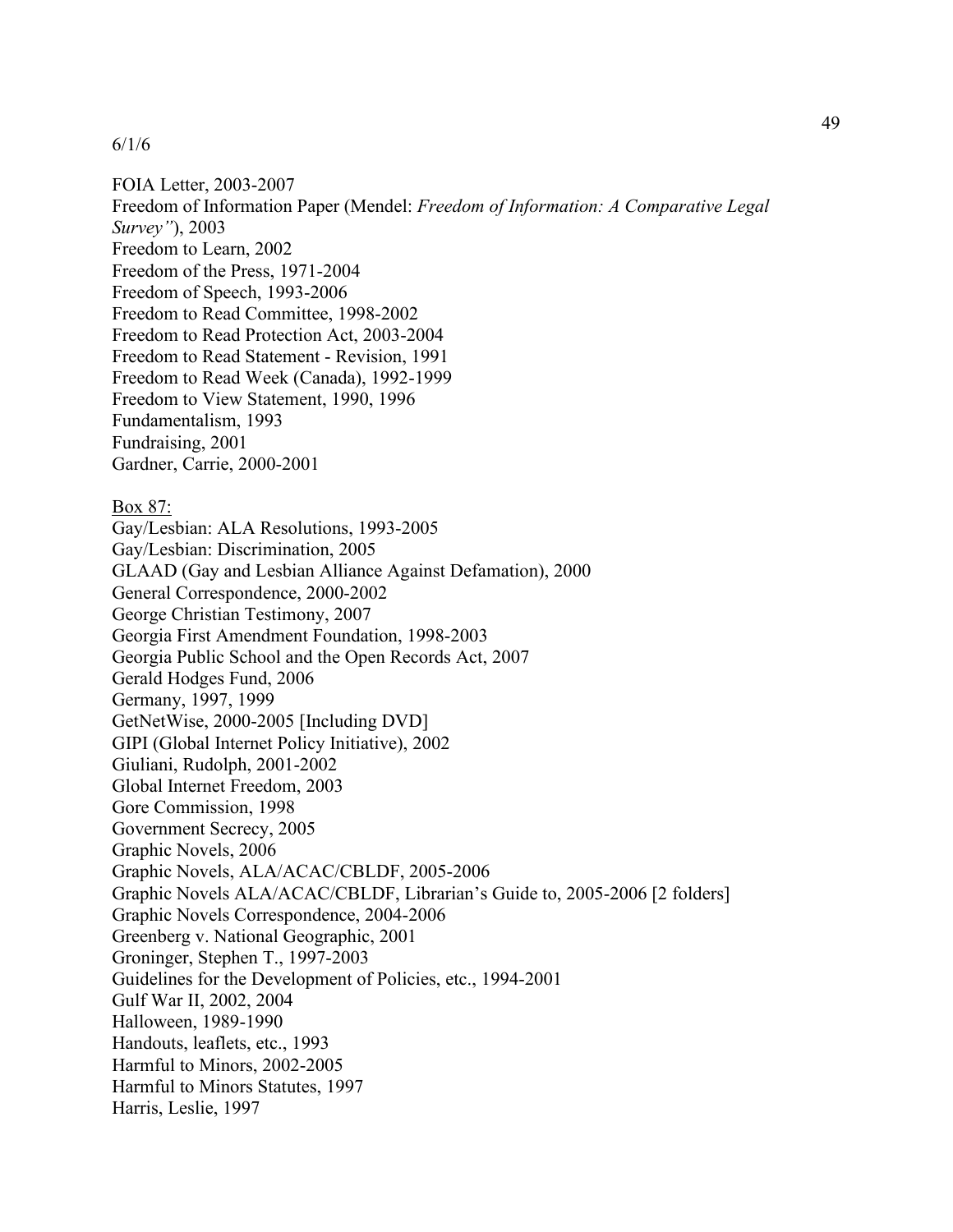6/1/6

FOIA Letter, 2003-2007
Freedom of Information Paper (Mendel: *Freedom of Information: A Comparative Legal Survey"*), 2003
Freedom to Learn, 2002
Freedom of the Press, 1971-2004
Freedom of Speech, 1993-2006
Freedom to Read Committee, 1998-2002
Freedom to Read Protection Act, 2003-2004
Freedom to Read Statement - Revision, 1991
Freedom to Read Week (Canada), 1992-1999
Freedom to View Statement, 1990, 1996
Fundamentalism, 1993
Fundraising, 2001
Gardner, Carrie, 2000-2001

<u>Box 87:</u>
Gay/Lesbian: ALA Resolutions, 1993-2005
Gay/Lesbian: Discrimination, 2005
GLAAD (Gay and Lesbian Alliance Against Defamation), 2000
General Correspondence, 2000-2002
George Christian Testimony, 2007
Georgia First Amendment Foundation, 1998-2003
Georgia Public School and the Open Records Act, 2007
Gerald Hodges Fund, 2006
Germany, 1997, 1999
GetNetWise, 2000-2005 [Including DVD]
GIPI (Global Internet Policy Initiative), 2002
Giuliani, Rudolph, 2001-2002
Global Internet Freedom, 2003
Gore Commission, 1998
Government Secrecy, 2005
Graphic Novels, 2006
Graphic Novels, ALA/ACAC/CBLDF, 2005-2006
Graphic Novels ALA/ACAC/CBLDF, Librarian's Guide to, 2005-2006 [2 folders]
Graphic Novels Correspondence, 2004-2006
Greenberg v. National Geographic, 2001
Groninger, Stephen T., 1997-2003
Guidelines for the Development of Policies, etc., 1994-2001
Gulf War II, 2002, 2004
Halloween, 1989-1990
Handouts, leaflets, etc., 1993
Harmful to Minors, 2002-2005
Harmful to Minors Statutes, 1997
Harris, Leslie, 1997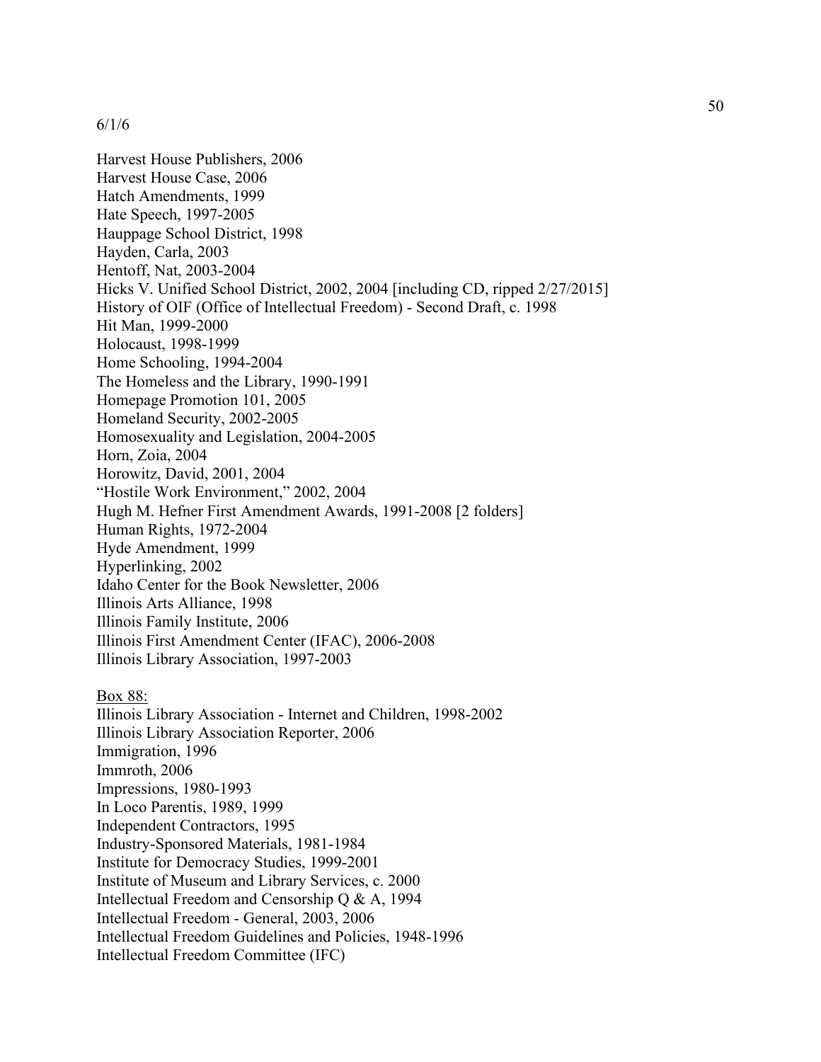6/1/6

Harvest House Publishers, 2006
Harvest House Case, 2006
Hatch Amendments, 1999
Hate Speech, 1997-2005
Hauppage School District, 1998
Hayden, Carla, 2003
Hentoff, Nat, 2003-2004
Hicks V. Unified School District, 2002, 2004 [including CD, ripped 2/27/2015]
History of OIF (Office of Intellectual Freedom) - Second Draft, c. 1998
Hit Man, 1999-2000
Holocaust, 1998-1999
Home Schooling, 1994-2004
The Homeless and the Library, 1990-1991
Homepage Promotion 101, 2005
Homeland Security, 2002-2005
Homosexuality and Legislation, 2004-2005
Horn, Zoia, 2004
Horowitz, David, 2001, 2004
"Hostile Work Environment," 2002, 2004
Hugh M. Hefner First Amendment Awards, 1991-2008 [2 folders]
Human Rights, 1972-2004
Hyde Amendment, 1999
Hyperlinking, 2002
Idaho Center for the Book Newsletter, 2006
Illinois Arts Alliance, 1998
Illinois Family Institute, 2006
Illinois First Amendment Center (IFAC), 2006-2008
Illinois Library Association, 1997-2003

<u>Box 88:</u>
Illinois Library Association - Internet and Children, 1998-2002
Illinois Library Association Reporter, 2006
Immigration, 1996
Immroth, 2006
Impressions, 1980-1993
In Loco Parentis, 1989, 1999
Independent Contractors, 1995
Industry-Sponsored Materials, 1981-1984
Institute for Democracy Studies, 1999-2001
Institute of Museum and Library Services, c. 2000
Intellectual Freedom and Censorship Q & A, 1994
Intellectual Freedom - General, 2003, 2006
Intellectual Freedom Guidelines and Policies, 1948-1996
Intellectual Freedom Committee (IFC)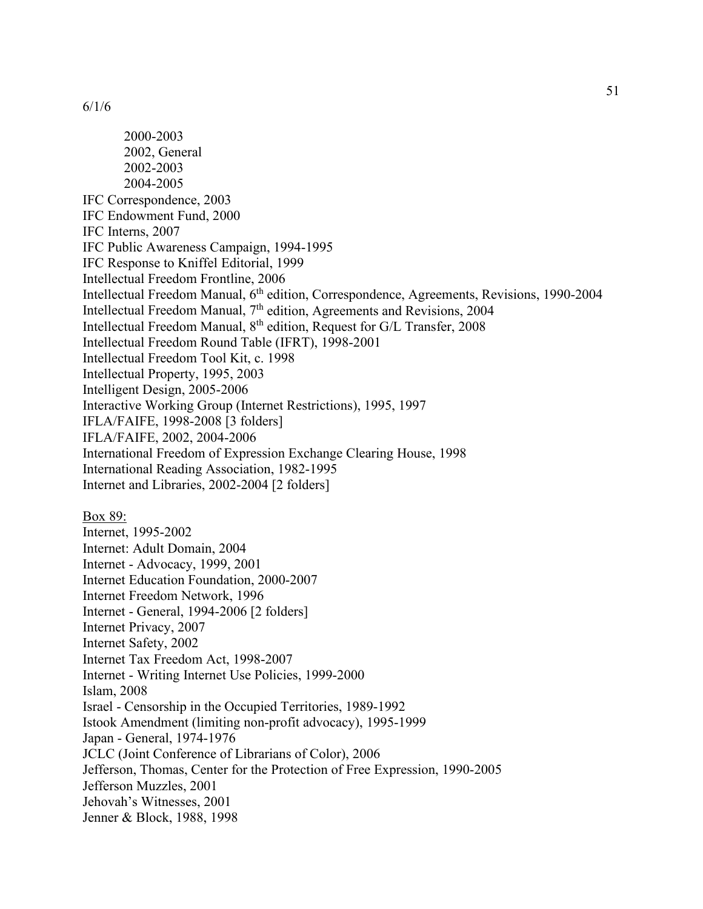6/1/6

   2000-2003
   2002, General
   2002-2003
   2004-2005

IFC Correspondence, 2003
IFC Endowment Fund, 2000
IFC Interns, 2007
IFC Public Awareness Campaign, 1994-1995
IFC Response to Kniffel Editorial, 1999
Intellectual Freedom Frontline, 2006
Intellectual Freedom Manual, 6th edition, Correspondence, Agreements, Revisions, 1990-2004
Intellectual Freedom Manual, 7th edition, Agreements and Revisions, 2004
Intellectual Freedom Manual, 8th edition, Request for G/L Transfer, 2008
Intellectual Freedom Round Table (IFRT), 1998-2001
Intellectual Freedom Tool Kit, c. 1998
Intellectual Property, 1995, 2003
Intelligent Design, 2005-2006
Interactive Working Group (Internet Restrictions), 1995, 1997
IFLA/FAIFE, 1998-2008 [3 folders]
IFLA/FAIFE, 2002, 2004-2006
International Freedom of Expression Exchange Clearing House, 1998
International Reading Association, 1982-1995
Internet and Libraries, 2002-2004 [2 folders]

<u>Box 89:</u>
Internet, 1995-2002
Internet: Adult Domain, 2004
Internet - Advocacy, 1999, 2001
Internet Education Foundation, 2000-2007
Internet Freedom Network, 1996
Internet - General, 1994-2006 [2 folders]
Internet Privacy, 2007
Internet Safety, 2002
Internet Tax Freedom Act, 1998-2007
Internet - Writing Internet Use Policies, 1999-2000
Islam, 2008
Israel - Censorship in the Occupied Territories, 1989-1992
Istook Amendment (limiting non-profit advocacy), 1995-1999
Japan - General, 1974-1976
JCLC (Joint Conference of Librarians of Color), 2006
Jefferson, Thomas, Center for the Protection of Free Expression, 1990-2005
Jefferson Muzzles, 2001
Jehovah's Witnesses, 2001
Jenner & Block, 1988, 1998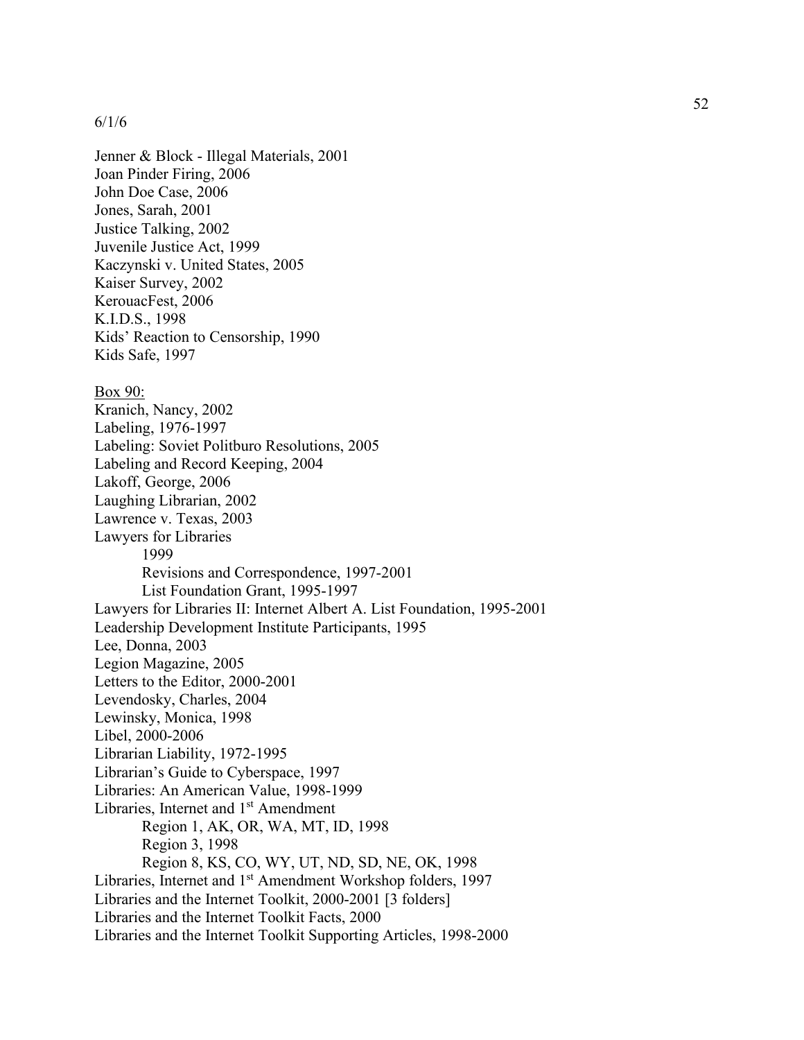6/1/6

Jenner & Block - Illegal Materials, 2001
Joan Pinder Firing, 2006
John Doe Case, 2006
Jones, Sarah, 2001
Justice Talking, 2002
Juvenile Justice Act, 1999
Kaczynski v. United States, 2005
Kaiser Survey, 2002
KerouacFest, 2006
K.I.D.S., 1998
Kids' Reaction to Censorship, 1990
Kids Safe, 1997

Box 90:
Kranich, Nancy, 2002
Labeling, 1976-1997
Labeling: Soviet Politburo Resolutions, 2005
Labeling and Record Keeping, 2004
Lakoff, George, 2006
Laughing Librarian, 2002
Lawrence v. Texas, 2003
Lawyers for Libraries
- 1999
- Revisions and Correspondence, 1997-2001
- List Foundation Grant, 1995-1997

Lawyers for Libraries II: Internet Albert A. List Foundation, 1995-2001
Leadership Development Institute Participants, 1995
Lee, Donna, 2003
Legion Magazine, 2005
Letters to the Editor, 2000-2001
Levendosky, Charles, 2004
Lewinsky, Monica, 1998
Libel, 2000-2006
Librarian Liability, 1972-1995
Librarian's Guide to Cyberspace, 1997
Libraries: An American Value, 1998-1999
Libraries, Internet and 1st Amendment
- Region 1, AK, OR, WA, MT, ID, 1998
- Region 3, 1998
- Region 8, KS, CO, WY, UT, ND, SD, NE, OK, 1998

Libraries, Internet and 1st Amendment Workshop folders, 1997
Libraries and the Internet Toolkit, 2000-2001 [3 folders]
Libraries and the Internet Toolkit Facts, 2000
Libraries and the Internet Toolkit Supporting Articles, 1998-2000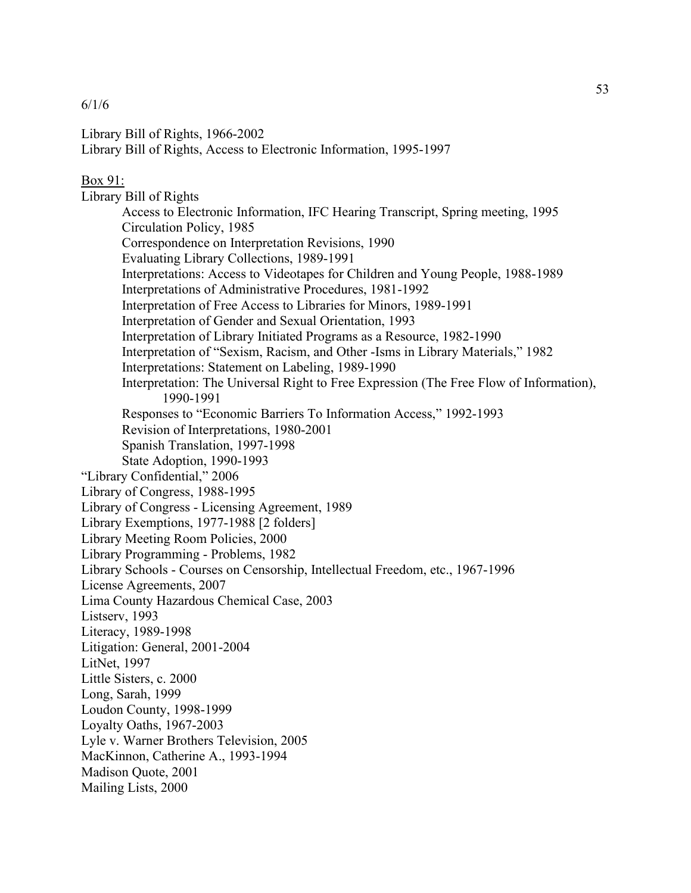6/1/6

Library Bill of Rights, 1966-2002
Library Bill of Rights, Access to Electronic Information, 1995-1997

<u>Box 91:</u>

Library Bill of Rights
- Access to Electronic Information, IFC Hearing Transcript, Spring meeting, 1995
- Circulation Policy, 1985
- Correspondence on Interpretation Revisions, 1990
- Evaluating Library Collections, 1989-1991
- Interpretations: Access to Videotapes for Children and Young People, 1988-1989
- Interpretations of Administrative Procedures, 1981-1992
- Interpretation of Free Access to Libraries for Minors, 1989-1991
- Interpretation of Gender and Sexual Orientation, 1993
- Interpretation of Library Initiated Programs as a Resource, 1982-1990
- Interpretation of "Sexism, Racism, and Other -Isms in Library Materials," 1982
- Interpretations: Statement on Labeling, 1989-1990
- Interpretation: The Universal Right to Free Expression (The Free Flow of Information), 1990-1991
- Responses to "Economic Barriers To Information Access," 1992-1993
- Revision of Interpretations, 1980-2001
- Spanish Translation, 1997-1998
- State Adoption, 1990-1993

"Library Confidential," 2006
Library of Congress, 1988-1995
Library of Congress - Licensing Agreement, 1989
Library Exemptions, 1977-1988 [2 folders]
Library Meeting Room Policies, 2000
Library Programming - Problems, 1982
Library Schools - Courses on Censorship, Intellectual Freedom, etc., 1967-1996
License Agreements, 2007
Lima County Hazardous Chemical Case, 2003
Listserv, 1993
Literacy, 1989-1998
Litigation: General, 2001-2004
LitNet, 1997
Little Sisters, c. 2000
Long, Sarah, 1999
Loudon County, 1998-1999
Loyalty Oaths, 1967-2003
Lyle v. Warner Brothers Television, 2005
MacKinnon, Catherine A., 1993-1994
Madison Quote, 2001
Mailing Lists, 2000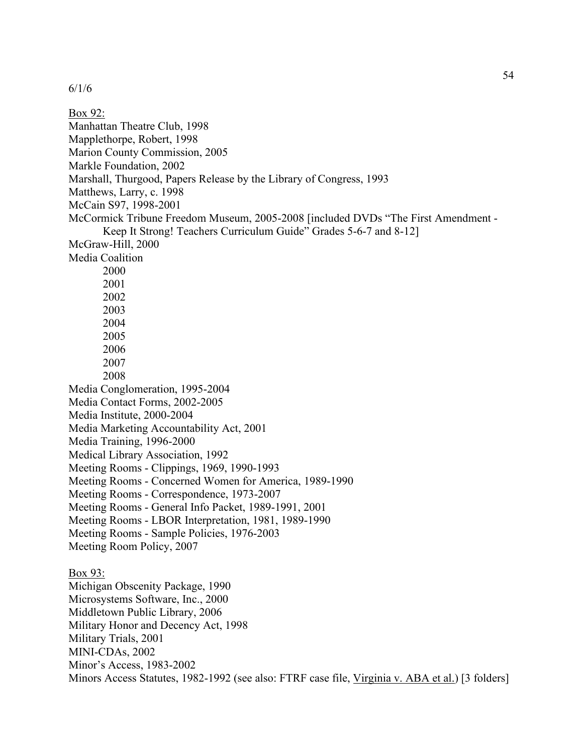6/1/6

Box 92:

Manhattan Theatre Club, 1998
Mapplethorpe, Robert, 1998
Marion County Commission, 2005
Markle Foundation, 2002
Marshall, Thurgood, Papers Release by the Library of Congress, 1993
Matthews, Larry, c. 1998
McCain S97, 1998-2001
McCormick Tribune Freedom Museum, 2005-2008 [included DVDs "The First Amendment - Keep It Strong! Teachers Curriculum Guide" Grades 5-6-7 and 8-12]
McGraw-Hill, 2000
Media Coalition
- 2000
- 2001
- 2002
- 2003
- 2004
- 2005
- 2006
- 2007
- 2008

Media Conglomeration, 1995-2004
Media Contact Forms, 2002-2005
Media Institute, 2000-2004
Media Marketing Accountability Act, 2001
Media Training, 1996-2000
Medical Library Association, 1992
Meeting Rooms - Clippings, 1969, 1990-1993
Meeting Rooms - Concerned Women for America, 1989-1990
Meeting Rooms - Correspondence, 1973-2007
Meeting Rooms - General Info Packet, 1989-1991, 2001
Meeting Rooms - LBOR Interpretation, 1981, 1989-1990
Meeting Rooms - Sample Policies, 1976-2003
Meeting Room Policy, 2007

Box 93:

Michigan Obscenity Package, 1990
Microsystems Software, Inc., 2000
Middletown Public Library, 2006
Military Honor and Decency Act, 1998
Military Trials, 2001
MINI-CDAs, 2002
Minor's Access, 1983-2002
Minors Access Statutes, 1982-1992 (see also: FTRF case file, Virginia v. ABA et al.) [3 folders]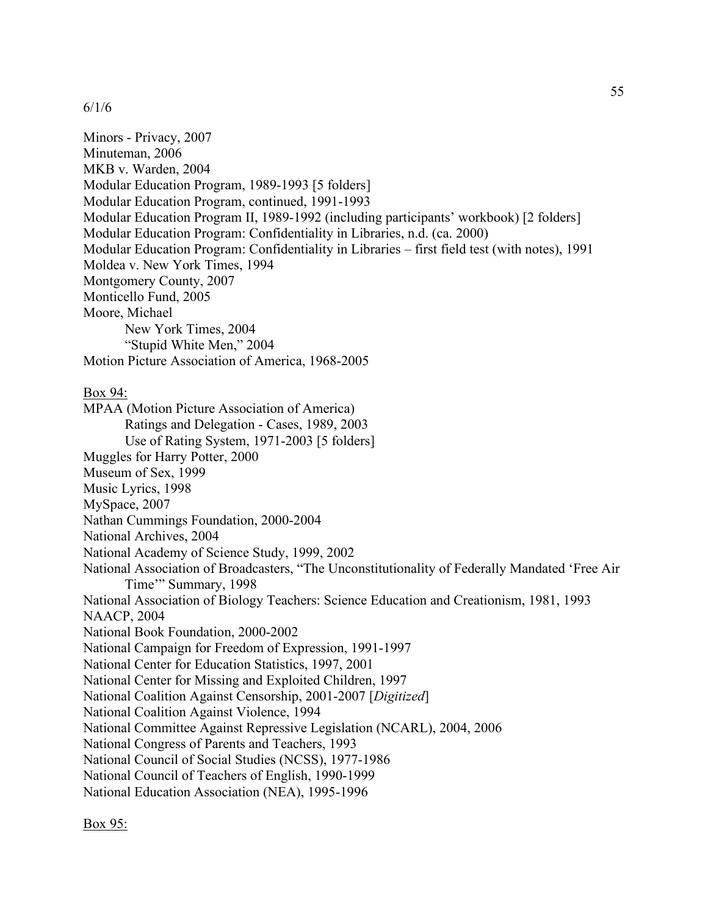6/1/6

Minors - Privacy, 2007
Minuteman, 2006
MKB v. Warden, 2004
Modular Education Program, 1989-1993 [5 folders]
Modular Education Program, continued, 1991-1993
Modular Education Program II, 1989-1992 (including participants' workbook) [2 folders]
Modular Education Program: Confidentiality in Libraries, n.d. (ca. 2000)
Modular Education Program: Confidentiality in Libraries – first field test (with notes), 1991
Moldea v. New York Times, 1994
Montgomery County, 2007
Monticello Fund, 2005
Moore, Michael
    New York Times, 2004
    "Stupid White Men," 2004
Motion Picture Association of America, 1968-2005

Box 94:

MPAA (Motion Picture Association of America)
    Ratings and Delegation - Cases, 1989, 2003
    Use of Rating System, 1971-2003 [5 folders]
Muggles for Harry Potter, 2000
Museum of Sex, 1999
Music Lyrics, 1998
MySpace, 2007
Nathan Cummings Foundation, 2000-2004
National Archives, 2004
National Academy of Science Study, 1999, 2002
National Association of Broadcasters, "The Unconstitutionality of Federally Mandated 'Free Air Time'" Summary, 1998
National Association of Biology Teachers: Science Education and Creationism, 1981, 1993
NAACP, 2004
National Book Foundation, 2000-2002
National Campaign for Freedom of Expression, 1991-1997
National Center for Education Statistics, 1997, 2001
National Center for Missing and Exploited Children, 1997
National Coalition Against Censorship, 2001-2007 [*Digitized*]
National Coalition Against Violence, 1994
National Committee Against Repressive Legislation (NCARL), 2004, 2006
National Congress of Parents and Teachers, 1993
National Council of Social Studies (NCSS), 1977-1986
National Council of Teachers of English, 1990-1999
National Education Association (NEA), 1995-1996

Box 95: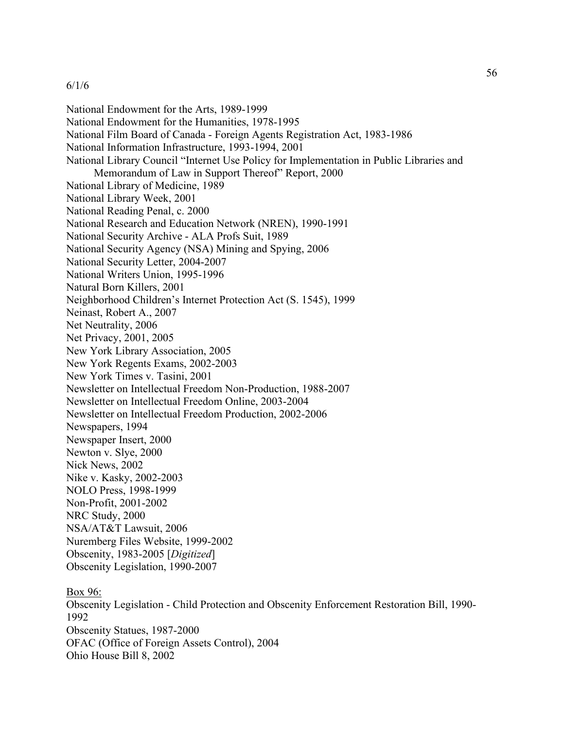6/1/6

National Endowment for the Arts, 1989-1999
National Endowment for the Humanities, 1978-1995
National Film Board of Canada - Foreign Agents Registration Act, 1983-1986
National Information Infrastructure, 1993-1994, 2001
National Library Council "Internet Use Policy for Implementation in Public Libraries and
    Memorandum of Law in Support Thereof" Report, 2000
National Library of Medicine, 1989
National Library Week, 2001
National Reading Penal, c. 2000
National Research and Education Network (NREN), 1990-1991
National Security Archive - ALA Profs Suit, 1989
National Security Agency (NSA) Mining and Spying, 2006
National Security Letter, 2004-2007
National Writers Union, 1995-1996
Natural Born Killers, 2001
Neighborhood Children's Internet Protection Act (S. 1545), 1999
Neinast, Robert A., 2007
Net Neutrality, 2006
Net Privacy, 2001, 2005
New York Library Association, 2005
New York Regents Exams, 2002-2003
New York Times v. Tasini, 2001
Newsletter on Intellectual Freedom Non-Production, 1988-2007
Newsletter on Intellectual Freedom Online, 2003-2004
Newsletter on Intellectual Freedom Production, 2002-2006
Newspapers, 1994
Newspaper Insert, 2000
Newton v. Slye, 2000
Nick News, 2002
Nike v. Kasky, 2002-2003
NOLO Press, 1998-1999
Non-Profit, 2001-2002
NRC Study, 2000
NSA/AT&T Lawsuit, 2006
Nuremberg Files Website, 1999-2002
Obscenity, 1983-2005 [*Digitized*]
Obscenity Legislation, 1990-2007

<u>Box 96:</u>
Obscenity Legislation - Child Protection and Obscenity Enforcement Restoration Bill, 1990-1992
Obscenity Statues, 1987-2000
OFAC (Office of Foreign Assets Control), 2004
Ohio House Bill 8, 2002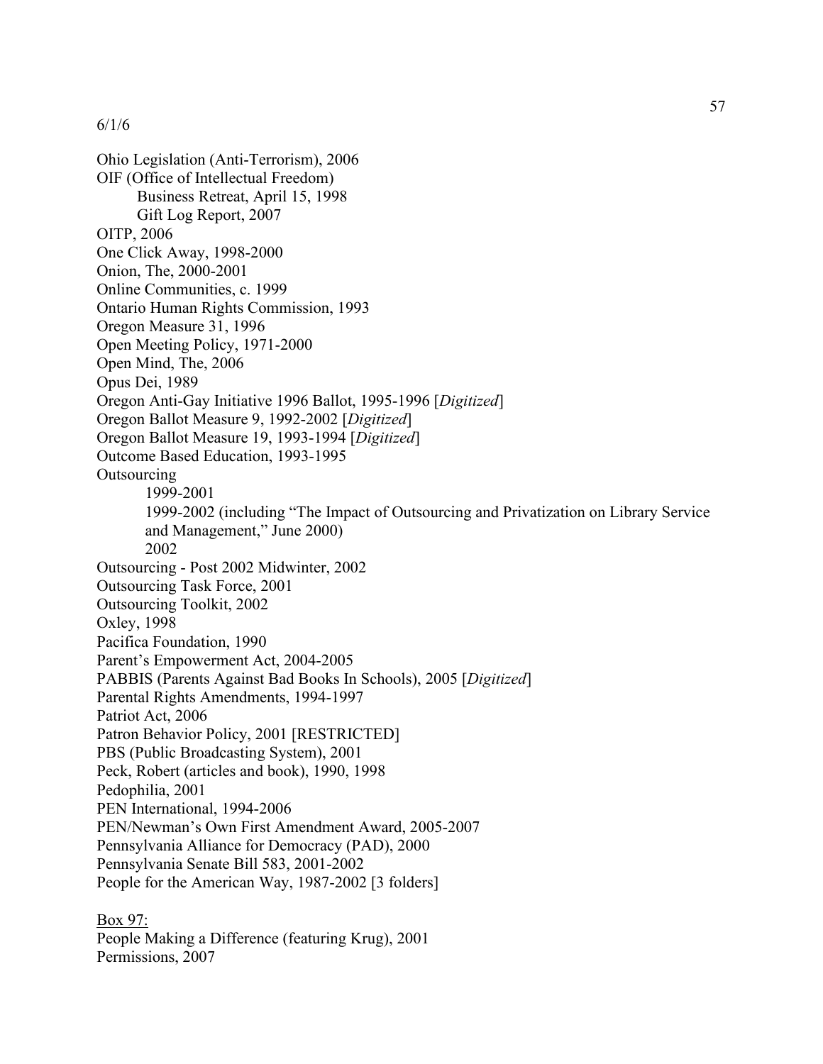6/1/6

Ohio Legislation (Anti-Terrorism), 2006
OIF (Office of Intellectual Freedom)
    Business Retreat, April 15, 1998
    Gift Log Report, 2007
OITP, 2006
One Click Away, 1998-2000
Onion, The, 2000-2001
Online Communities, c. 1999
Ontario Human Rights Commission, 1993
Oregon Measure 31, 1996
Open Meeting Policy, 1971-2000
Open Mind, The, 2006
Opus Dei, 1989
Oregon Anti-Gay Initiative 1996 Ballot, 1995-1996 [*Digitized*]
Oregon Ballot Measure 9, 1992-2002 [*Digitized*]
Oregon Ballot Measure 19, 1993-1994 [*Digitized*]
Outcome Based Education, 1993-1995
Outsourcing
    1999-2001
    1999-2002 (including "The Impact of Outsourcing and Privatization on Library Service and Management," June 2000)
    2002
Outsourcing - Post 2002 Midwinter, 2002
Outsourcing Task Force, 2001
Outsourcing Toolkit, 2002
Oxley, 1998
Pacifica Foundation, 1990
Parent's Empowerment Act, 2004-2005
PABBIS (Parents Against Bad Books In Schools), 2005 [*Digitized*]
Parental Rights Amendments, 1994-1997
Patriot Act, 2006
Patron Behavior Policy, 2001 [RESTRICTED]
PBS (Public Broadcasting System), 2001
Peck, Robert (articles and book), 1990, 1998
Pedophilia, 2001
PEN International, 1994-2006
PEN/Newman's Own First Amendment Award, 2005-2007
Pennsylvania Alliance for Democracy (PAD), 2000
Pennsylvania Senate Bill 583, 2001-2002
People for the American Way, 1987-2002 [3 folders]

<u>Box 97:</u>
People Making a Difference (featuring Krug), 2001
Permissions, 2007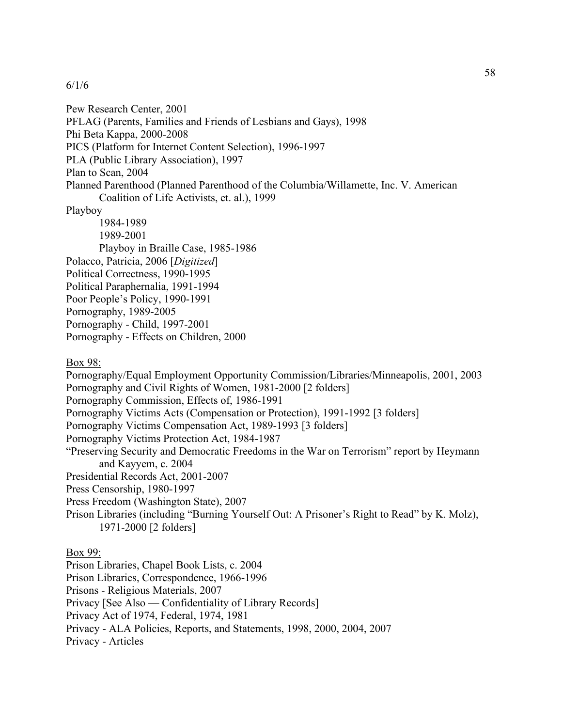6/1/6

Pew Research Center, 2001
PFLAG (Parents, Families and Friends of Lesbians and Gays), 1998
Phi Beta Kappa, 2000-2008
PICS (Platform for Internet Content Selection), 1996-1997
PLA (Public Library Association), 1997
Plan to Scan, 2004
Planned Parenthood (Planned Parenthood of the Columbia/Willamette, Inc. V. American Coalition of Life Activists, et. al.), 1999
Playboy
    1984-1989
    1989-2001
    Playboy in Braille Case, 1985-1986
Polacco, Patricia, 2006 [*Digitized*]
Political Correctness, 1990-1995
Political Paraphernalia, 1991-1994
Poor People's Policy, 1990-1991
Pornography, 1989-2005
Pornography - Child, 1997-2001
Pornography - Effects on Children, 2000

<u>Box 98:</u>
Pornography/Equal Employment Opportunity Commission/Libraries/Minneapolis, 2001, 2003
Pornography and Civil Rights of Women, 1981-2000 [2 folders]
Pornography Commission, Effects of, 1986-1991
Pornography Victims Acts (Compensation or Protection), 1991-1992 [3 folders]
Pornography Victims Compensation Act, 1989-1993 [3 folders]
Pornography Victims Protection Act, 1984-1987
"Preserving Security and Democratic Freedoms in the War on Terrorism" report by Heymann and Kayyem, c. 2004
Presidential Records Act, 2001-2007
Press Censorship, 1980-1997
Press Freedom (Washington State), 2007
Prison Libraries (including "Burning Yourself Out: A Prisoner's Right to Read" by K. Molz), 1971-2000 [2 folders]

<u>Box 99:</u>
Prison Libraries, Chapel Book Lists, c. 2004
Prison Libraries, Correspondence, 1966-1996
Prisons - Religious Materials, 2007
Privacy [See Also — Confidentiality of Library Records]
Privacy Act of 1974, Federal, 1974, 1981
Privacy - ALA Policies, Reports, and Statements, 1998, 2000, 2004, 2007
Privacy - Articles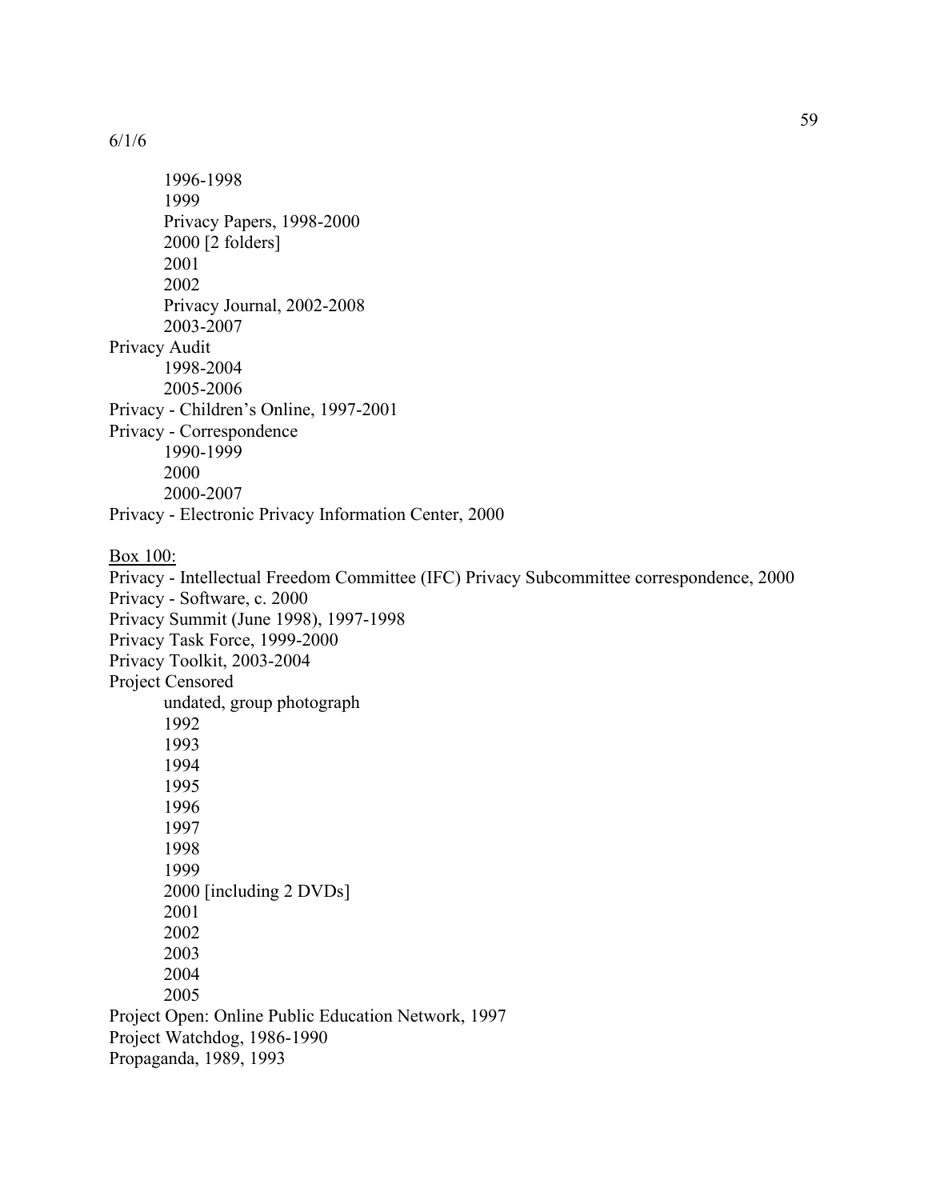6/1/6

- 1996-1998
- 1999
- Privacy Papers, 1998-2000
- 2000 [2 folders]
- 2001
- 2002
- Privacy Journal, 2002-2008
- 2003-2007

Privacy Audit

- 1998-2004
- 2005-2006

Privacy - Children's Online, 1997-2001

Privacy - Correspondence

- 1990-1999
- 2000
- 2000-2007

Privacy - Electronic Privacy Information Center, 2000

<u>Box 100:</u>

Privacy - Intellectual Freedom Committee (IFC) Privacy Subcommittee correspondence, 2000

Privacy - Software, c. 2000

Privacy Summit (June 1998), 1997-1998

Privacy Task Force, 1999-2000

Privacy Toolkit, 2003-2004

Project Censored

- undated, group photograph
- 1992
- 1993
- 1994
- 1995
- 1996
- 1997
- 1998
- 1999
- 2000 [including 2 DVDs]
- 2001
- 2002
- 2003
- 2004
- 2005

Project Open: Online Public Education Network, 1997

Project Watchdog, 1986-1990

Propaganda, 1989, 1993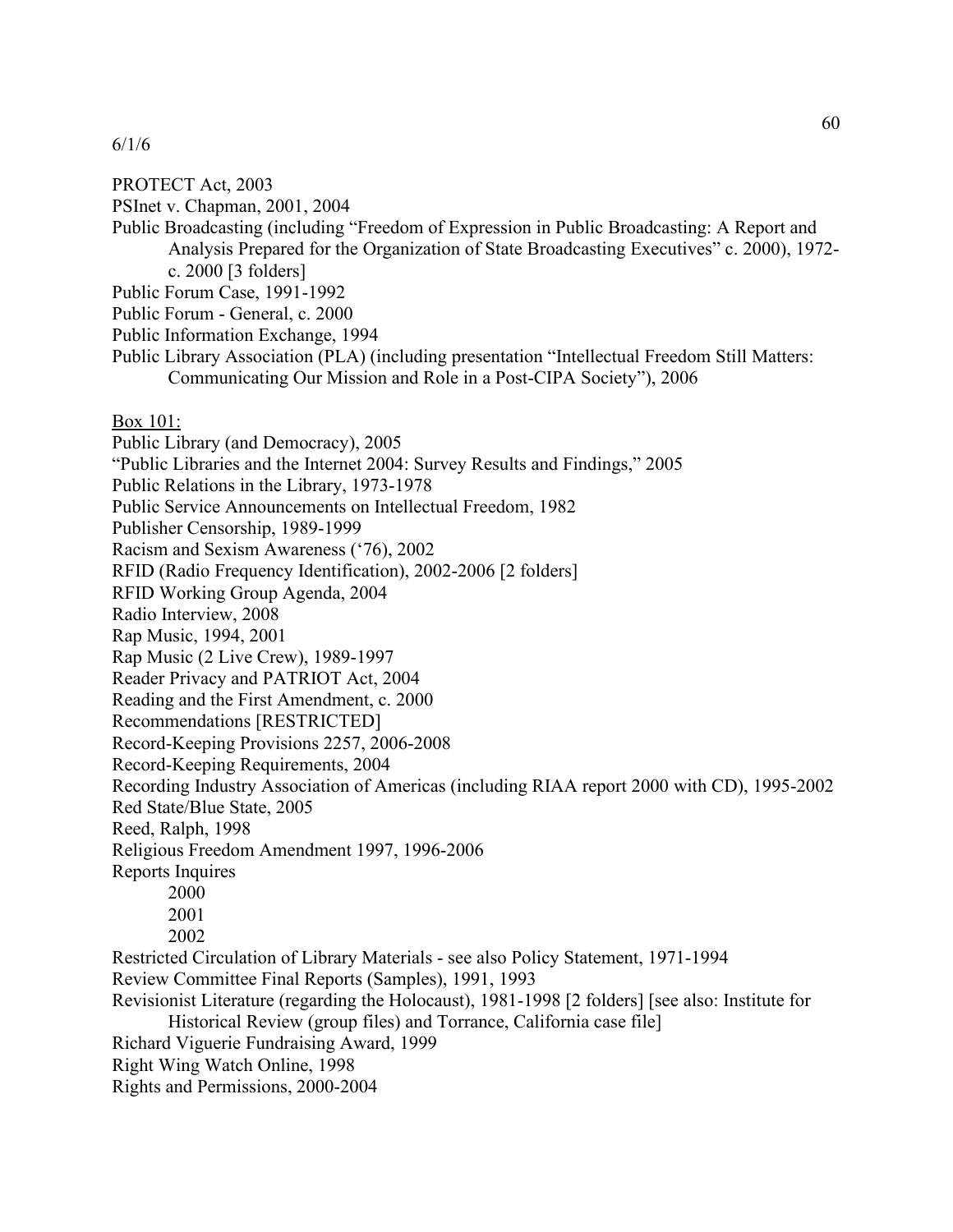6/1/6

PROTECT Act, 2003
PSInet v. Chapman, 2001, 2004
Public Broadcasting (including "Freedom of Expression in Public Broadcasting: A Report and Analysis Prepared for the Organization of State Broadcasting Executives" c. 2000), 1972-c. 2000 [3 folders]
Public Forum Case, 1991-1992
Public Forum - General, c. 2000
Public Information Exchange, 1994
Public Library Association (PLA) (including presentation "Intellectual Freedom Still Matters: Communicating Our Mission and Role in a Post-CIPA Society"), 2006

<u>Box 101:</u>
Public Library (and Democracy), 2005
"Public Libraries and the Internet 2004: Survey Results and Findings," 2005
Public Relations in the Library, 1973-1978
Public Service Announcements on Intellectual Freedom, 1982
Publisher Censorship, 1989-1999
Racism and Sexism Awareness ('76), 2002
RFID (Radio Frequency Identification), 2002-2006 [2 folders]
RFID Working Group Agenda, 2004
Radio Interview, 2008
Rap Music, 1994, 2001
Rap Music (2 Live Crew), 1989-1997
Reader Privacy and PATRIOT Act, 2004
Reading and the First Amendment, c. 2000
Recommendations [RESTRICTED]
Record-Keeping Provisions 2257, 2006-2008
Record-Keeping Requirements, 2004
Recording Industry Association of Americas (including RIAA report 2000 with CD), 1995-2002
Red State/Blue State, 2005
Reed, Ralph, 1998
Religious Freedom Amendment 1997, 1996-2006
Reports Inquires
    2000
    2001
    2002
Restricted Circulation of Library Materials - see also Policy Statement, 1971-1994
Review Committee Final Reports (Samples), 1991, 1993
Revisionist Literature (regarding the Holocaust), 1981-1998 [2 folders] [see also: Institute for Historical Review (group files) and Torrance, California case file]
Richard Viguerie Fundraising Award, 1999
Right Wing Watch Online, 1998
Rights and Permissions, 2000-2004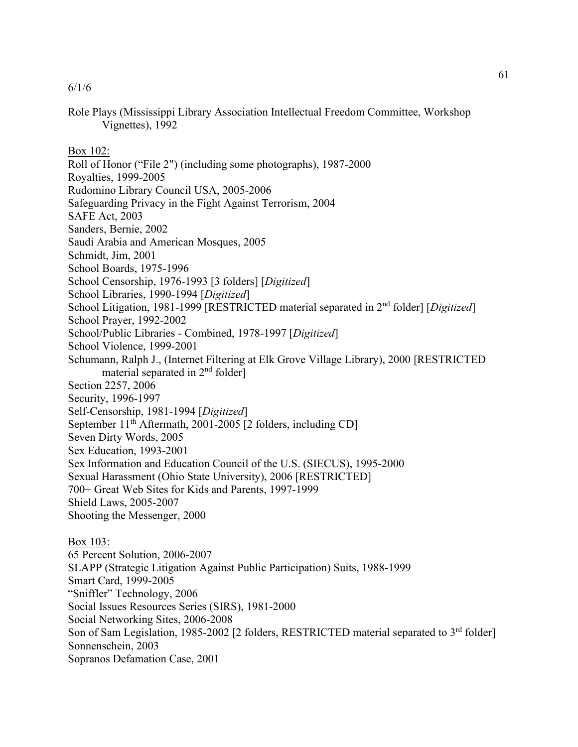6/1/6

Role Plays (Mississippi Library Association Intellectual Freedom Committee, Workshop Vignettes), 1992

Box 102:

Roll of Honor ("File 2") (including some photographs), 1987-2000
Royalties, 1999-2005
Rudomino Library Council USA, 2005-2006
Safeguarding Privacy in the Fight Against Terrorism, 2004
SAFE Act, 2003
Sanders, Bernie, 2002
Saudi Arabia and American Mosques, 2005
Schmidt, Jim, 2001
School Boards, 1975-1996
School Censorship, 1976-1993 [3 folders] [*Digitized*]
School Libraries, 1990-1994 [*Digitized*]
School Litigation, 1981-1999 [RESTRICTED material separated in 2nd folder] [*Digitized*]
School Prayer, 1992-2002
School/Public Libraries - Combined, 1978-1997 [*Digitized*]
School Violence, 1999-2001
Schumann, Ralph J., (Internet Filtering at Elk Grove Village Library), 2000 [RESTRICTED material separated in 2nd folder]
Section 2257, 2006
Security, 1996-1997
Self-Censorship, 1981-1994 [*Digitized*]
September 11th Aftermath, 2001-2005 [2 folders, including CD]
Seven Dirty Words, 2005
Sex Education, 1993-2001
Sex Information and Education Council of the U.S. (SIECUS), 1995-2000
Sexual Harassment (Ohio State University), 2006 [RESTRICTED]
700+ Great Web Sites for Kids and Parents, 1997-1999
Shield Laws, 2005-2007
Shooting the Messenger, 2000

Box 103:

65 Percent Solution, 2006-2007
SLAPP (Strategic Litigation Against Public Participation) Suits, 1988-1999
Smart Card, 1999-2005
"Sniffler" Technology, 2006
Social Issues Resources Series (SIRS), 1981-2000
Social Networking Sites, 2006-2008
Son of Sam Legislation, 1985-2002 [2 folders, RESTRICTED material separated to 3rd folder]
Sonnenschein, 2003
Sopranos Defamation Case, 2001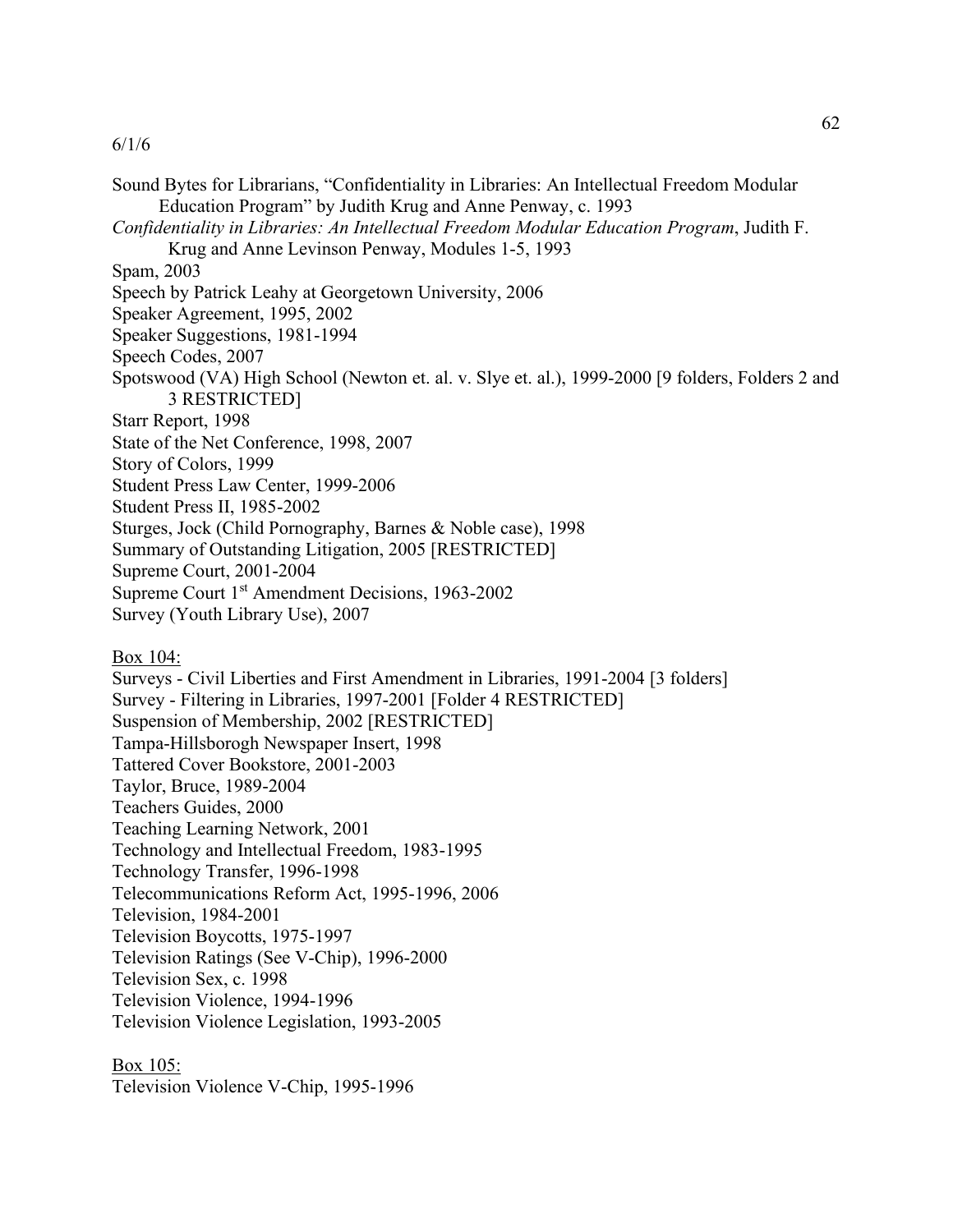6/1/6

Sound Bytes for Librarians, "Confidentiality in Libraries: An Intellectual Freedom Modular Education Program" by Judith Krug and Anne Penway, c. 1993

*Confidentiality in Libraries: An Intellectual Freedom Modular Education Program*, Judith F. Krug and Anne Levinson Penway, Modules 1-5, 1993

Spam, 2003

Speech by Patrick Leahy at Georgetown University, 2006

Speaker Agreement, 1995, 2002

Speaker Suggestions, 1981-1994

Speech Codes, 2007

Spotswood (VA) High School (Newton et. al. v. Slye et. al.), 1999-2000 [9 folders, Folders 2 and 3 RESTRICTED]

Starr Report, 1998

State of the Net Conference, 1998, 2007

Story of Colors, 1999

Student Press Law Center, 1999-2006

Student Press II, 1985-2002

Sturges, Jock (Child Pornography, Barnes & Noble case), 1998

Summary of Outstanding Litigation, 2005 [RESTRICTED]

Supreme Court, 2001-2004

Supreme Court 1st Amendment Decisions, 1963-2002

Survey (Youth Library Use), 2007

Box 104:

Surveys - Civil Liberties and First Amendment in Libraries, 1991-2004 [3 folders]

Survey - Filtering in Libraries, 1997-2001 [Folder 4 RESTRICTED]

Suspension of Membership, 2002 [RESTRICTED]

Tampa-Hillsborogh Newspaper Insert, 1998

Tattered Cover Bookstore, 2001-2003

Taylor, Bruce, 1989-2004

Teachers Guides, 2000

Teaching Learning Network, 2001

Technology and Intellectual Freedom, 1983-1995

Technology Transfer, 1996-1998

Telecommunications Reform Act, 1995-1996, 2006

Television, 1984-2001

Television Boycotts, 1975-1997

Television Ratings (See V-Chip), 1996-2000

Television Sex, c. 1998

Television Violence, 1994-1996

Television Violence Legislation, 1993-2005

Box 105:

Television Violence V-Chip, 1995-1996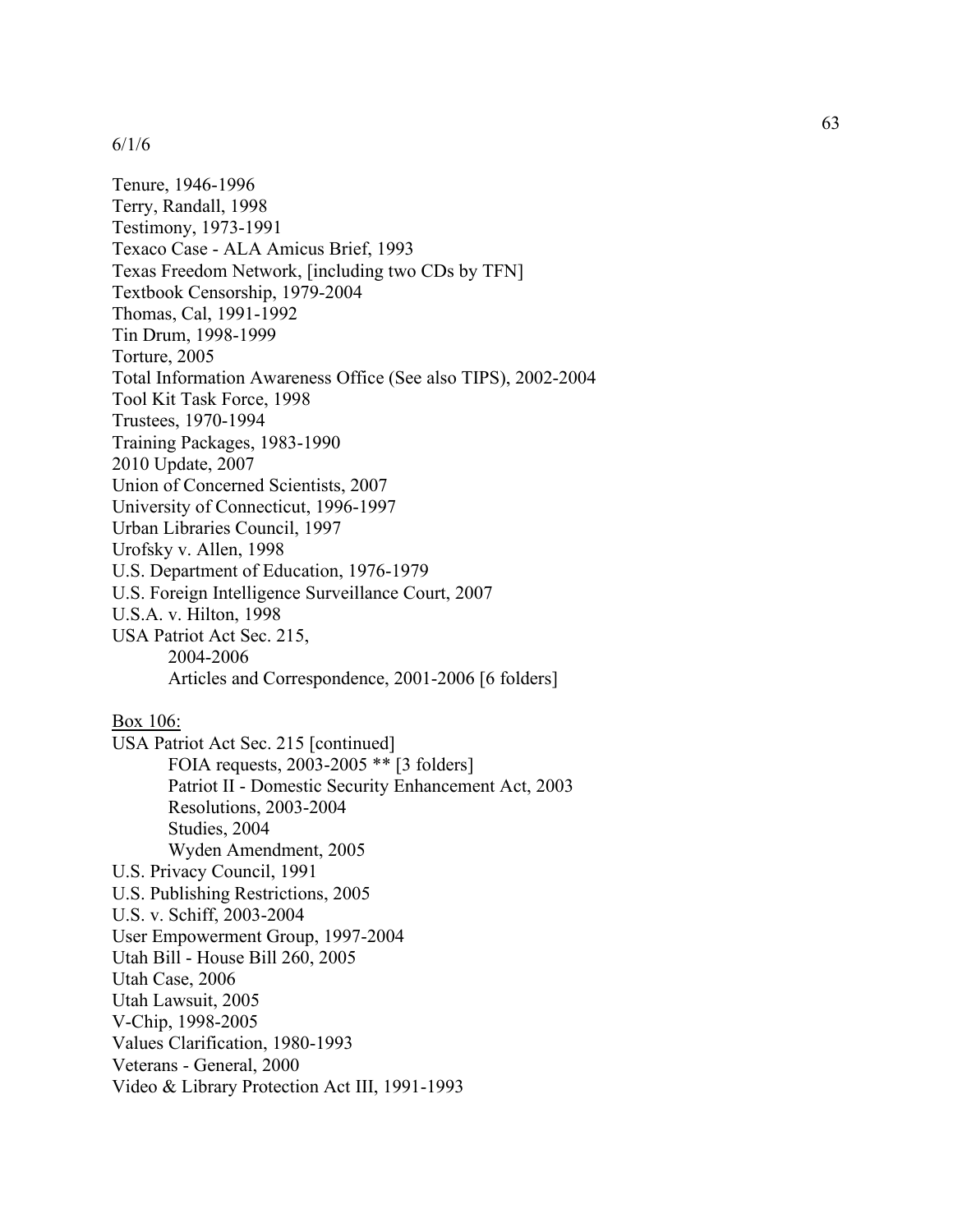6/1/6

Tenure, 1946-1996
Terry, Randall, 1998
Testimony, 1973-1991
Texaco Case - ALA Amicus Brief, 1993
Texas Freedom Network, [including two CDs by TFN]
Textbook Censorship, 1979-2004
Thomas, Cal, 1991-1992
Tin Drum, 1998-1999
Torture, 2005
Total Information Awareness Office (See also TIPS), 2002-2004
Tool Kit Task Force, 1998
Trustees, 1970-1994
Training Packages, 1983-1990
2010 Update, 2007
Union of Concerned Scientists, 2007
University of Connecticut, 1996-1997
Urban Libraries Council, 1997
Urofsky v. Allen, 1998
U.S. Department of Education, 1976-1979
U.S. Foreign Intelligence Surveillance Court, 2007
U.S.A. v. Hilton, 1998
USA Patriot Act Sec. 215,
    2004-2006
    Articles and Correspondence, 2001-2006 [6 folders]

<u>Box 106:</u>
USA Patriot Act Sec. 215 [continued]
    FOIA requests, 2003-2005 ** [3 folders]
    Patriot II - Domestic Security Enhancement Act, 2003
    Resolutions, 2003-2004
    Studies, 2004
    Wyden Amendment, 2005
U.S. Privacy Council, 1991
U.S. Publishing Restrictions, 2005
U.S. v. Schiff, 2003-2004
User Empowerment Group, 1997-2004
Utah Bill - House Bill 260, 2005
Utah Case, 2006
Utah Lawsuit, 2005
V-Chip, 1998-2005
Values Clarification, 1980-1993
Veterans - General, 2000
Video & Library Protection Act III, 1991-1993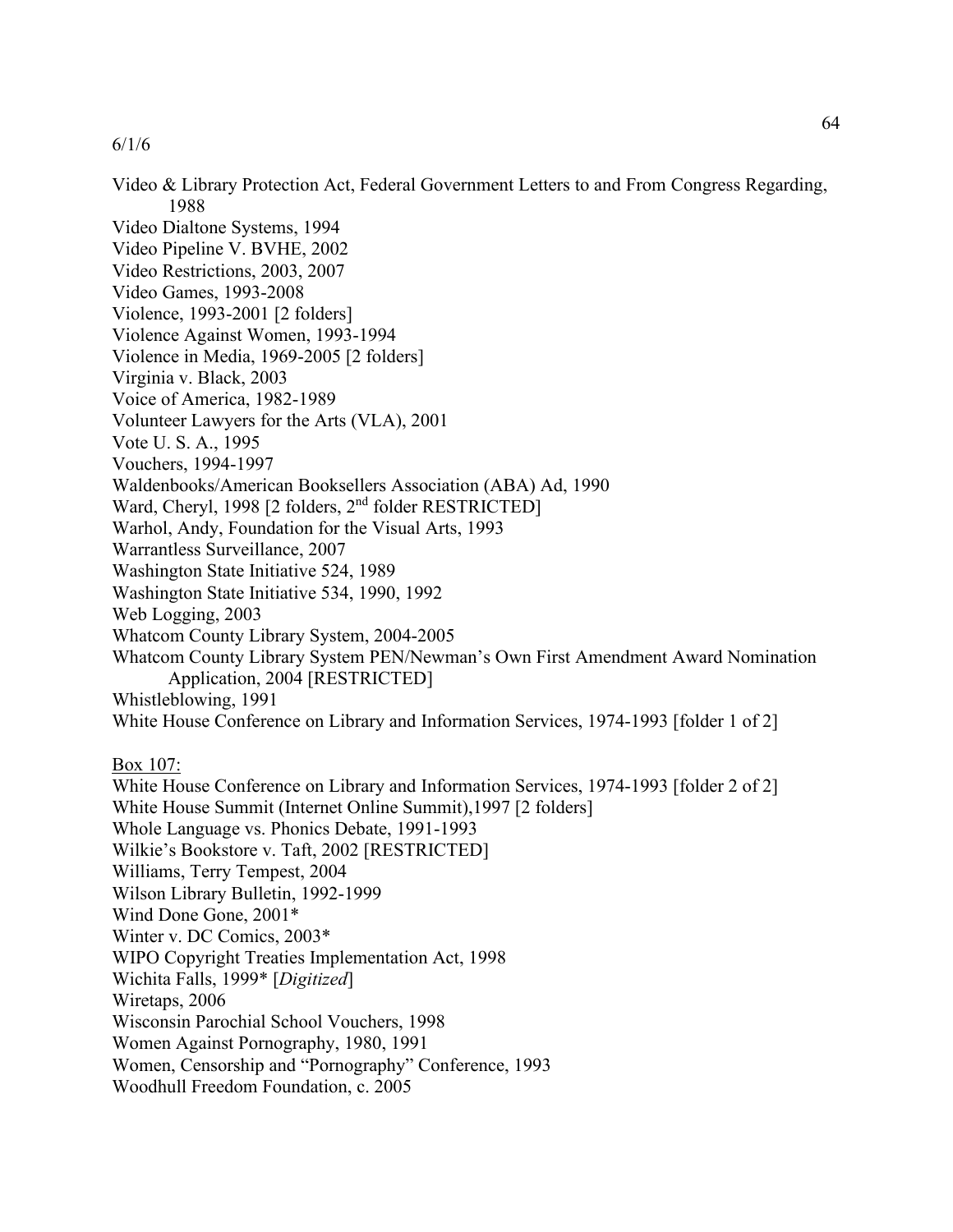6/1/6

Video & Library Protection Act, Federal Government Letters to and From Congress Regarding, 1988  
Video Dialtone Systems, 1994  
Video Pipeline V. BVHE, 2002  
Video Restrictions, 2003, 2007  
Video Games, 1993-2008  
Violence, 1993-2001 [2 folders]  
Violence Against Women, 1993-1994  
Violence in Media, 1969-2005 [2 folders]  
Virginia v. Black, 2003  
Voice of America, 1982-1989  
Volunteer Lawyers for the Arts (VLA), 2001  
Vote U. S. A., 1995  
Vouchers, 1994-1997  
Waldenbooks/American Booksellers Association (ABA) Ad, 1990  
Ward, Cheryl, 1998 [2 folders, 2nd folder RESTRICTED]  
Warhol, Andy, Foundation for the Visual Arts, 1993  
Warrantless Surveillance, 2007  
Washington State Initiative 524, 1989  
Washington State Initiative 534, 1990, 1992  
Web Logging, 2003  
Whatcom County Library System, 2004-2005  
Whatcom County Library System PEN/Newman's Own First Amendment Award Nomination Application, 2004 [RESTRICTED]  
Whistleblowing, 1991  
White House Conference on Library and Information Services, 1974-1993 [folder 1 of 2]

<u>Box 107:</u>  
White House Conference on Library and Information Services, 1974-1993 [folder 2 of 2]  
White House Summit (Internet Online Summit),1997 [2 folders]  
Whole Language vs. Phonics Debate, 1991-1993  
Wilkie's Bookstore v. Taft, 2002 [RESTRICTED]  
Williams, Terry Tempest, 2004  
Wilson Library Bulletin, 1992-1999  
Wind Done Gone, 2001*  
Winter v. DC Comics, 2003*  
WIPO Copyright Treaties Implementation Act, 1998  
Wichita Falls, 1999* [*Digitized*]  
Wiretaps, 2006  
Wisconsin Parochial School Vouchers, 1998  
Women Against Pornography, 1980, 1991  
Women, Censorship and "Pornography" Conference, 1993  
Woodhull Freedom Foundation, c. 2005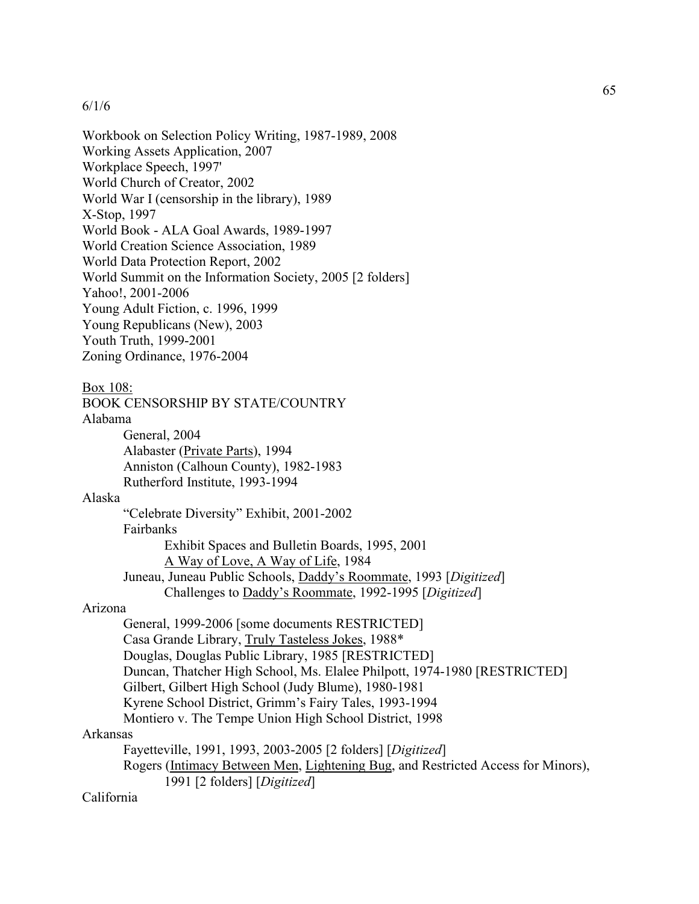6/1/6

Workbook on Selection Policy Writing, 1987-1989, 2008
Working Assets Application, 2007
Workplace Speech, 1997'
World Church of Creator, 2002
World War I (censorship in the library), 1989
X-Stop, 1997
World Book - ALA Goal Awards, 1989-1997
World Creation Science Association, 1989
World Data Protection Report, 2002
World Summit on the Information Society, 2005 [2 folders]
Yahoo!, 2001-2006
Young Adult Fiction, c. 1996, 1999
Young Republicans (New), 2003
Youth Truth, 1999-2001
Zoning Ordinance, 1976-2004

<u>Box 108:</u>
BOOK CENSORSHIP BY STATE/COUNTRY
Alabama
- General, 2004
- Alabaster (<u>Private Parts</u>), 1994
- Anniston (Calhoun County), 1982-1983
- Rutherford Institute, 1993-1994

Alaska
- "Celebrate Diversity" Exhibit, 2001-2002
- Fairbanks
  - Exhibit Spaces and Bulletin Boards, 1995, 2001
  - <u>A Way of Love, A Way of Life</u>, 1984
- Juneau, Juneau Public Schools, <u>Daddy's Roommate</u>, 1993 [*Digitized*]
  - Challenges to <u>Daddy's Roommate</u>, 1992-1995 [*Digitized*]

Arizona
- General, 1999-2006 [some documents RESTRICTED]
- Casa Grande Library, <u>Truly Tasteless Jokes</u>, 1988*
- Douglas, Douglas Public Library, 1985 [RESTRICTED]
- Duncan, Thatcher High School, Ms. Elalee Philpott, 1974-1980 [RESTRICTED]
- Gilbert, Gilbert High School (Judy Blume), 1980-1981
- Kyrene School District, Grimm's Fairy Tales, 1993-1994
- Montiero v. The Tempe Union High School District, 1998

Arkansas
- Fayetteville, 1991, 1993, 2003-2005 [2 folders] [*Digitized*]
- Rogers (<u>Intimacy Between Men</u>, <u>Lightening Bug</u>, and Restricted Access for Minors), 1991 [2 folders] [*Digitized*]

California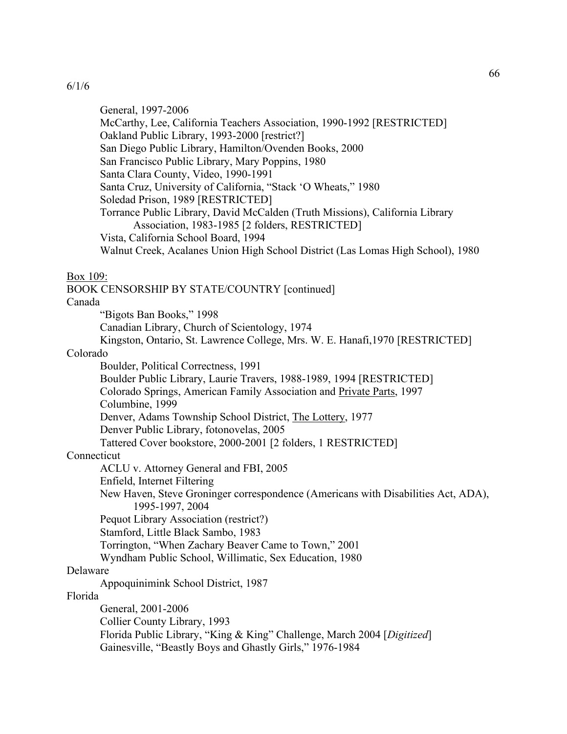6/1/6

- General, 1997-2006
- McCarthy, Lee, California Teachers Association, 1990-1992 [RESTRICTED]
- Oakland Public Library, 1993-2000 [restrict?]
- San Diego Public Library, Hamilton/Ovenden Books, 2000
- San Francisco Public Library, Mary Poppins, 1980
- Santa Clara County, Video, 1990-1991
- Santa Cruz, University of California, "Stack 'O Wheats," 1980
- Soledad Prison, 1989 [RESTRICTED]
- Torrance Public Library, David McCalden (Truth Missions), California Library Association, 1983-1985 [2 folders, RESTRICTED]
- Vista, California School Board, 1994
- Walnut Creek, Acalanes Union High School District (Las Lomas High School), 1980

<u>Box 109:</u>

BOOK CENSORSHIP BY STATE/COUNTRY [continued]

Canada

- "Bigots Ban Books," 1998
- Canadian Library, Church of Scientology, 1974
- Kingston, Ontario, St. Lawrence College, Mrs. W. E. Hanafi,1970 [RESTRICTED]

Colorado

- Boulder, Political Correctness, 1991
- Boulder Public Library, Laurie Travers, 1988-1989, 1994 [RESTRICTED]
- Colorado Springs, American Family Association and <u>Private Parts</u>, 1997
- Columbine, 1999
- Denver, Adams Township School District, <u>The Lottery</u>, 1977
- Denver Public Library, fotonovelas, 2005
- Tattered Cover bookstore, 2000-2001 [2 folders, 1 RESTRICTED]

Connecticut

- ACLU v. Attorney General and FBI, 2005
- Enfield, Internet Filtering
- New Haven, Steve Groninger correspondence (Americans with Disabilities Act, ADA), 1995-1997, 2004
- Pequot Library Association (restrict?)
- Stamford, Little Black Sambo, 1983
- Torrington, "When Zachary Beaver Came to Town," 2001
- Wyndham Public School, Willimatic, Sex Education, 1980

Delaware

- Appoquinimink School District, 1987

Florida

- General, 2001-2006
- Collier County Library, 1993
- Florida Public Library, "King & King" Challenge, March 2004 [*Digitized*]
- Gainesville, "Beastly Boys and Ghastly Girls," 1976-1984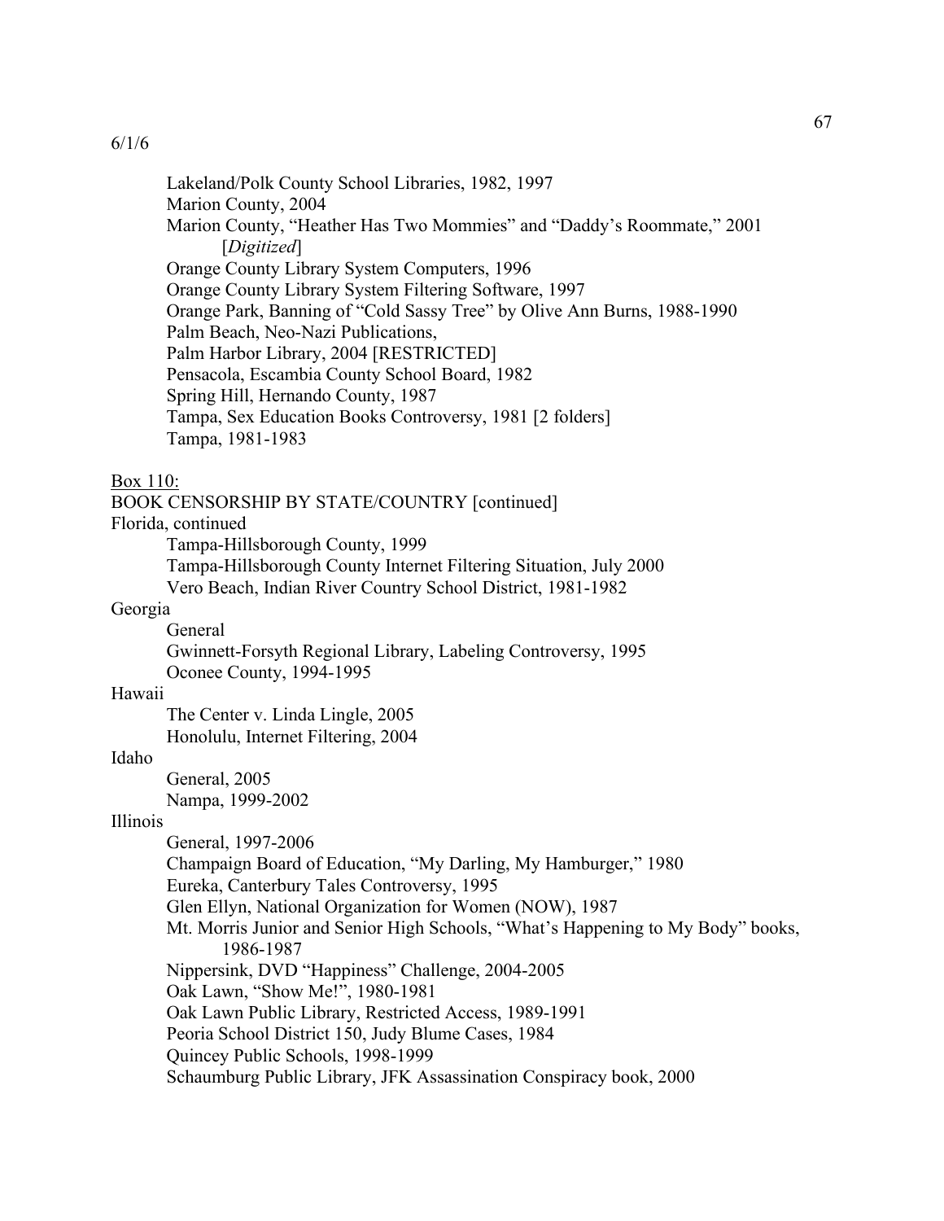6/1/6

Lakeland/Polk County School Libraries, 1982, 1997
Marion County, 2004
Marion County, "Heather Has Two Mommies" and "Daddy's Roommate," 2001 [*Digitized*]
Orange County Library System Computers, 1996
Orange County Library System Filtering Software, 1997
Orange Park, Banning of "Cold Sassy Tree" by Olive Ann Burns, 1988-1990
Palm Beach, Neo-Nazi Publications,
Palm Harbor Library, 2004 [RESTRICTED]
Pensacola, Escambia County School Board, 1982
Spring Hill, Hernando County, 1987
Tampa, Sex Education Books Controversy, 1981 [2 folders]
Tampa, 1981-1983

Box 110:

BOOK CENSORSHIP BY STATE/COUNTRY [continued]

Florida, continued

Tampa-Hillsborough County, 1999
Tampa-Hillsborough County Internet Filtering Situation, July 2000
Vero Beach, Indian River Country School District, 1981-1982

Georgia

General
Gwinnett-Forsyth Regional Library, Labeling Controversy, 1995
Oconee County, 1994-1995

Hawaii

The Center v. Linda Lingle, 2005
Honolulu, Internet Filtering, 2004

Idaho

General, 2005
Nampa, 1999-2002

Illinois

General, 1997-2006
Champaign Board of Education, "My Darling, My Hamburger," 1980
Eureka, Canterbury Tales Controversy, 1995
Glen Ellyn, National Organization for Women (NOW), 1987
Mt. Morris Junior and Senior High Schools, "What's Happening to My Body" books, 1986-1987
Nippersink, DVD "Happiness" Challenge, 2004-2005
Oak Lawn, "Show Me!", 1980-1981
Oak Lawn Public Library, Restricted Access, 1989-1991
Peoria School District 150, Judy Blume Cases, 1984
Quincey Public Schools, 1998-1999
Schaumburg Public Library, JFK Assassination Conspiracy book, 2000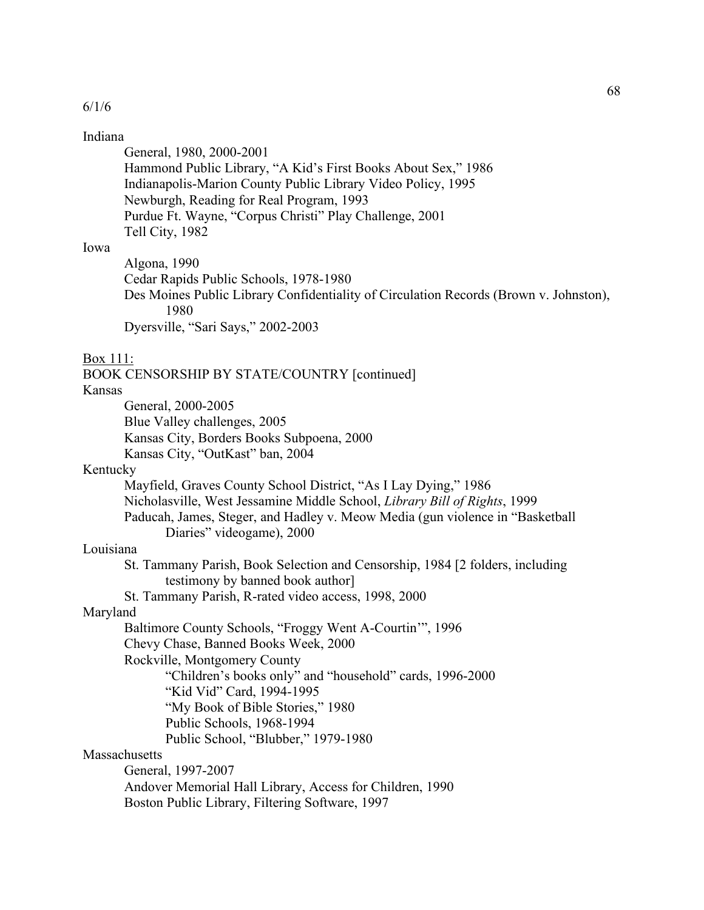6/1/6

Indiana

- General, 1980, 2000-2001
- Hammond Public Library, "A Kid's First Books About Sex," 1986
- Indianapolis-Marion County Public Library Video Policy, 1995
- Newburgh, Reading for Real Program, 1993
- Purdue Ft. Wayne, "Corpus Christi" Play Challenge, 2001
- Tell City, 1982

Iowa

- Algona, 1990
- Cedar Rapids Public Schools, 1978-1980
- Des Moines Public Library Confidentiality of Circulation Records (Brown v. Johnston), 1980
- Dyersville, "Sari Says," 2002-2003

Box 111:

BOOK CENSORSHIP BY STATE/COUNTRY [continued]

Kansas

- General, 2000-2005
- Blue Valley challenges, 2005
- Kansas City, Borders Books Subpoena, 2000
- Kansas City, "OutKast" ban, 2004

Kentucky

- Mayfield, Graves County School District, "As I Lay Dying," 1986
- Nicholasville, West Jessamine Middle School, *Library Bill of Rights*, 1999
- Paducah, James, Steger, and Hadley v. Meow Media (gun violence in "Basketball Diaries" videogame), 2000

Louisiana

- St. Tammany Parish, Book Selection and Censorship, 1984 [2 folders, including testimony by banned book author]
- St. Tammany Parish, R-rated video access, 1998, 2000

Maryland

- Baltimore County Schools, "Froggy Went A-Courtin'", 1996
- Chevy Chase, Banned Books Week, 2000
- Rockville, Montgomery County
  - "Children's books only" and "household" cards, 1996-2000
  - "Kid Vid" Card, 1994-1995
  - "My Book of Bible Stories," 1980
  - Public Schools, 1968-1994
  - Public School, "Blubber," 1979-1980

Massachusetts

- General, 1997-2007
- Andover Memorial Hall Library, Access for Children, 1990
- Boston Public Library, Filtering Software, 1997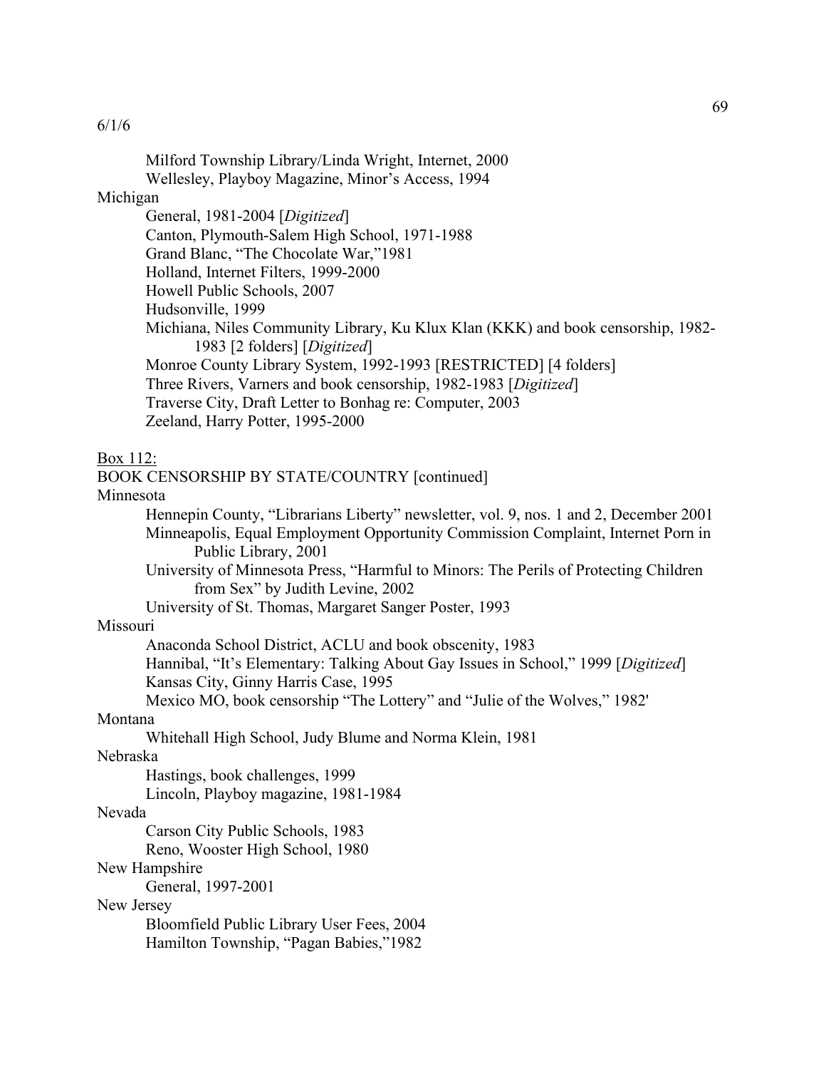6/1/6

- Milford Township Library/Linda Wright, Internet, 2000
- Wellesley, Playboy Magazine, Minor's Access, 1994

Michigan

- General, 1981-2004 [*Digitized*]
- Canton, Plymouth-Salem High School, 1971-1988
- Grand Blanc, "The Chocolate War,"1981
- Holland, Internet Filters, 1999-2000
- Howell Public Schools, 2007
- Hudsonville, 1999
- Michiana, Niles Community Library, Ku Klux Klan (KKK) and book censorship, 1982-1983 [2 folders] [*Digitized*]
- Monroe County Library System, 1992-1993 [RESTRICTED] [4 folders]
- Three Rivers, Varners and book censorship, 1982-1983 [*Digitized*]
- Traverse City, Draft Letter to Bonhag re: Computer, 2003
- Zeeland, Harry Potter, 1995-2000

Box 112:

BOOK CENSORSHIP BY STATE/COUNTRY [continued]

Minnesota

- Hennepin County, "Librarians Liberty" newsletter, vol. 9, nos. 1 and 2, December 2001
- Minneapolis, Equal Employment Opportunity Commission Complaint, Internet Porn in Public Library, 2001
- University of Minnesota Press, "Harmful to Minors: The Perils of Protecting Children from Sex" by Judith Levine, 2002
- University of St. Thomas, Margaret Sanger Poster, 1993

Missouri

- Anaconda School District, ACLU and book obscenity, 1983
- Hannibal, "It's Elementary: Talking About Gay Issues in School," 1999 [*Digitized*]
- Kansas City, Ginny Harris Case, 1995
- Mexico MO, book censorship "The Lottery" and "Julie of the Wolves," 1982'

Montana

- Whitehall High School, Judy Blume and Norma Klein, 1981

Nebraska

- Hastings, book challenges, 1999
- Lincoln, Playboy magazine, 1981-1984

Nevada

- Carson City Public Schools, 1983
- Reno, Wooster High School, 1980

New Hampshire

- General, 1997-2001

New Jersey

- Bloomfield Public Library User Fees, 2004
- Hamilton Township, "Pagan Babies,"1982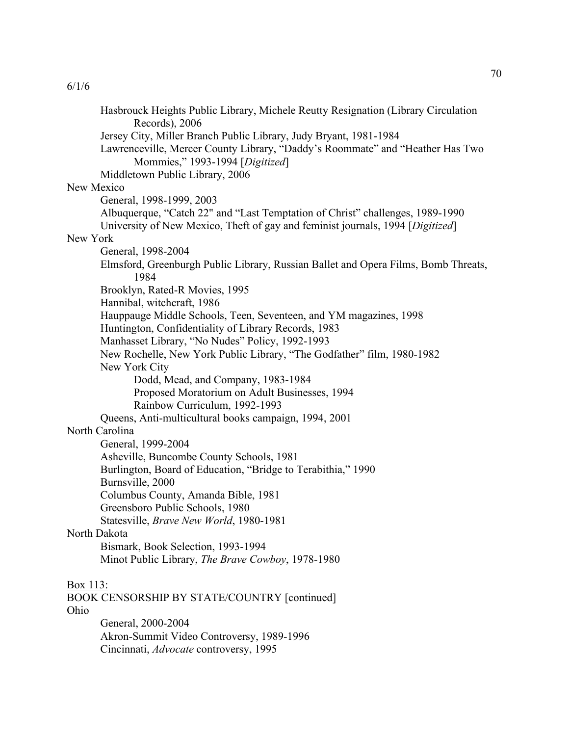6/1/6

- Hasbrouck Heights Public Library, Michele Reutty Resignation (Library Circulation Records), 2006
- Jersey City, Miller Branch Public Library, Judy Bryant, 1981-1984
- Lawrenceville, Mercer County Library, "Daddy's Roommate" and "Heather Has Two Mommies," 1993-1994 [*Digitized*]
- Middletown Public Library, 2006

New Mexico

- General, 1998-1999, 2003
- Albuquerque, "Catch 22" and "Last Temptation of Christ" challenges, 1989-1990
- University of New Mexico, Theft of gay and feminist journals, 1994 [*Digitized*]

New York

- General, 1998-2004
- Elmsford, Greenburgh Public Library, Russian Ballet and Opera Films, Bomb Threats, 1984
- Brooklyn, Rated-R Movies, 1995
- Hannibal, witchcraft, 1986
- Hauppauge Middle Schools, Teen, Seventeen, and YM magazines, 1998
- Huntington, Confidentiality of Library Records, 1983
- Manhasset Library, "No Nudes" Policy, 1992-1993
- New Rochelle, New York Public Library, "The Godfather" film, 1980-1982
- New York City
  - Dodd, Mead, and Company, 1983-1984
  - Proposed Moratorium on Adult Businesses, 1994
  - Rainbow Curriculum, 1992-1993
- Queens, Anti-multicultural books campaign, 1994, 2001

North Carolina

- General, 1999-2004
- Asheville, Buncombe County Schools, 1981
- Burlington, Board of Education, "Bridge to Terabithia," 1990
- Burnsville, 2000
- Columbus County, Amanda Bible, 1981
- Greensboro Public Schools, 1980
- Statesville, *Brave New World*, 1980-1981

North Dakota

- Bismark, Book Selection, 1993-1994
- Minot Public Library, *The Brave Cowboy*, 1978-1980

Box 113:

BOOK CENSORSHIP BY STATE/COUNTRY [continued]

Ohio

- General, 2000-2004
- Akron-Summit Video Controversy, 1989-1996
- Cincinnati, *Advocate* controversy, 1995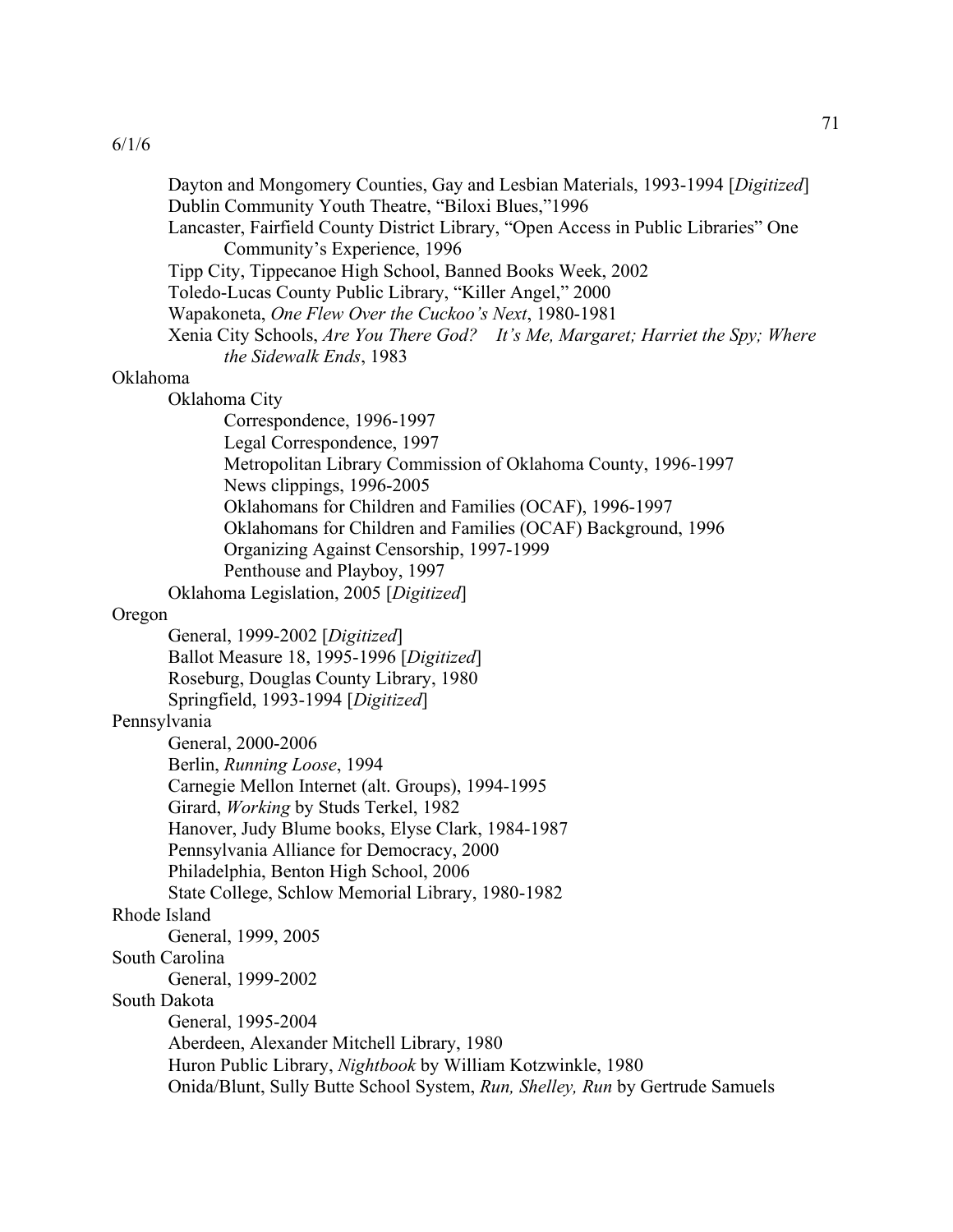6/1/6

- Dayton and Mongomery Counties, Gay and Lesbian Materials, 1993-1994 [*Digitized*]
- Dublin Community Youth Theatre, "Biloxi Blues,"1996
- Lancaster, Fairfield County District Library, "Open Access in Public Libraries" One Community's Experience, 1996
- Tipp City, Tippecanoe High School, Banned Books Week, 2002
- Toledo-Lucas County Public Library, "Killer Angel," 2000
- Wapakoneta, *One Flew Over the Cuckoo's Next*, 1980-1981
- Xenia City Schools, *Are You There God? It's Me, Margaret; Harriet the Spy; Where the Sidewalk Ends*, 1983

Oklahoma

- Oklahoma City
    - Correspondence, 1996-1997
    - Legal Correspondence, 1997
    - Metropolitan Library Commission of Oklahoma County, 1996-1997
    - News clippings, 1996-2005
    - Oklahomans for Children and Families (OCAF), 1996-1997
    - Oklahomans for Children and Families (OCAF) Background, 1996
    - Organizing Against Censorship, 1997-1999
    - Penthouse and Playboy, 1997
- Oklahoma Legislation, 2005 [*Digitized*]

Oregon

- General, 1999-2002 [*Digitized*]
- Ballot Measure 18, 1995-1996 [*Digitized*]
- Roseburg, Douglas County Library, 1980
- Springfield, 1993-1994 [*Digitized*]

Pennsylvania

- General, 2000-2006
- Berlin, *Running Loose*, 1994
- Carnegie Mellon Internet (alt. Groups), 1994-1995
- Girard, *Working* by Studs Terkel, 1982
- Hanover, Judy Blume books, Elyse Clark, 1984-1987
- Pennsylvania Alliance for Democracy, 2000
- Philadelphia, Benton High School, 2006
- State College, Schlow Memorial Library, 1980-1982

Rhode Island

- General, 1999, 2005

South Carolina

- General, 1999-2002

South Dakota

- General, 1995-2004
- Aberdeen, Alexander Mitchell Library, 1980
- Huron Public Library, *Nightbook* by William Kotzwinkle, 1980
- Onida/Blunt, Sully Butte School System, *Run, Shelley, Run* by Gertrude Samuels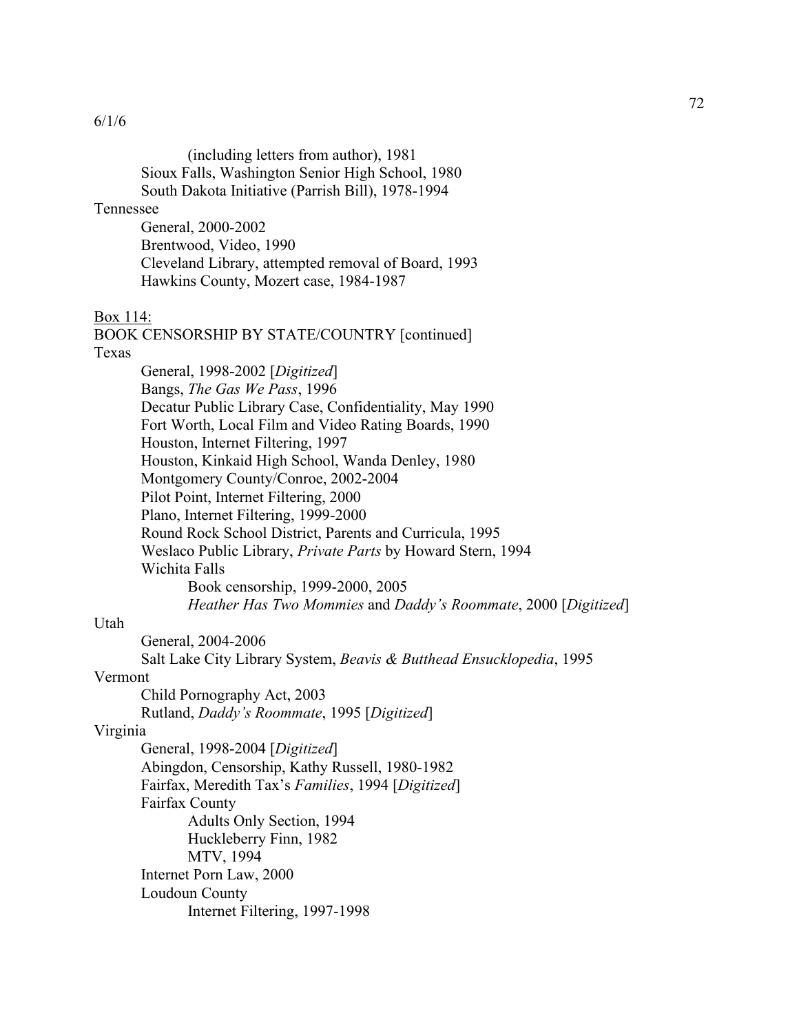6/1/6

(including letters from author), 1981
Sioux Falls, Washington Senior High School, 1980
South Dakota Initiative (Parrish Bill), 1978-1994

Tennessee
General, 2000-2002
Brentwood, Video, 1990
Cleveland Library, attempted removal of Board, 1993
Hawkins County, Mozert case, 1984-1987

<u>Box 114:</u>

BOOK CENSORSHIP BY STATE/COUNTRY [continued]

Texas
General, 1998-2002 [*Digitized*]
Bangs, *The Gas We Pass*, 1996
Decatur Public Library Case, Confidentiality, May 1990
Fort Worth, Local Film and Video Rating Boards, 1990
Houston, Internet Filtering, 1997
Houston, Kinkaid High School, Wanda Denley, 1980
Montgomery County/Conroe, 2002-2004
Pilot Point, Internet Filtering, 2000
Plano, Internet Filtering, 1999-2000
Round Rock School District, Parents and Curricula, 1995
Weslaco Public Library, *Private Parts* by Howard Stern, 1994
Wichita Falls
Book censorship, 1999-2000, 2005
*Heather Has Two Mommies* and *Daddy's Roommate*, 2000 [*Digitized*]

Utah
General, 2004-2006
Salt Lake City Library System, *Beavis & Butthead Ensucklopedia*, 1995

Vermont
Child Pornography Act, 2003
Rutland, *Daddy's Roommate*, 1995 [*Digitized*]

Virginia
General, 1998-2004 [*Digitized*]
Abingdon, Censorship, Kathy Russell, 1980-1982
Fairfax, Meredith Tax's *Families*, 1994 [*Digitized*]
Fairfax County
Adults Only Section, 1994
Huckleberry Finn, 1982
MTV, 1994
Internet Porn Law, 2000
Loudoun County
Internet Filtering, 1997-1998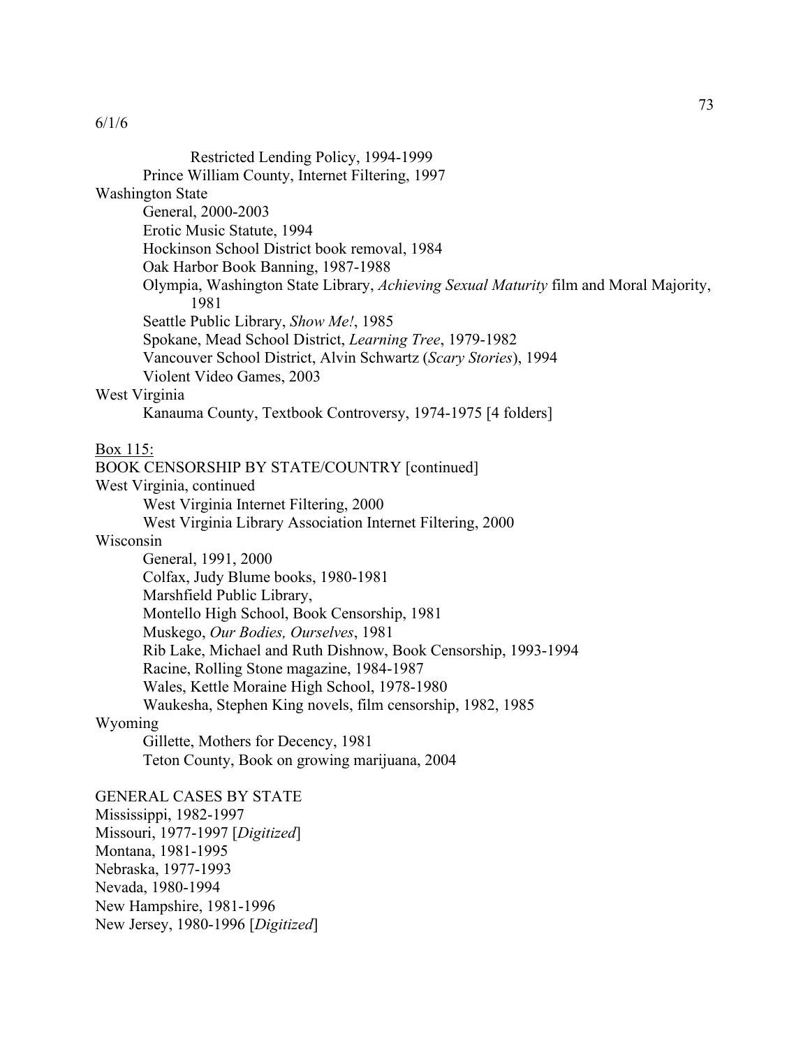6/1/6

Restricted Lending Policy, 1994-1999

Prince William County, Internet Filtering, 1997

Washington State

General, 2000-2003

Erotic Music Statute, 1994

Hockinson School District book removal, 1984

Oak Harbor Book Banning, 1987-1988

Olympia, Washington State Library, *Achieving Sexual Maturity* film and Moral Majority, 1981

Seattle Public Library, *Show Me!*, 1985

Spokane, Mead School District, *Learning Tree*, 1979-1982

Vancouver School District, Alvin Schwartz (*Scary Stories*), 1994

Violent Video Games, 2003

West Virginia

Kanauma County, Textbook Controversy, 1974-1975 [4 folders]

Box 115:

BOOK CENSORSHIP BY STATE/COUNTRY [continued]

West Virginia, continued

West Virginia Internet Filtering, 2000

West Virginia Library Association Internet Filtering, 2000

Wisconsin

General, 1991, 2000

Colfax, Judy Blume books, 1980-1981

Marshfield Public Library,

Montello High School, Book Censorship, 1981

Muskego, *Our Bodies, Ourselves*, 1981

Rib Lake, Michael and Ruth Dishnow, Book Censorship, 1993-1994

Racine, Rolling Stone magazine, 1984-1987

Wales, Kettle Moraine High School, 1978-1980

Waukesha, Stephen King novels, film censorship, 1982, 1985

Wyoming

Gillette, Mothers for Decency, 1981

Teton County, Book on growing marijuana, 2004

GENERAL CASES BY STATE

Mississippi, 1982-1997

Missouri, 1977-1997 [*Digitized*]

Montana, 1981-1995

Nebraska, 1977-1993

Nevada, 1980-1994

New Hampshire, 1981-1996

New Jersey, 1980-1996 [*Digitized*]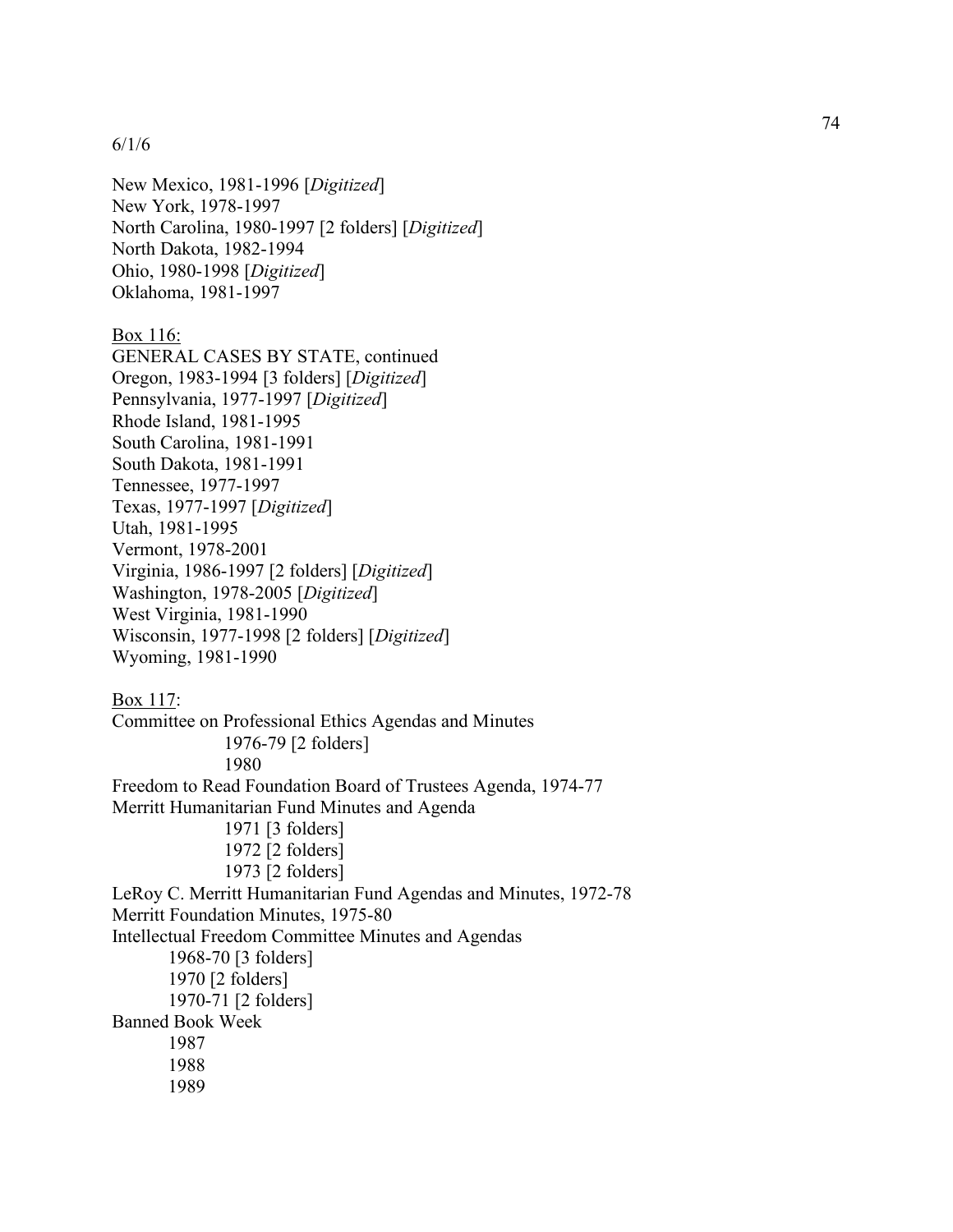6/1/6

New Mexico, 1981-1996 [*Digitized*]
New York, 1978-1997
North Carolina, 1980-1997 [2 folders] [*Digitized*]
North Dakota, 1982-1994
Ohio, 1980-1998 [*Digitized*]
Oklahoma, 1981-1997

<u>Box 116:</u>
GENERAL CASES BY STATE, continued
Oregon, 1983-1994 [3 folders] [*Digitized*]
Pennsylvania, 1977-1997 [*Digitized*]
Rhode Island, 1981-1995
South Carolina, 1981-1991
South Dakota, 1981-1991
Tennessee, 1977-1997
Texas, 1977-1997 [*Digitized*]
Utah, 1981-1995
Vermont, 1978-2001
Virginia, 1986-1997 [2 folders] [*Digitized*]
Washington, 1978-2005 [*Digitized*]
West Virginia, 1981-1990
Wisconsin, 1977-1998 [2 folders] [*Digitized*]
Wyoming, 1981-1990

<u>Box 117</u>:
Committee on Professional Ethics Agendas and Minutes
    1976-79 [2 folders]
    1980
Freedom to Read Foundation Board of Trustees Agenda, 1974-77
Merritt Humanitarian Fund Minutes and Agenda
    1971 [3 folders]
    1972 [2 folders]
    1973 [2 folders]
LeRoy C. Merritt Humanitarian Fund Agendas and Minutes, 1972-78
Merritt Foundation Minutes, 1975-80
Intellectual Freedom Committee Minutes and Agendas
    1968-70 [3 folders]
    1970 [2 folders]
    1970-71 [2 folders]
Banned Book Week
    1987
    1988
    1989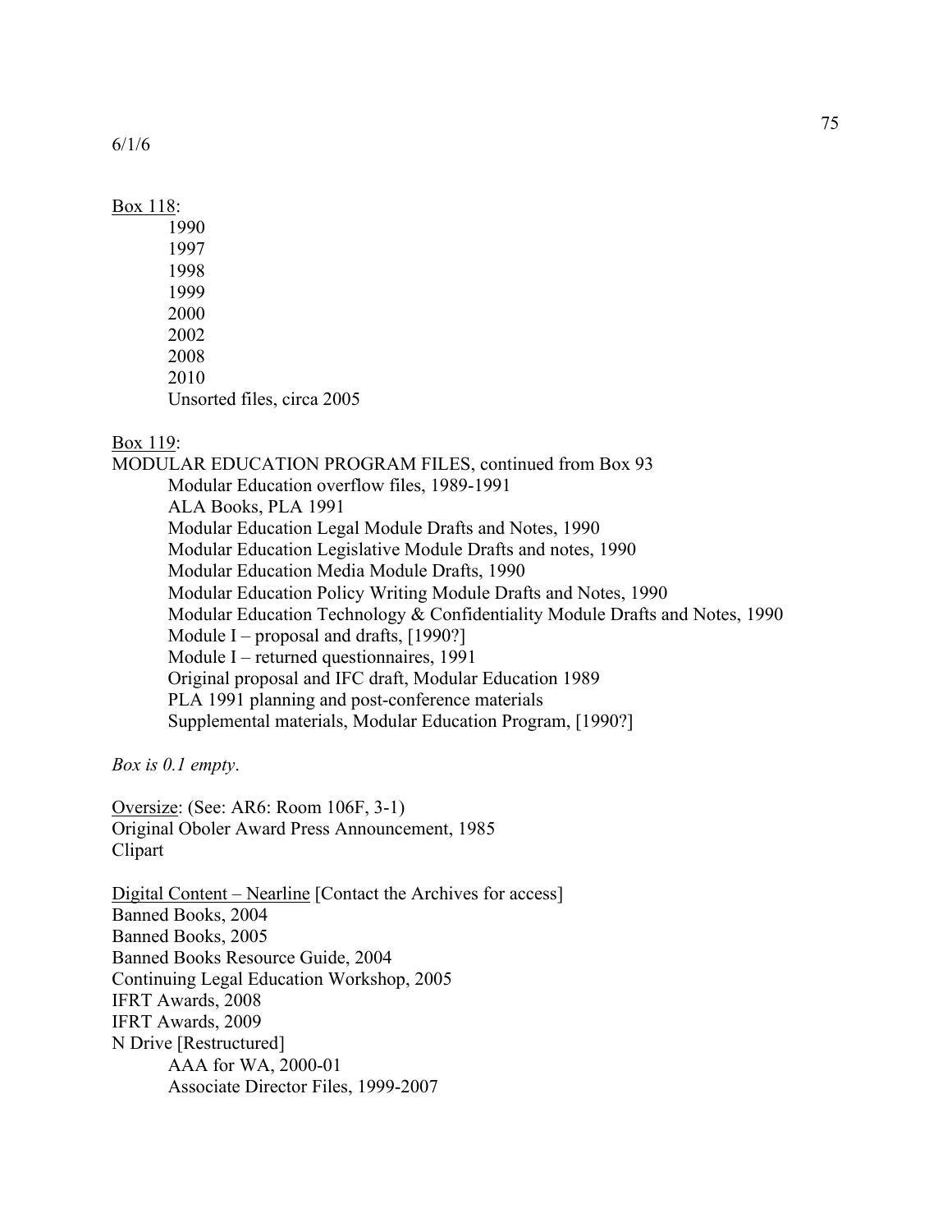6/1/6

Box 118:

- 1990
- 1997
- 1998
- 1999
- 2000
- 2002
- 2008
- 2010
- Unsorted files, circa 2005

Box 119:

MODULAR EDUCATION PROGRAM FILES, continued from Box 93

- Modular Education overflow files, 1989-1991
- ALA Books, PLA 1991
- Modular Education Legal Module Drafts and Notes, 1990
- Modular Education Legislative Module Drafts and notes, 1990
- Modular Education Media Module Drafts, 1990
- Modular Education Policy Writing Module Drafts and Notes, 1990
- Modular Education Technology & Confidentiality Module Drafts and Notes, 1990
- Module I – proposal and drafts, [1990?]
- Module I – returned questionnaires, 1991
- Original proposal and IFC draft, Modular Education 1989
- PLA 1991 planning and post-conference materials
- Supplemental materials, Modular Education Program, [1990?]

*Box is 0.1 empty*.

Oversize: (See: AR6: Room 106F, 3-1)
Original Oboler Award Press Announcement, 1985
Clipart

Digital Content – Nearline [Contact the Archives for access]
Banned Books, 2004
Banned Books, 2005
Banned Books Resource Guide, 2004
Continuing Legal Education Workshop, 2005
IFRT Awards, 2008
IFRT Awards, 2009
N Drive [Restructured]

- AAA for WA, 2000-01
- Associate Director Files, 1999-2007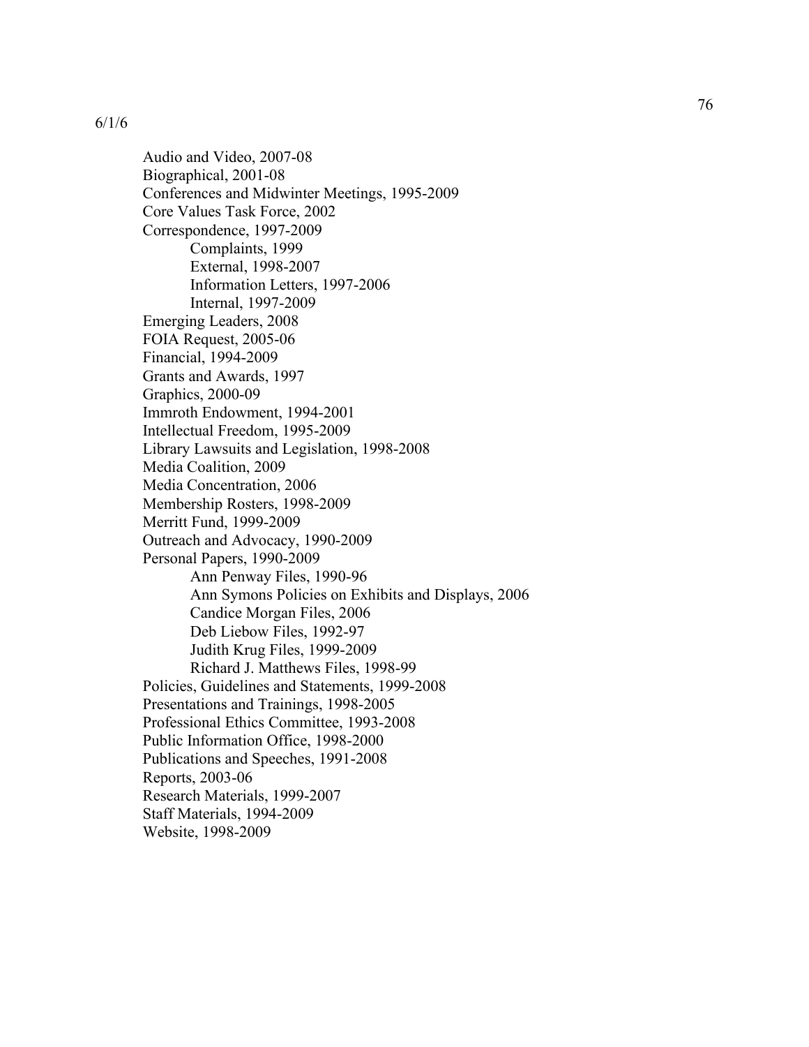6/1/6

- Audio and Video, 2007-08
- Biographical, 2001-08
- Conferences and Midwinter Meetings, 1995-2009
- Core Values Task Force, 2002
- Correspondence, 1997-2009
    - Complaints, 1999
    - External, 1998-2007
    - Information Letters, 1997-2006
    - Internal, 1997-2009
- Emerging Leaders, 2008
- FOIA Request, 2005-06
- Financial, 1994-2009
- Grants and Awards, 1997
- Graphics, 2000-09
- Immroth Endowment, 1994-2001
- Intellectual Freedom, 1995-2009
- Library Lawsuits and Legislation, 1998-2008
- Media Coalition, 2009
- Media Concentration, 2006
- Membership Rosters, 1998-2009
- Merritt Fund, 1999-2009
- Outreach and Advocacy, 1990-2009
- Personal Papers, 1990-2009
    - Ann Penway Files, 1990-96
    - Ann Symons Policies on Exhibits and Displays, 2006
    - Candice Morgan Files, 2006
    - Deb Liebow Files, 1992-97
    - Judith Krug Files, 1999-2009
    - Richard J. Matthews Files, 1998-99
- Policies, Guidelines and Statements, 1999-2008
- Presentations and Trainings, 1998-2005
- Professional Ethics Committee, 1993-2008
- Public Information Office, 1998-2000
- Publications and Speeches, 1991-2008
- Reports, 2003-06
- Research Materials, 1999-2007
- Staff Materials, 1994-2009
- Website, 1998-2009